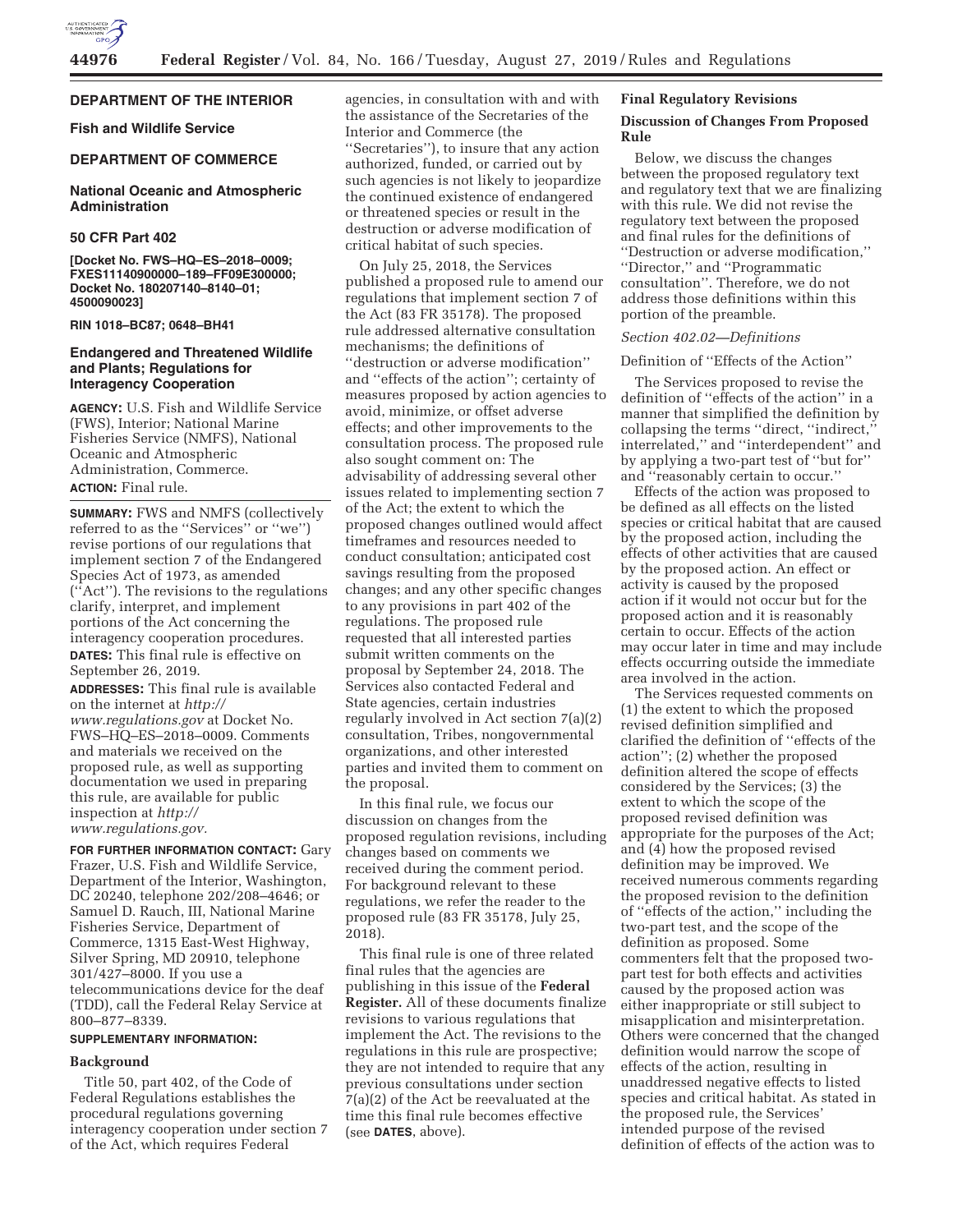## DEPARTMENT OF THE INTERIOR

### Fish and Wildlife Service

## DEPARTMENT OF COMMERCE

### National Oceanic and Atmospheric Administration

### 50 CFR Part 402

**[Docket No. FWS–HQ–ES–2018–0009; FXES11140900000–189–FF09E300000; Docket No. 180207140–8140–01; 4500090023]**

**RIN 1018–BC87; 0648–BH41**

# Endangered and Threatened Wildlife and Plants; Regulations for Interagency Cooperation

**AGENCY:** U.S. Fish and Wildlife Service (FWS), Interior; National Marine Fisheries Service (NMFS), National Oceanic and Atmospheric Administration, Commerce.

**ACTION:** Final rule.

**SUMMARY:** FWS and NMFS (collectively referred to as the ''Services'' or ''we'') revise portions of our regulations that implement section 7 of the Endangered Species Act of 1973, as amended (''Act''). The revisions to the regulations clarify, interpret, and implement portions of the Act concerning the interagency cooperation procedures.

**DATES:** This final rule is effective on September 26, 2019.

**ADDRESSES:** This final rule is available on the internet at *http://www.regulations.gov* at Docket No. FWS–HQ–ES–2018–0009. Comments and materials we received on the proposed rule, as well as supporting documentation we used in preparing this rule, are available for public inspection at *http://www.regulations.gov.*

**FOR FURTHER INFORMATION CONTACT:** Gary Frazer, U.S. Fish and Wildlife Service, Department of the Interior, Washington, DC 20240, telephone 202/208–4646; or Samuel D. Rauch, III, National Marine Fisheries Service, Department of Commerce, 1315 East-West Highway, Silver Spring, MD 20910, telephone 301/427–8000. If you use a telecommunications device for the deaf (TDD), call the Federal Relay Service at 800–877–8339.

**SUPPLEMENTARY INFORMATION:**

## Background

Title 50, part 402, of the Code of Federal Regulations establishes the procedural regulations governing interagency cooperation under section 7 of the Act, which requires Federal agencies, in consultation with and with the assistance of the Secretaries of the Interior and Commerce (the ''Secretaries''), to insure that any action authorized, funded, or carried out by such agencies is not likely to jeopardize the continued existence of endangered or threatened species or result in the destruction or adverse modification of critical habitat of such species.

On July 25, 2018, the Services published a proposed rule to amend our regulations that implement section 7 of the Act (83 FR 35178). The proposed rule addressed alternative consultation mechanisms; the definitions of ''destruction or adverse modification'' and ''effects of the action''; certainty of measures proposed by action agencies to avoid, minimize, or offset adverse effects; and other improvements to the consultation process. The proposed rule also sought comment on: The advisability of addressing several other issues related to implementing section 7 of the Act; the extent to which the proposed changes outlined would affect timeframes and resources needed to conduct consultation; anticipated cost savings resulting from the proposed changes; and any other specific changes to any provisions in part 402 of the regulations. The proposed rule requested that all interested parties submit written comments on the proposal by September 24, 2018. The Services also contacted Federal and State agencies, certain industries regularly involved in Act section 7(a)(2) consultation, Tribes, nongovernmental organizations, and other interested parties and invited them to comment on the proposal.

In this final rule, we focus our discussion on changes from the proposed regulation revisions, including changes based on comments we received during the comment period. For background relevant to these regulations, we refer the reader to the proposed rule (83 FR 35178, July 25, 2018).

This final rule is one of three related final rules that the agencies are publishing in this issue of the **Federal Register.** All of these documents finalize revisions to various regulations that implement the Act. The revisions to the regulations in this rule are prospective; they are not intended to require that any previous consultations under section 7(a)(2) of the Act be reevaluated at the time this final rule becomes effective (see **DATES**, above).

## Final Regulatory Revisions

### Discussion of Changes From Proposed Rule

Below, we discuss the changes between the proposed regulatory text and regulatory text that we are finalizing with this rule. We did not revise the regulatory text between the proposed and final rules for the definitions of ''Destruction or adverse modification,'' ''Director,'' and ''Programmatic consultation''. Therefore, we do not address those definitions within this portion of the preamble.

*Section 402.02—Definitions*

Definition of ''Effects of the Action''

The Services proposed to revise the definition of ''effects of the action'' in a manner that simplified the definition by collapsing the terms ''direct, ''indirect,'' interrelated,'' and ''interdependent'' and by applying a two-part test of ''but for'' and ''reasonably certain to occur.''

Effects of the action was proposed to be defined as all effects on the listed species or critical habitat that are caused by the proposed action, including the effects of other activities that are caused by the proposed action. An effect or activity is caused by the proposed action if it would not occur but for the proposed action and it is reasonably certain to occur. Effects of the action may occur later in time and may include effects occurring outside the immediate area involved in the action.

The Services requested comments on (1) the extent to which the proposed revised definition simplified and clarified the definition of ''effects of the action''; (2) whether the proposed definition altered the scope of effects considered by the Services; (3) the extent to which the scope of the proposed revised definition was appropriate for the purposes of the Act; and (4) how the proposed revised definition may be improved. We received numerous comments regarding the proposed revision to the definition of ''effects of the action,'' including the two-part test, and the scope of the definition as proposed. Some commenters felt that the proposed two-part test for both effects and activities caused by the proposed action was either inappropriate or still subject to misapplication and misinterpretation. Others were concerned that the changed definition would narrow the scope of effects of the action, resulting in unaddressed negative effects to listed species and critical habitat. As stated in the proposed rule, the Services' intended purpose of the revised definition of effects of the action was to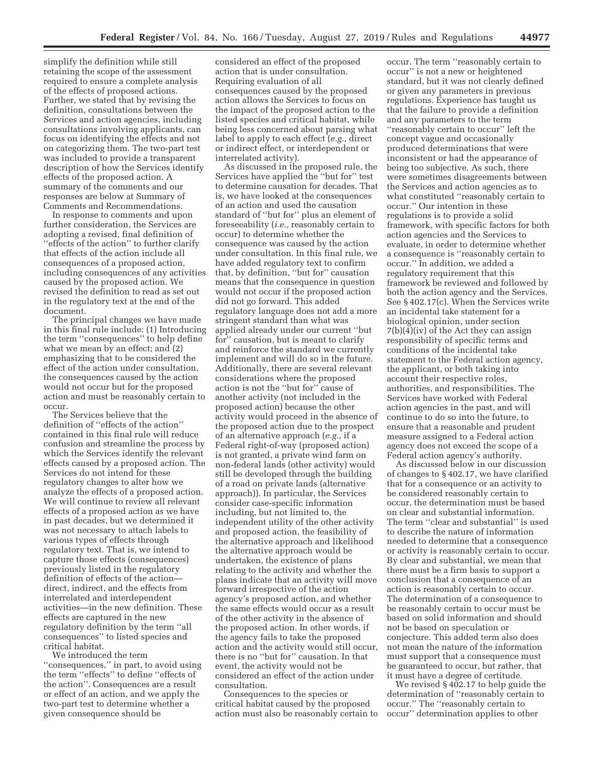simplify the definition while still retaining the scope of the assessment required to ensure a complete analysis of the effects of proposed actions. Further, we stated that by revising the definition, consultations between the Services and action agencies, including consultations involving applicants, can focus on identifying the effects and not on categorizing them. The two-part test was included to provide a transparent description of how the Services identify effects of the proposed action. A summary of the comments and our responses are below at Summary of Comments and Recommendations.

In response to comments and upon further consideration, the Services are adopting a revised, final definition of ''effects of the action'' to further clarify that effects of the action include all consequences of a proposed action, including consequences of any activities caused by the proposed action. We revised the definition to read as set out in the regulatory text at the end of the document.

The principal changes we have made in this final rule include: (1) Introducing the term ''consequences'' to help define what we mean by an effect; and (2) emphasizing that to be considered the effect of the action under consultation, the consequences caused by the action would not occur but for the proposed action and must be reasonably certain to occur.

The Services believe that the definition of ''effects of the action'' contained in this final rule will reduce confusion and streamline the process by which the Services identify the relevant effects caused by a proposed action. The Services do not intend for these regulatory changes to alter how we analyze the effects of a proposed action. We will continue to review all relevant effects of a proposed action as we have in past decades, but we determined it was not necessary to attach labels to various types of effects through regulatory text. That is, we intend to capture those effects (consequences) previously listed in the regulatory definition of effects of the action—direct, indirect, and the effects from interrelated and interdependent activities—in the new definition. These effects are captured in the new regulatory definition by the term ''all consequences'' to listed species and critical habitat.

We introduced the term ''consequences,'' in part, to avoid using the term ''effects'' to define ''effects of the action''. Consequences are a result or effect of an action, and we apply the two-part test to determine whether a given consequence should be considered an effect of the proposed action that is under consultation. Requiring evaluation of all consequences caused by the proposed action allows the Services to focus on the impact of the proposed action to the listed species and critical habitat, while being less concerned about parsing what label to apply to each effect (*e.g.,* direct or indirect effect, or interdependent or interrelated activity).

As discussed in the proposed rule, the Services have applied the ''but for'' test to determine causation for decades. That is, we have looked at the consequences of an action and used the causation standard of ''but for'' plus an element of foreseeability (*i.e.,* reasonably certain to occur) to determine whether the consequence was caused by the action under consultation. In this final rule, we have added regulatory text to confirm that, by definition, ''but for'' causation means that the consequence in question would not occur if the proposed action did not go forward. This added regulatory language does not add a more stringent standard than what was applied already under our current ''but for'' causation, but is meant to clarify and reinforce the standard we currently implement and will do so in the future. Additionally, there are several relevant considerations where the proposed action is not the ''but for'' cause of another activity (not included in the proposed action) because the other activity would proceed in the absence of the proposed action due to the prospect of an alternative approach (*e.g.,* if a Federal right-of-way (proposed action) is not granted, a private wind farm on non-federal lands (other activity) would still be developed through the building of a road on private lands (alternative approach)). In particular, the Services consider case-specific information including, but not limited to, the independent utility of the other activity and proposed action, the feasibility of the alternative approach and likelihood the alternative approach would be undertaken, the existence of plans relating to the activity and whether the plans indicate that an activity will move forward irrespective of the action agency's proposed action, and whether the same effects would occur as a result of the other activity in the absence of the proposed action. In other words, if the agency fails to take the proposed action and the activity would still occur, there is no ''but for'' causation. In that event, the activity would not be considered an effect of the action under consultation.

Consequences to the species or critical habitat caused by the proposed action must also be reasonably certain to occur. The term ''reasonably certain to occur'' is not a new or heightened standard, but it was not clearly defined or given any parameters in previous regulations. Experience has taught us that the failure to provide a definition and any parameters to the term ''reasonably certain to occur'' left the concept vague and occasionally produced determinations that were inconsistent or had the appearance of being too subjective. As such, there were sometimes disagreements between the Services and action agencies as to what constituted ''reasonably certain to occur.'' Our intention in these regulations is to provide a solid framework, with specific factors for both action agencies and the Services to evaluate, in order to determine whether a consequence is ''reasonably certain to occur.'' In addition, we added a regulatory requirement that this framework be reviewed and followed by both the action agency and the Services. See § 402.17(c). When the Services write an incidental take statement for a biological opinion, under section 7(b)(4)(iv) of the Act they can assign responsibility of specific terms and conditions of the incidental take statement to the Federal action agency, the applicant, or both taking into account their respective roles, authorities, and responsibilities. The Services have worked with Federal action agencies in the past, and will continue to do so into the future, to ensure that a reasonable and prudent measure assigned to a Federal action agency does not exceed the scope of a Federal action agency's authority.

As discussed below in our discussion of changes to § 402.17, we have clarified that for a consequence or an activity to be considered reasonably certain to occur, the determination must be based on clear and substantial information. The term ''clear and substantial'' is used to describe the nature of information needed to determine that a consequence or activity is reasonably certain to occur. By clear and substantial, we mean that there must be a firm basis to support a conclusion that a consequence of an action is reasonably certain to occur. The determination of a consequence to be reasonably certain to occur must be based on solid information and should not be based on speculation or conjecture. This added term also does not mean the nature of the information must support that a consequence must be guaranteed to occur, but rather, that it must have a degree of certitude.

We revised § 402.17 to help guide the determination of ''reasonably certain to occur.'' The ''reasonably certain to occur'' determination applies to other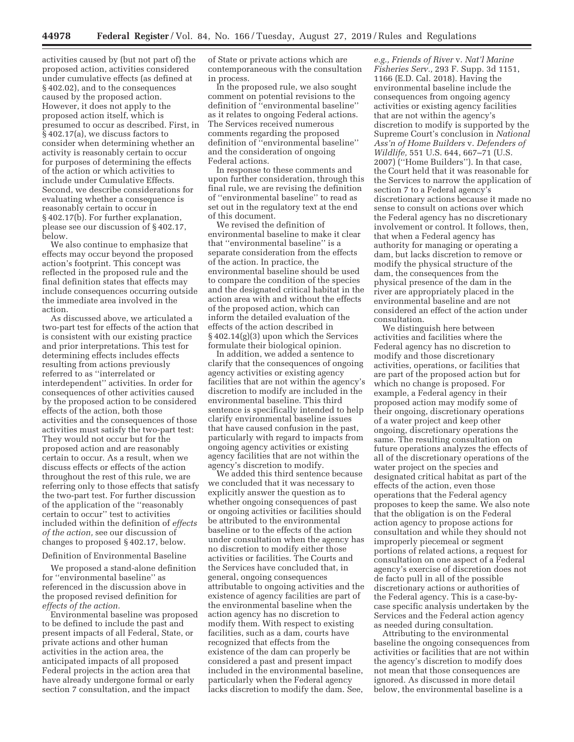activities caused by (but not part of) the proposed action, activities considered under cumulative effects (as defined at § 402.02), and to the consequences caused by the proposed action. However, it does not apply to the proposed action itself, which is presumed to occur as described. First, in § 402.17(a), we discuss factors to consider when determining whether an activity is reasonably certain to occur for purposes of determining the effects of the action or which activities to include under Cumulative Effects. Second, we describe considerations for evaluating whether a consequence is reasonably certain to occur in § 402.17(b). For further explanation, please see our discussion of § 402.17, below.

We also continue to emphasize that effects may occur beyond the proposed action's footprint. This concept was reflected in the proposed rule and the final definition states that effects may include consequences occurring outside the immediate area involved in the action.

As discussed above, we articulated a two-part test for effects of the action that is consistent with our existing practice and prior interpretations. This test for determining effects includes effects resulting from actions previously referred to as ''interrelated or interdependent'' activities. In order for consequences of other activities caused by the proposed action to be considered effects of the action, both those activities and the consequences of those activities must satisfy the two-part test: They would not occur but for the proposed action and are reasonably certain to occur. As a result, when we discuss effects or effects of the action throughout the rest of this rule, we are referring only to those effects that satisfy the two-part test. For further discussion of the application of the ''reasonably certain to occur'' test to activities included within the definition of *effects of the action,* see our discussion of changes to proposed § 402.17, below.

Definition of Environmental Baseline

We proposed a stand-alone definition for ''environmental baseline'' as referenced in the discussion above in the proposed revised definition for *effects of the action.*

Environmental baseline was proposed to be defined to include the past and present impacts of all Federal, State, or private actions and other human activities in the action area, the anticipated impacts of all proposed Federal projects in the action area that have already undergone formal or early section 7 consultation, and the impact of State or private actions which are contemporaneous with the consultation in process.

In the proposed rule, we also sought comment on potential revisions to the definition of ''environmental baseline'' as it relates to ongoing Federal actions. The Services received numerous comments regarding the proposed definition of ''environmental baseline'' and the consideration of ongoing Federal actions.

In response to these comments and upon further consideration, through this final rule, we are revising the definition of ''environmental baseline'' to read as set out in the regulatory text at the end of this document.

We revised the definition of environmental baseline to make it clear that ''environmental baseline'' is a separate consideration from the effects of the action. In practice, the environmental baseline should be used to compare the condition of the species and the designated critical habitat in the action area with and without the effects of the proposed action, which can inform the detailed evaluation of the effects of the action described in § 402.14(g)(3) upon which the Services formulate their biological opinion.

In addition, we added a sentence to clarify that the consequences of ongoing agency activities or existing agency facilities that are not within the agency's discretion to modify are included in the environmental baseline. This third sentence is specifically intended to help clarify environmental baseline issues that have caused confusion in the past, particularly with regard to impacts from ongoing agency activities or existing agency facilities that are not within the agency's discretion to modify.

We added this third sentence because we concluded that it was necessary to explicitly answer the question as to whether ongoing consequences of past or ongoing activities or facilities should be attributed to the environmental baseline or to the effects of the action under consultation when the agency has no discretion to modify either those activities or facilities. The Courts and the Services have concluded that, in general, ongoing consequences attributable to ongoing activities and the existence of agency facilities are part of the environmental baseline when the action agency has no discretion to modify them. With respect to existing facilities, such as a dam, courts have recognized that effects from the existence of the dam can properly be considered a past and present impact included in the environmental baseline, particularly when the Federal agency lacks discretion to modify the dam. See, *e.g., Friends of River* v. *Nat'l Marine Fisheries Serv.,* 293 F. Supp. 3d 1151, 1166 (E.D. Cal. 2018). Having the environmental baseline include the consequences from ongoing agency activities or existing agency facilities that are not within the agency's discretion to modify is supported by the Supreme Court's conclusion in *National Ass'n of Home Builders* v. *Defenders of Wildlife,* 551 U.S. 644, 667–71 (U.S. 2007) (''Home Builders''). In that case, the Court held that it was reasonable for the Services to narrow the application of section 7 to a Federal agency's discretionary actions because it made no sense to consult on actions over which the Federal agency has no discretionary involvement or control. It follows, then, that when a Federal agency has authority for managing or operating a dam, but lacks discretion to remove or modify the physical structure of the dam, the consequences from the physical presence of the dam in the river are appropriately placed in the environmental baseline and are not considered an effect of the action under consultation.

We distinguish here between activities and facilities where the Federal agency has no discretion to modify and those discretionary activities, operations, or facilities that are part of the proposed action but for which no change is proposed. For example, a Federal agency in their proposed action may modify some of their ongoing, discretionary operations of a water project and keep other ongoing, discretionary operations the same. The resulting consultation on future operations analyzes the effects of all of the discretionary operations of the water project on the species and designated critical habitat as part of the effects of the action, even those operations that the Federal agency proposes to keep the same. We also note that the obligation is on the Federal action agency to propose actions for consultation and while they should not improperly piecemeal or segment portions of related actions, a request for consultation on one aspect of a Federal agency's exercise of discretion does not de facto pull in all of the possible discretionary actions or authorities of the Federal agency. This is a case-by-case specific analysis undertaken by the Services and the Federal action agency as needed during consultation.

Attributing to the environmental baseline the ongoing consequences from activities or facilities that are not within the agency's discretion to modify does not mean that those consequences are ignored. As discussed in more detail below, the environmental baseline is a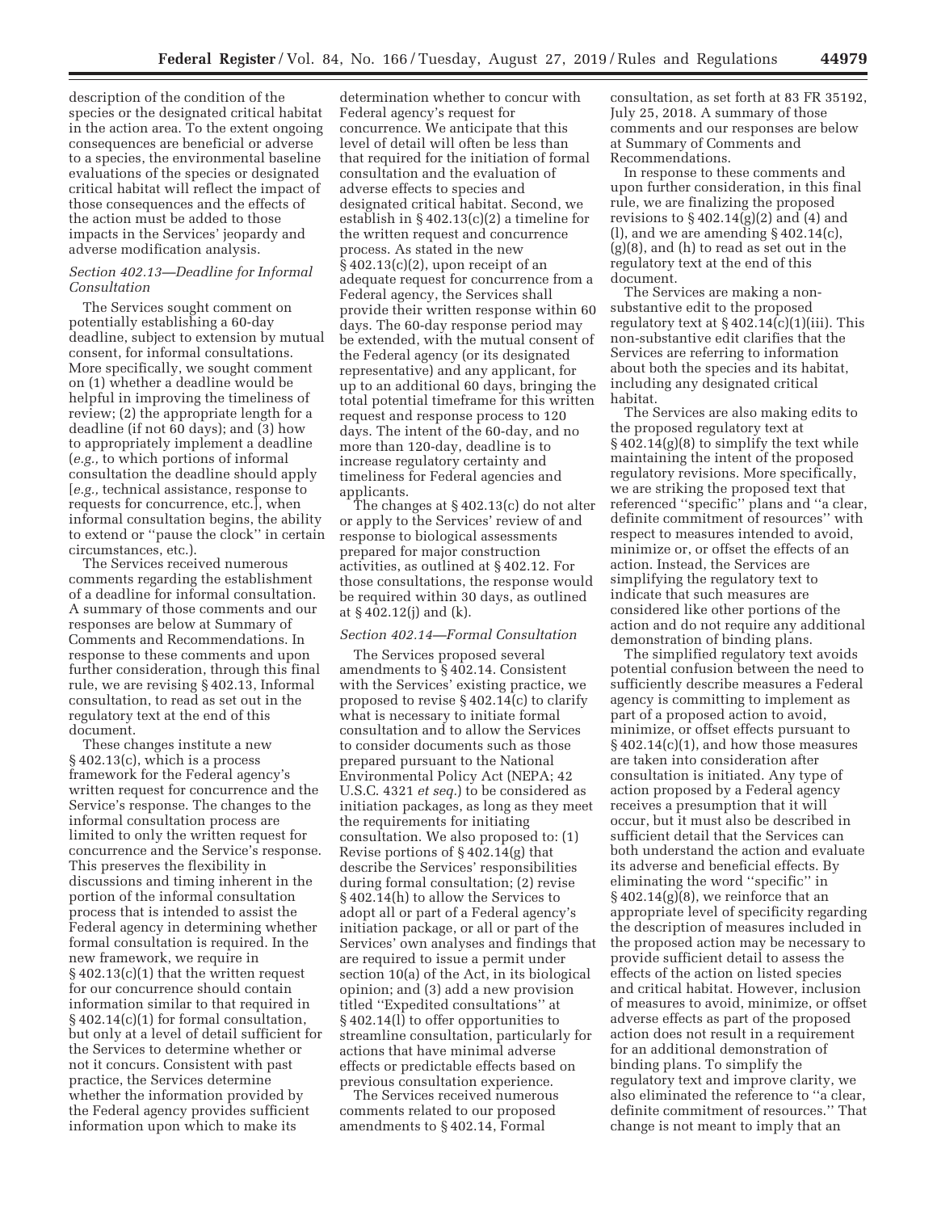description of the condition of the species or the designated critical habitat in the action area. To the extent ongoing consequences are beneficial or adverse to a species, the environmental baseline evaluations of the species or designated critical habitat will reflect the impact of those consequences and the effects of the action must be added to those impacts in the Services' jeopardy and adverse modification analysis.

### *Section 402.13—Deadline for Informal Consultation*

The Services sought comment on potentially establishing a 60-day deadline, subject to extension by mutual consent, for informal consultations. More specifically, we sought comment on (1) whether a deadline would be helpful in improving the timeliness of review; (2) the appropriate length for a deadline (if not 60 days); and (3) how to appropriately implement a deadline (*e.g.,* to which portions of informal consultation the deadline should apply [*e.g.,* technical assistance, response to requests for concurrence, etc.], when informal consultation begins, the ability to extend or ''pause the clock'' in certain circumstances, etc.).

The Services received numerous comments regarding the establishment of a deadline for informal consultation. A summary of those comments and our responses are below at Summary of Comments and Recommendations. In response to these comments and upon further consideration, through this final rule, we are revising § 402.13, Informal consultation, to read as set out in the regulatory text at the end of this document.

These changes institute a new § 402.13(c), which is a process framework for the Federal agency's written request for concurrence and the Service's response. The changes to the informal consultation process are limited to only the written request for concurrence and the Service's response. This preserves the flexibility in discussions and timing inherent in the portion of the informal consultation process that is intended to assist the Federal agency in determining whether formal consultation is required. In the new framework, we require in § 402.13(c)(1) that the written request for our concurrence should contain information similar to that required in § 402.14(c)(1) for formal consultation, but only at a level of detail sufficient for the Services to determine whether or not it concurs. Consistent with past practice, the Services determine whether the information provided by the Federal agency provides sufficient information upon which to make its determination whether to concur with Federal agency's request for concurrence. We anticipate that this level of detail will often be less than that required for the initiation of formal consultation and the evaluation of adverse effects to species and designated critical habitat. Second, we establish in § 402.13(c)(2) a timeline for the written request and concurrence process. As stated in the new § 402.13(c)(2), upon receipt of an adequate request for concurrence from a Federal agency, the Services shall provide their written response within 60 days. The 60-day response period may be extended, with the mutual consent of the Federal agency (or its designated representative) and any applicant, for up to an additional 60 days, bringing the total potential timeframe for this written request and response process to 120 days. The intent of the 60-day, and no more than 120-day, deadline is to increase regulatory certainty and timeliness for Federal agencies and applicants.

The changes at § 402.13(c) do not alter or apply to the Services' review of and response to biological assessments prepared for major construction activities, as outlined at § 402.12. For those consultations, the response would be required within 30 days, as outlined at § 402.12(j) and (k).

### *Section 402.14—Formal Consultation*

The Services proposed several amendments to § 402.14. Consistent with the Services' existing practice, we proposed to revise § 402.14(c) to clarify what is necessary to initiate formal consultation and to allow the Services to consider documents such as those prepared pursuant to the National Environmental Policy Act (NEPA; 42 U.S.C. 4321 *et seq.*) to be considered as initiation packages, as long as they meet the requirements for initiating consultation. We also proposed to: (1) Revise portions of § 402.14(g) that describe the Services' responsibilities during formal consultation; (2) revise § 402.14(h) to allow the Services to adopt all or part of a Federal agency's initiation package, or all or part of the Services' own analyses and findings that are required to issue a permit under section 10(a) of the Act, in its biological opinion; and (3) add a new provision titled ''Expedited consultations'' at § 402.14(l) to offer opportunities to streamline consultation, particularly for actions that have minimal adverse effects or predictable effects based on previous consultation experience.

The Services received numerous comments related to our proposed amendments to § 402.14, Formal consultation, as set forth at 83 FR 35192, July 25, 2018. A summary of those comments and our responses are below at Summary of Comments and Recommendations.

In response to these comments and upon further consideration, in this final rule, we are finalizing the proposed revisions to § 402.14(g)(2) and (4) and (l), and we are amending § 402.14(c), (g)(8), and (h) to read as set out in the regulatory text at the end of this document.

The Services are making a non-substantive edit to the proposed regulatory text at § 402.14(c)(1)(iii). This non-substantive edit clarifies that the Services are referring to information about both the species and its habitat, including any designated critical habitat.

The Services are also making edits to the proposed regulatory text at § 402.14(g)(8) to simplify the text while maintaining the intent of the proposed regulatory revisions. More specifically, we are striking the proposed text that referenced ''specific'' plans and ''a clear, definite commitment of resources'' with respect to measures intended to avoid, minimize or, or offset the effects of an action. Instead, the Services are simplifying the regulatory text to indicate that such measures are considered like other portions of the action and do not require any additional demonstration of binding plans.

The simplified regulatory text avoids potential confusion between the need to sufficiently describe measures a Federal agency is committing to implement as part of a proposed action to avoid, minimize, or offset effects pursuant to § 402.14(c)(1), and how those measures are taken into consideration after consultation is initiated. Any type of action proposed by a Federal agency receives a presumption that it will occur, but it must also be described in sufficient detail that the Services can both understand the action and evaluate its adverse and beneficial effects. By eliminating the word ''specific'' in § 402.14(g)(8), we reinforce that an appropriate level of specificity regarding the description of measures included in the proposed action may be necessary to provide sufficient detail to assess the effects of the action on listed species and critical habitat. However, inclusion of measures to avoid, minimize, or offset adverse effects as part of the proposed action does not result in a requirement for an additional demonstration of binding plans. To simplify the regulatory text and improve clarity, we also eliminated the reference to ''a clear, definite commitment of resources.'' That change is not meant to imply that an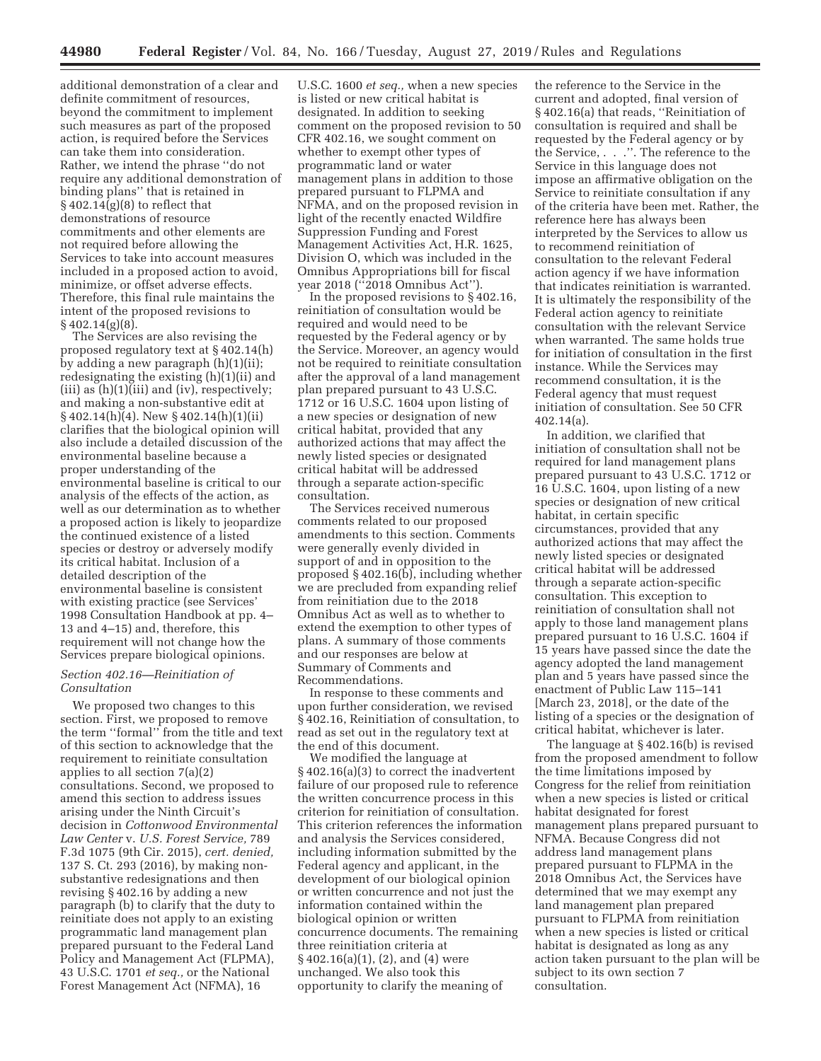additional demonstration of a clear and definite commitment of resources, beyond the commitment to implement such measures as part of the proposed action, is required before the Services can take them into consideration. Rather, we intend the phrase ''do not require any additional demonstration of binding plans'' that is retained in § 402.14(g)(8) to reflect that demonstrations of resource commitments and other elements are not required before allowing the Services to take into account measures included in a proposed action to avoid, minimize, or offset adverse effects. Therefore, this final rule maintains the intent of the proposed revisions to § 402.14(g)(8).

The Services are also revising the proposed regulatory text at § 402.14(h) by adding a new paragraph (h)(1)(ii); redesignating the existing (h)(1)(ii) and (iii) as (h)(1)(iii) and (iv), respectively; and making a non-substantive edit at § 402.14(h)(4). New § 402.14(h)(1)(ii) clarifies that the biological opinion will also include a detailed discussion of the environmental baseline because a proper understanding of the environmental baseline is critical to our analysis of the effects of the action, as well as our determination as to whether a proposed action is likely to jeopardize the continued existence of a listed species or destroy or adversely modify its critical habitat. Inclusion of a detailed description of the environmental baseline is consistent with existing practice (see Services' 1998 Consultation Handbook at pp. 4–13 and 4–15) and, therefore, this requirement will not change how the Services prepare biological opinions.

### *Section 402.16—Reinitiation of Consultation*

We proposed two changes to this section. First, we proposed to remove the term ''formal'' from the title and text of this section to acknowledge that the requirement to reinitiate consultation applies to all section 7(a)(2) consultations. Second, we proposed to amend this section to address issues arising under the Ninth Circuit's decision in *Cottonwood Environmental Law Center* v. *U.S. Forest Service,* 789 F.3d 1075 (9th Cir. 2015), *cert. denied,* 137 S. Ct. 293 (2016), by making non-substantive redesignations and then revising § 402.16 by adding a new paragraph (b) to clarify that the duty to reinitiate does not apply to an existing programmatic land management plan prepared pursuant to the Federal Land Policy and Management Act (FLPMA), 43 U.S.C. 1701 *et seq.,* or the National Forest Management Act (NFMA), 16 U.S.C. 1600 *et seq.,* when a new species is listed or new critical habitat is designated. In addition to seeking comment on the proposed revision to 50 CFR 402.16, we sought comment on whether to exempt other types of programmatic land or water management plans in addition to those prepared pursuant to FLPMA and NFMA, and on the proposed revision in light of the recently enacted Wildfire Suppression Funding and Forest Management Activities Act, H.R. 1625, Division O, which was included in the Omnibus Appropriations bill for fiscal year 2018 (''2018 Omnibus Act'').

In the proposed revisions to § 402.16, reinitiation of consultation would be required and would need to be requested by the Federal agency or by the Service. Moreover, an agency would not be required to reinitiate consultation after the approval of a land management plan prepared pursuant to 43 U.S.C. 1712 or 16 U.S.C. 1604 upon listing of a new species or designation of new critical habitat, provided that any authorized actions that may affect the newly listed species or designated critical habitat will be addressed through a separate action-specific consultation.

The Services received numerous comments related to our proposed amendments to this section. Comments were generally evenly divided in support of and in opposition to the proposed § 402.16(b), including whether we are precluded from expanding relief from reinitiation due to the 2018 Omnibus Act as well as to whether to extend the exemption to other types of plans. A summary of those comments and our responses are below at Summary of Comments and Recommendations.

In response to these comments and upon further consideration, we revised § 402.16, Reinitiation of consultation, to read as set out in the regulatory text at the end of this document.

We modified the language at § 402.16(a)(3) to correct the inadvertent failure of our proposed rule to reference the written concurrence process in this criterion for reinitiation of consultation. This criterion references the information and analysis the Services considered, including information submitted by the Federal agency and applicant, in the development of our biological opinion or written concurrence and not just the information contained within the biological opinion or written concurrence documents. The remaining three reinitiation criteria at § 402.16(a)(1), (2), and (4) were unchanged. We also took this opportunity to clarify the meaning of the reference to the Service in the current and adopted, final version of § 402.16(a) that reads, ''Reinitiation of consultation is required and shall be requested by the Federal agency or by the Service, . . .''. The reference to the Service in this language does not impose an affirmative obligation on the Service to reinitiate consultation if any of the criteria have been met. Rather, the reference here has always been interpreted by the Services to allow us to recommend reinitiation of consultation to the relevant Federal action agency if we have information that indicates reinitiation is warranted. It is ultimately the responsibility of the Federal action agency to reinitiate consultation with the relevant Service when warranted. The same holds true for initiation of consultation in the first instance. While the Services may recommend consultation, it is the Federal agency that must request initiation of consultation. See 50 CFR 402.14(a).

In addition, we clarified that initiation of consultation shall not be required for land management plans prepared pursuant to 43 U.S.C. 1712 or 16 U.S.C. 1604, upon listing of a new species or designation of new critical habitat, in certain specific circumstances, provided that any authorized actions that may affect the newly listed species or designated critical habitat will be addressed through a separate action-specific consultation. This exception to reinitiation of consultation shall not apply to those land management plans prepared pursuant to 16 U.S.C. 1604 if 15 years have passed since the date the agency adopted the land management plan and 5 years have passed since the enactment of Public Law 115–141 [March 23, 2018], or the date of the listing of a species or the designation of critical habitat, whichever is later.

The language at § 402.16(b) is revised from the proposed amendment to follow the time limitations imposed by Congress for the relief from reinitiation when a new species is listed or critical habitat designated for forest management plans prepared pursuant to NFMA. Because Congress did not address land management plans prepared pursuant to FLPMA in the 2018 Omnibus Act, the Services have determined that we may exempt any land management plan prepared pursuant to FLPMA from reinitiation when a new species is listed or critical habitat is designated as long as any action taken pursuant to the plan will be subject to its own section 7 consultation.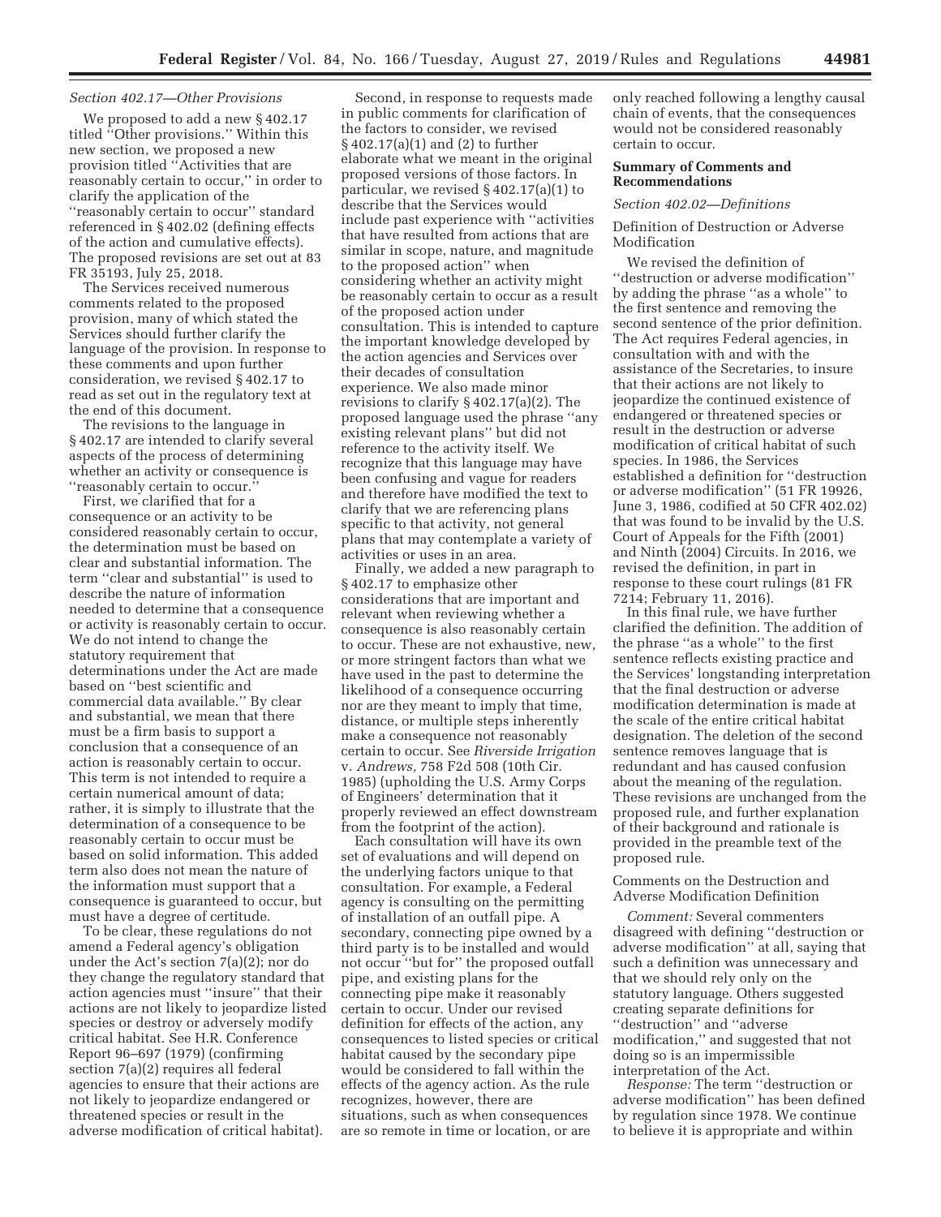### *Section 402.17—Other Provisions*

We proposed to add a new § 402.17 titled ''Other provisions.'' Within this new section, we proposed a new provision titled ''Activities that are reasonably certain to occur,'' in order to clarify the application of the ''reasonably certain to occur'' standard referenced in § 402.02 (defining effects of the action and cumulative effects). The proposed revisions are set out at 83 FR 35193, July 25, 2018.

The Services received numerous comments related to the proposed provision, many of which stated the Services should further clarify the language of the provision. In response to these comments and upon further consideration, we revised § 402.17 to read as set out in the regulatory text at the end of this document.

The revisions to the language in § 402.17 are intended to clarify several aspects of the process of determining whether an activity or consequence is ''reasonably certain to occur.''

First, we clarified that for a consequence or an activity to be considered reasonably certain to occur, the determination must be based on clear and substantial information. The term ''clear and substantial'' is used to describe the nature of information needed to determine that a consequence or activity is reasonably certain to occur. We do not intend to change the statutory requirement that determinations under the Act are made based on ''best scientific and commercial data available.'' By clear and substantial, we mean that there must be a firm basis to support a conclusion that a consequence of an action is reasonably certain to occur. This term is not intended to require a certain numerical amount of data; rather, it is simply to illustrate that the determination of a consequence to be reasonably certain to occur must be based on solid information. This added term also does not mean the nature of the information must support that a consequence is guaranteed to occur, but must have a degree of certitude.

To be clear, these regulations do not amend a Federal agency's obligation under the Act's section 7(a)(2); nor do they change the regulatory standard that action agencies must ''insure'' that their actions are not likely to jeopardize listed species or destroy or adversely modify critical habitat. See H.R. Conference Report 96–697 (1979) (confirming section 7(a)(2) requires all federal agencies to ensure that their actions are not likely to jeopardize endangered or threatened species or result in the adverse modification of critical habitat).

Second, in response to requests made in public comments for clarification of the factors to consider, we revised § 402.17(a)(1) and (2) to further elaborate what we meant in the original proposed versions of those factors. In particular, we revised § 402.17(a)(1) to describe that the Services would include past experience with ''activities that have resulted from actions that are similar in scope, nature, and magnitude to the proposed action'' when considering whether an activity might be reasonably certain to occur as a result of the proposed action under consultation. This is intended to capture the important knowledge developed by the action agencies and Services over their decades of consultation experience. We also made minor revisions to clarify § 402.17(a)(2). The proposed language used the phrase ''any existing relevant plans'' but did not reference to the activity itself. We recognize that this language may have been confusing and vague for readers and therefore have modified the text to clarify that we are referencing plans specific to that activity, not general plans that may contemplate a variety of activities or uses in an area.

Finally, we added a new paragraph to § 402.17 to emphasize other considerations that are important and relevant when reviewing whether a consequence is also reasonably certain to occur. These are not exhaustive, new, or more stringent factors than what we have used in the past to determine the likelihood of a consequence occurring nor are they meant to imply that time, distance, or multiple steps inherently make a consequence not reasonably certain to occur. See *Riverside Irrigation* v. *Andrews,* 758 F2d 508 (10th Cir. 1985) (upholding the U.S. Army Corps of Engineers' determination that it properly reviewed an effect downstream from the footprint of the action).

Each consultation will have its own set of evaluations and will depend on the underlying factors unique to that consultation. For example, a Federal agency is consulting on the permitting of installation of an outfall pipe. A secondary, connecting pipe owned by a third party is to be installed and would not occur ''but for'' the proposed outfall pipe, and existing plans for the connecting pipe make it reasonably certain to occur. Under our revised definition for effects of the action, any consequences to listed species or critical habitat caused by the secondary pipe would be considered to fall within the effects of the agency action. As the rule recognizes, however, there are situations, such as when consequences are so remote in time or location, or are only reached following a lengthy causal chain of events, that the consequences would not be considered reasonably certain to occur.

## Summary of Comments and Recommendations

### *Section 402.02—Definitions*

#### Definition of Destruction or Adverse Modification

We revised the definition of ''destruction or adverse modification'' by adding the phrase ''as a whole'' to the first sentence and removing the second sentence of the prior definition. The Act requires Federal agencies, in consultation with and with the assistance of the Secretaries, to insure that their actions are not likely to jeopardize the continued existence of endangered or threatened species or result in the destruction or adverse modification of critical habitat of such species. In 1986, the Services established a definition for ''destruction or adverse modification'' (51 FR 19926, June 3, 1986, codified at 50 CFR 402.02) that was found to be invalid by the U.S. Court of Appeals for the Fifth (2001) and Ninth (2004) Circuits. In 2016, we revised the definition, in part in response to these court rulings (81 FR 7214; February 11, 2016).

In this final rule, we have further clarified the definition. The addition of the phrase ''as a whole'' to the first sentence reflects existing practice and the Services' longstanding interpretation that the final destruction or adverse modification determination is made at the scale of the entire critical habitat designation. The deletion of the second sentence removes language that is redundant and has caused confusion about the meaning of the regulation. These revisions are unchanged from the proposed rule, and further explanation of their background and rationale is provided in the preamble text of the proposed rule.

#### Comments on the Destruction and Adverse Modification Definition

*Comment:* Several commenters disagreed with defining ''destruction or adverse modification'' at all, saying that such a definition was unnecessary and that we should rely only on the statutory language. Others suggested creating separate definitions for ''destruction'' and ''adverse modification,'' and suggested that not doing so is an impermissible interpretation of the Act.

*Response:* The term ''destruction or adverse modification'' has been defined by regulation since 1978. We continue to believe it is appropriate and within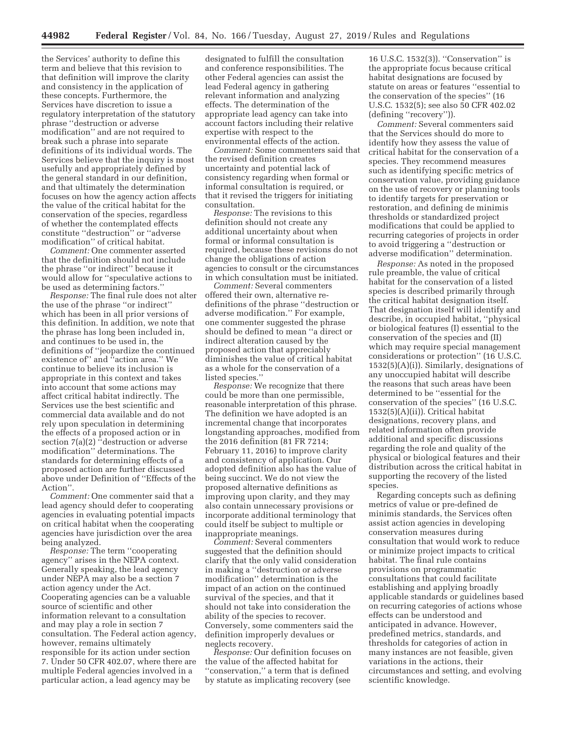the Services' authority to define this term and believe that this revision to that definition will improve the clarity and consistency in the application of these concepts. Furthermore, the Services have discretion to issue a regulatory interpretation of the statutory phrase ''destruction or adverse modification'' and are not required to break such a phrase into separate definitions of its individual words. The Services believe that the inquiry is most usefully and appropriately defined by the general standard in our definition, and that ultimately the determination focuses on how the agency action affects the value of the critical habitat for the conservation of the species, regardless of whether the contemplated effects constitute ''destruction'' or ''adverse modification'' of critical habitat.

*Comment:* One commenter asserted that the definition should not include the phrase ''or indirect'' because it would allow for ''speculative actions to be used as determining factors.''

*Response:* The final rule does not alter the use of the phrase ''or indirect'' which has been in all prior versions of this definition. In addition, we note that the phrase has long been included in, and continues to be used in, the definitions of ''jeopardize the continued existence of'' and ''action area.'' We continue to believe its inclusion is appropriate in this context and takes into account that some actions may affect critical habitat indirectly. The Services use the best scientific and commercial data available and do not rely upon speculation in determining the effects of a proposed action or in section 7(a)(2) ''destruction or adverse modification'' determinations. The standards for determining effects of a proposed action are further discussed above under Definition of ''Effects of the Action''.

*Comment:* One commenter said that a lead agency should defer to cooperating agencies in evaluating potential impacts on critical habitat when the cooperating agencies have jurisdiction over the area being analyzed.

*Response:* The term ''cooperating agency'' arises in the NEPA context. Generally speaking, the lead agency under NEPA may also be a section 7 action agency under the Act. Cooperating agencies can be a valuable source of scientific and other information relevant to a consultation and may play a role in section 7 consultation. The Federal action agency, however, remains ultimately responsible for its action under section 7. Under 50 CFR 402.07, where there are multiple Federal agencies involved in a particular action, a lead agency may be designated to fulfill the consultation and conference responsibilities. The other Federal agencies can assist the lead Federal agency in gathering relevant information and analyzing effects. The determination of the appropriate lead agency can take into account factors including their relative expertise with respect to the environmental effects of the action.

*Comment:* Some commenters said that the revised definition creates uncertainty and potential lack of consistency regarding when formal or informal consultation is required, or that it revised the triggers for initiating consultation.

*Response:* The revisions to this definition should not create any additional uncertainty about when formal or informal consultation is required, because these revisions do not change the obligations of action agencies to consult or the circumstances in which consultation must be initiated.

*Comment:* Several commenters offered their own, alternative re-definitions of the phrase ''destruction or adverse modification.'' For example, one commenter suggested the phrase should be defined to mean ''a direct or indirect alteration caused by the proposed action that appreciably diminishes the value of critical habitat as a whole for the conservation of a listed species.''

*Response:* We recognize that there could be more than one permissible, reasonable interpretation of this phrase. The definition we have adopted is an incremental change that incorporates longstanding approaches, modified from the 2016 definition (81 FR 7214; February 11, 2016) to improve clarity and consistency of application. Our adopted definition also has the value of being succinct. We do not view the proposed alternative definitions as improving upon clarity, and they may also contain unnecessary provisions or incorporate additional terminology that could itself be subject to multiple or inappropriate meanings.

*Comment:* Several commenters suggested that the definition should clarify that the only valid consideration in making a ''destruction or adverse modification'' determination is the impact of an action on the continued survival of the species, and that it should not take into consideration the ability of the species to recover. Conversely, some commenters said the definition improperly devalues or neglects recovery.

*Response:* Our definition focuses on the value of the affected habitat for ''conservation,'' a term that is defined by statute as implicating recovery (see 16 U.S.C. 1532(3)). ''Conservation'' is the appropriate focus because critical habitat designations are focused by statute on areas or features ''essential to the conservation of the species'' (16 U.S.C. 1532(5); see also 50 CFR 402.02 (defining ''recovery'')).

*Comment:* Several commenters said that the Services should do more to identify how they assess the value of critical habitat for the conservation of a species. They recommend measures such as identifying specific metrics of conservation value, providing guidance on the use of recovery or planning tools to identify targets for preservation or restoration, and defining de minimis thresholds or standardized project modifications that could be applied to recurring categories of projects in order to avoid triggering a ''destruction or adverse modification'' determination.

*Response:* As noted in the proposed rule preamble, the value of critical habitat for the conservation of a listed species is described primarily through the critical habitat designation itself. That designation itself will identify and describe, in occupied habitat, ''physical or biological features (I) essential to the conservation of the species and (II) which may require special management considerations or protection'' (16 U.S.C. 1532(5)(A)(i)). Similarly, designations of any unoccupied habitat will describe the reasons that such areas have been determined to be ''essential for the conservation of the species'' (16 U.S.C. 1532(5)(A)(ii)). Critical habitat designations, recovery plans, and related information often provide additional and specific discussions regarding the role and quality of the physical or biological features and their distribution across the critical habitat in supporting the recovery of the listed species.

Regarding concepts such as defining metrics of value or pre-defined de minimis standards, the Services often assist action agencies in developing conservation measures during consultation that would work to reduce or minimize project impacts to critical habitat. The final rule contains provisions on programmatic consultations that could facilitate establishing and applying broadly applicable standards or guidelines based on recurring categories of actions whose effects can be understood and anticipated in advance. However, predefined metrics, standards, and thresholds for categories of action in many instances are not feasible, given variations in the actions, their circumstances and setting, and evolving scientific knowledge.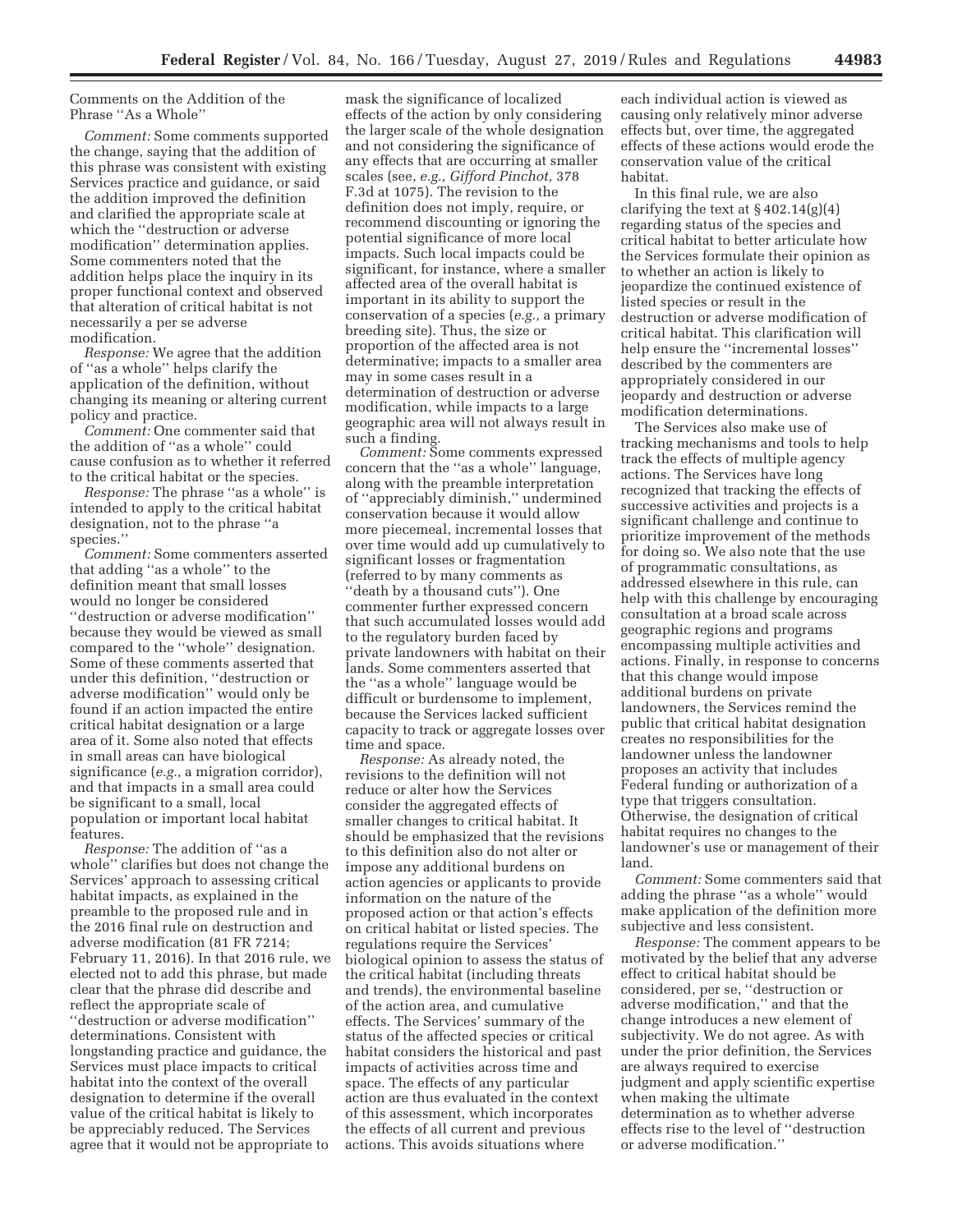Comments on the Addition of the Phrase ''As a Whole''

*Comment:* Some comments supported the change, saying that the addition of this phrase was consistent with existing Services practice and guidance, or said the addition improved the definition and clarified the appropriate scale at which the ''destruction or adverse modification'' determination applies. Some commenters noted that the addition helps place the inquiry in its proper functional context and observed that alteration of critical habitat is not necessarily a per se adverse modification.

*Response:* We agree that the addition of ''as a whole'' helps clarify the application of the definition, without changing its meaning or altering current policy and practice.

*Comment:* One commenter said that the addition of ''as a whole'' could cause confusion as to whether it referred to the critical habitat or the species.

*Response:* The phrase ''as a whole'' is intended to apply to the critical habitat designation, not to the phrase ''a species.''

*Comment:* Some commenters asserted that adding ''as a whole'' to the definition meant that small losses would no longer be considered ''destruction or adverse modification'' because they would be viewed as small compared to the ''whole'' designation. Some of these comments asserted that under this definition, ''destruction or adverse modification'' would only be found if an action impacted the entire critical habitat designation or a large area of it. Some also noted that effects in small areas can have biological significance (*e.g.,* a migration corridor), and that impacts in a small area could be significant to a small, local population or important local habitat features.

*Response:* The addition of ''as a whole'' clarifies but does not change the Services' approach to assessing critical habitat impacts, as explained in the preamble to the proposed rule and in the 2016 final rule on destruction and adverse modification (81 FR 7214; February 11, 2016). In that 2016 rule, we elected not to add this phrase, but made clear that the phrase did describe and reflect the appropriate scale of ''destruction or adverse modification'' determinations. Consistent with longstanding practice and guidance, the Services must place impacts to critical habitat into the context of the overall designation to determine if the overall value of the critical habitat is likely to be appreciably reduced. The Services agree that it would not be appropriate to mask the significance of localized effects of the action by only considering the larger scale of the whole designation and not considering the significance of any effects that are occurring at smaller scales (see, *e.g., Gifford Pinchot,* 378 F.3d at 1075). The revision to the definition does not imply, require, or recommend discounting or ignoring the potential significance of more local impacts. Such local impacts could be significant, for instance, where a smaller affected area of the overall habitat is important in its ability to support the conservation of a species (*e.g.,* a primary breeding site). Thus, the size or proportion of the affected area is not determinative; impacts to a smaller area may in some cases result in a determination of destruction or adverse modification, while impacts to a large geographic area will not always result in such a finding.

*Comment:* Some comments expressed concern that the ''as a whole'' language, along with the preamble interpretation of ''appreciably diminish,'' undermined conservation because it would allow more piecemeal, incremental losses that over time would add up cumulatively to significant losses or fragmentation (referred to by many comments as ''death by a thousand cuts''). One commenter further expressed concern that such accumulated losses would add to the regulatory burden faced by private landowners with habitat on their lands. Some commenters asserted that the ''as a whole'' language would be difficult or burdensome to implement, because the Services lacked sufficient capacity to track or aggregate losses over time and space.

*Response:* As already noted, the revisions to the definition will not reduce or alter how the Services consider the aggregated effects of smaller changes to critical habitat. It should be emphasized that the revisions to this definition also do not alter or impose any additional burdens on action agencies or applicants to provide information on the nature of the proposed action or that action's effects on critical habitat or listed species. The regulations require the Services' biological opinion to assess the status of the critical habitat (including threats and trends), the environmental baseline of the action area, and cumulative effects. The Services' summary of the status of the affected species or critical habitat considers the historical and past impacts of activities across time and space. The effects of any particular action are thus evaluated in the context of this assessment, which incorporates the effects of all current and previous actions. This avoids situations where each individual action is viewed as causing only relatively minor adverse effects but, over time, the aggregated effects of these actions would erode the conservation value of the critical habitat.

In this final rule, we are also clarifying the text at § 402.14(g)(4) regarding status of the species and critical habitat to better articulate how the Services formulate their opinion as to whether an action is likely to jeopardize the continued existence of listed species or result in the destruction or adverse modification of critical habitat. This clarification will help ensure the ''incremental losses'' described by the commenters are appropriately considered in our jeopardy and destruction or adverse modification determinations.

The Services also make use of tracking mechanisms and tools to help track the effects of multiple agency actions. The Services have long recognized that tracking the effects of successive activities and projects is a significant challenge and continue to prioritize improvement of the methods for doing so. We also note that the use of programmatic consultations, as addressed elsewhere in this rule, can help with this challenge by encouraging consultation at a broad scale across geographic regions and programs encompassing multiple activities and actions. Finally, in response to concerns that this change would impose additional burdens on private landowners, the Services remind the public that critical habitat designation creates no responsibilities for the landowner unless the landowner proposes an activity that includes Federal funding or authorization of a type that triggers consultation. Otherwise, the designation of critical habitat requires no changes to the landowner's use or management of their land.

*Comment:* Some commenters said that adding the phrase ''as a whole'' would make application of the definition more subjective and less consistent.

*Response:* The comment appears to be motivated by the belief that any adverse effect to critical habitat should be considered, per se, ''destruction or adverse modification,'' and that the change introduces a new element of subjectivity. We do not agree. As with under the prior definition, the Services are always required to exercise judgment and apply scientific expertise when making the ultimate determination as to whether adverse effects rise to the level of ''destruction or adverse modification.''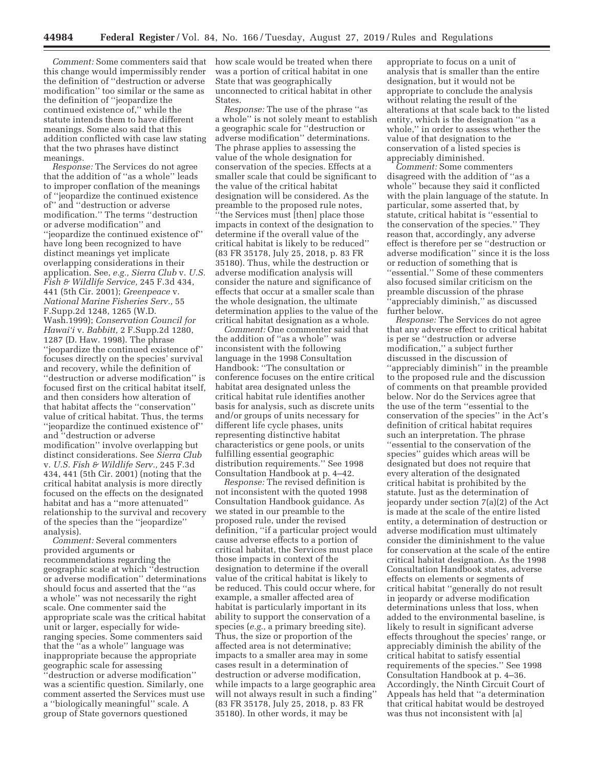*Comment:* Some commenters said that this change would impermissibly render the definition of ''destruction or adverse modification'' too similar or the same as the definition of ''jeopardize the continued existence of,'' while the statute intends them to have different meanings. Some also said that this addition conflicted with case law stating that the two phrases have distinct meanings.

*Response:* The Services do not agree that the addition of ''as a whole'' leads to improper conflation of the meanings of ''jeopardize the continued existence of'' and ''destruction or adverse modification.'' The terms ''destruction or adverse modification'' and ''jeopardize the continued existence of'' have long been recognized to have distinct meanings yet implicate overlapping considerations in their application. See, *e.g., Sierra Club* v. *U.S. Fish & Wildlife Service,* 245 F.3d 434, 441 (5th Cir. 2001); *Greenpeace* v. *National Marine Fisheries Serv.,* 55 F.Supp.2d 1248, 1265 (W.D. Wash.1999); *Conservation Council for Hawai'i* v. *Babbitt,* 2 F.Supp.2d 1280, 1287 (D. Haw. 1998). The phrase ''jeopardize the continued existence of'' focuses directly on the species' survival and recovery, while the definition of ''destruction or adverse modification'' is focused first on the critical habitat itself, and then considers how alteration of that habitat affects the ''conservation'' value of critical habitat. Thus, the terms ''jeopardize the continued existence of'' and ''destruction or adverse modification'' involve overlapping but distinct considerations. See *Sierra Club* v. *U.S. Fish & Wildlife Serv.,* 245 F.3d 434, 441 (5th Cir. 2001) (noting that the critical habitat analysis is more directly focused on the effects on the designated habitat and has a ''more attenuated'' relationship to the survival and recovery of the species than the ''jeopardize'' analysis).

*Comment:* Several commenters provided arguments or recommendations regarding the geographic scale at which ''destruction or adverse modification'' determinations should focus and asserted that the ''as a whole'' was not necessarily the right scale. One commenter said the appropriate scale was the critical habitat unit or larger, especially for wide-ranging species. Some commenters said that the ''as a whole'' language was inappropriate because the appropriate geographic scale for assessing ''destruction or adverse modification'' was a scientific question. Similarly, one comment asserted the Services must use a ''biologically meaningful'' scale. A group of State governors questioned how scale would be treated when there was a portion of critical habitat in one State that was geographically unconnected to critical habitat in other States.

*Response:* The use of the phrase ''as a whole'' is not solely meant to establish a geographic scale for ''destruction or adverse modification'' determinations. The phrase applies to assessing the value of the whole designation for conservation of the species. Effects at a smaller scale that could be significant to the value of the critical habitat designation will be considered. As the preamble to the proposed rule notes, ''the Services must [then] place those impacts in context of the designation to determine if the overall value of the critical habitat is likely to be reduced'' (83 FR 35178, July 25, 2018, p. 83 FR 35180). Thus, while the destruction or adverse modification analysis will consider the nature and significance of effects that occur at a smaller scale than the whole designation, the ultimate determination applies to the value of the critical habitat designation as a whole.

*Comment:* One commenter said that the addition of ''as a whole'' was inconsistent with the following language in the 1998 Consultation Handbook: ''The consultation or conference focuses on the entire critical habitat area designated unless the critical habitat rule identifies another basis for analysis, such as discrete units and/or groups of units necessary for different life cycle phases, units representing distinctive habitat characteristics or gene pools, or units fulfilling essential geographic distribution requirements.'' See 1998 Consultation Handbook at p. 4–42.

*Response:* The revised definition is not inconsistent with the quoted 1998 Consultation Handbook guidance. As we stated in our preamble to the proposed rule, under the revised definition, ''if a particular project would cause adverse effects to a portion of critical habitat, the Services must place those impacts in context of the designation to determine if the overall value of the critical habitat is likely to be reduced. This could occur where, for example, a smaller affected area of habitat is particularly important in its ability to support the conservation of a species (*e.g.,* a primary breeding site). Thus, the size or proportion of the affected area is not determinative; impacts to a smaller area may in some cases result in a determination of destruction or adverse modification, while impacts to a large geographic area will not always result in such a finding'' (83 FR 35178, July 25, 2018, p. 83 FR 35180). In other words, it may be appropriate to focus on a unit of analysis that is smaller than the entire designation, but it would not be appropriate to conclude the analysis without relating the result of the alterations at that scale back to the listed entity, which is the designation ''as a whole,'' in order to assess whether the value of that designation to the conservation of a listed species is appreciably diminished.

*Comment:* Some commenters disagreed with the addition of ''as a whole'' because they said it conflicted with the plain language of the statute. In particular, some asserted that, by statute, critical habitat is ''essential to the conservation of the species.'' They reason that, accordingly, any adverse effect is therefore per se ''destruction or adverse modification'' since it is the loss or reduction of something that is ''essential.'' Some of these commenters also focused similar criticism on the preamble discussion of the phrase ''appreciably diminish,'' as discussed further below.

*Response:* The Services do not agree that any adverse effect to critical habitat is per se ''destruction or adverse modification,'' a subject further discussed in the discussion of ''appreciably diminish'' in the preamble to the proposed rule and the discussion of comments on that preamble provided below. Nor do the Services agree that the use of the term ''essential to the conservation of the species'' in the Act's definition of critical habitat requires such an interpretation. The phrase ''essential to the conservation of the species'' guides which areas will be designated but does not require that every alteration of the designated critical habitat is prohibited by the statute. Just as the determination of jeopardy under section 7(a)(2) of the Act is made at the scale of the entire listed entity, a determination of destruction or adverse modification must ultimately consider the diminishment to the value for conservation at the scale of the entire critical habitat designation. As the 1998 Consultation Handbook states, adverse effects on elements or segments of critical habitat ''generally do not result in jeopardy or adverse modification determinations unless that loss, when added to the environmental baseline, is likely to result in significant adverse effects throughout the species' range, or appreciably diminish the ability of the critical habitat to satisfy essential requirements of the species.'' See 1998 Consultation Handbook at p. 4–36. Accordingly, the Ninth Circuit Court of Appeals has held that ''a determination that critical habitat would be destroyed was thus not inconsistent with [a]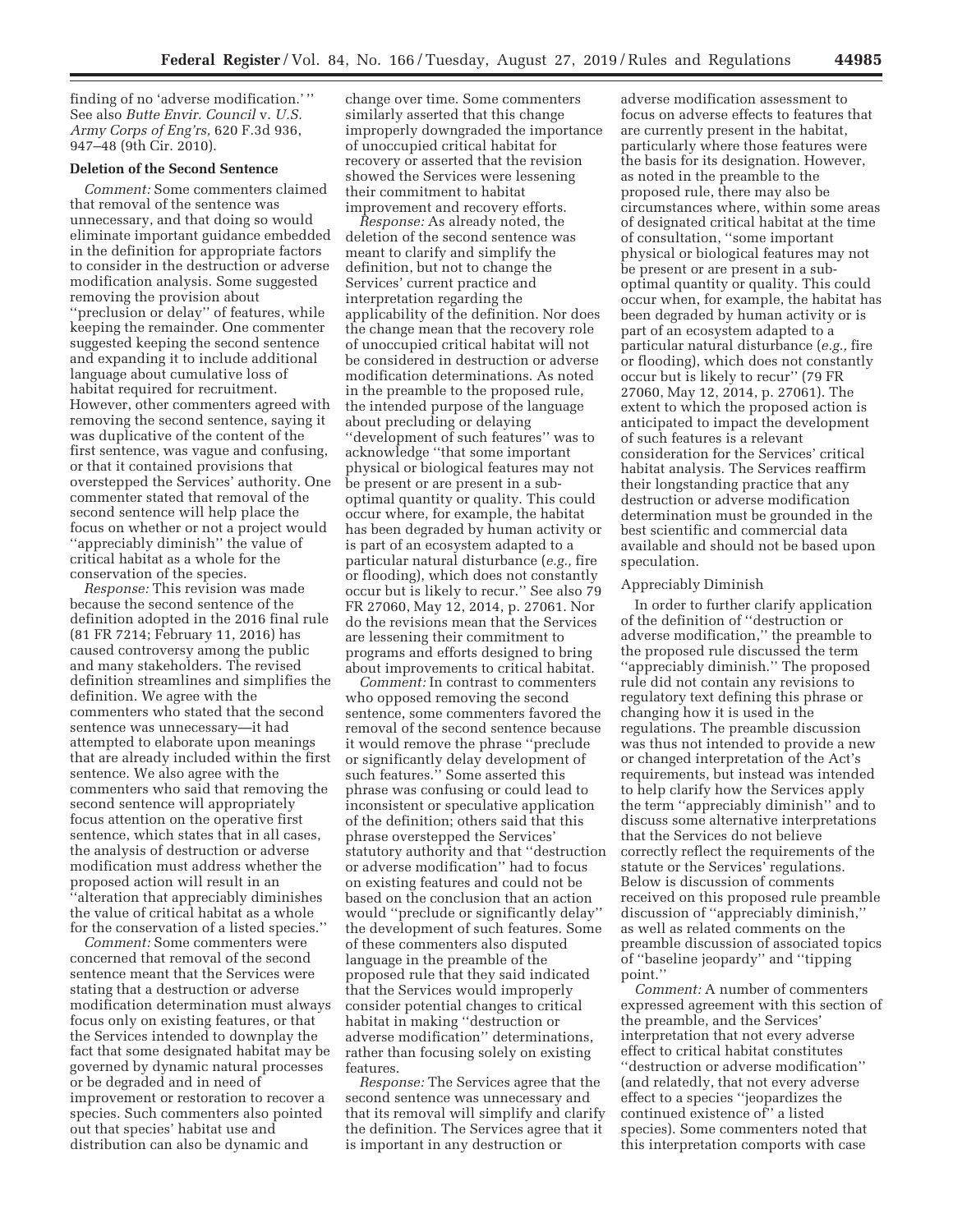finding of no 'adverse modification.' " See also *Butte Envir. Council* v. *U.S. Army Corps of Eng'rs,* 620 F.3d 936, 947–48 (9th Cir. 2010).

### Deletion of the Second Sentence

*Comment:* Some commenters claimed that removal of the sentence was unnecessary, and that doing so would eliminate important guidance embedded in the definition for appropriate factors to consider in the destruction or adverse modification analysis. Some suggested removing the provision about "preclusion or delay" of features, while keeping the remainder. One commenter suggested keeping the second sentence and expanding it to include additional language about cumulative loss of habitat required for recruitment. However, other commenters agreed with removing the second sentence, saying it was duplicative of the content of the first sentence, was vague and confusing, or that it contained provisions that overstepped the Services' authority. One commenter stated that removal of the second sentence will help place the focus on whether or not a project would "appreciably diminish" the value of critical habitat as a whole for the conservation of the species.

*Response:* This revision was made because the second sentence of the definition adopted in the 2016 final rule (81 FR 7214; February 11, 2016) has caused controversy among the public and many stakeholders. The revised definition streamlines and simplifies the definition. We agree with the commenters who stated that the second sentence was unnecessary—it had attempted to elaborate upon meanings that are already included within the first sentence. We also agree with the commenters who said that removing the second sentence will appropriately focus attention on the operative first sentence, which states that in all cases, the analysis of destruction or adverse modification must address whether the proposed action will result in an "alteration that appreciably diminishes the value of critical habitat as a whole for the conservation of a listed species."

*Comment:* Some commenters were concerned that removal of the second sentence meant that the Services were stating that a destruction or adverse modification determination must always focus only on existing features, or that the Services intended to downplay the fact that some designated habitat may be governed by dynamic natural processes or be degraded and in need of improvement or restoration to recover a species. Such commenters also pointed out that species' habitat use and distribution can also be dynamic and change over time. Some commenters similarly asserted that this change improperly downgraded the importance of unoccupied critical habitat for recovery or asserted that the revision showed the Services were lessening their commitment to habitat improvement and recovery efforts.

*Response:* As already noted, the deletion of the second sentence was meant to clarify and simplify the definition, but not to change the Services' current practice and interpretation regarding the applicability of the definition. Nor does the change mean that the recovery role of unoccupied critical habitat will not be considered in destruction or adverse modification determinations. As noted in the preamble to the proposed rule, the intended purpose of the language about precluding or delaying "development of such features" was to acknowledge "that some important physical or biological features may not be present or are present in a sub-optimal quantity or quality. This could occur where, for example, the habitat has been degraded by human activity or is part of an ecosystem adapted to a particular natural disturbance (*e.g.,* fire or flooding), which does not constantly occur but is likely to recur." See also 79 FR 27060, May 12, 2014, p. 27061. Nor do the revisions mean that the Services are lessening their commitment to programs and efforts designed to bring about improvements to critical habitat.

*Comment:* In contrast to commenters who opposed removing the second sentence, some commenters favored the removal of the second sentence because it would remove the phrase "preclude or significantly delay development of such features." Some asserted this phrase was confusing or could lead to inconsistent or speculative application of the definition; others said that this phrase overstepped the Services' statutory authority and that "destruction or adverse modification" had to focus on existing features and could not be based on the conclusion that an action would "preclude or significantly delay" the development of such features. Some of these commenters also disputed language in the preamble of the proposed rule that they said indicated that the Services would improperly consider potential changes to critical habitat in making "destruction or adverse modification" determinations, rather than focusing solely on existing features.

*Response:* The Services agree that the second sentence was unnecessary and that its removal will simplify and clarify the definition. The Services agree that it is important in any destruction or adverse modification assessment to focus on adverse effects to features that are currently present in the habitat, particularly where those features were the basis for its designation. However, as noted in the preamble to the proposed rule, there may also be circumstances where, within some areas of designated critical habitat at the time of consultation, "some important physical or biological features may not be present or are present in a sub-optimal quantity or quality. This could occur when, for example, the habitat has been degraded by human activity or is part of an ecosystem adapted to a particular natural disturbance (*e.g.,* fire or flooding), which does not constantly occur but is likely to recur" (79 FR 27060, May 12, 2014, p. 27061). The extent to which the proposed action is anticipated to impact the development of such features is a relevant consideration for the Services' critical habitat analysis. The Services reaffirm their longstanding practice that any destruction or adverse modification determination must be grounded in the best scientific and commercial data available and should not be based upon speculation.

#### Appreciably Diminish

In order to further clarify application of the definition of "destruction or adverse modification," the preamble to the proposed rule discussed the term "appreciably diminish." The proposed rule did not contain any revisions to regulatory text defining this phrase or changing how it is used in the regulations. The preamble discussion was thus not intended to provide a new or changed interpretation of the Act's requirements, but instead was intended to help clarify how the Services apply the term "appreciably diminish" and to discuss some alternative interpretations that the Services do not believe correctly reflect the requirements of the statute or the Services' regulations. Below is discussion of comments received on this proposed rule preamble discussion of "appreciably diminish," as well as related comments on the preamble discussion of associated topics of "baseline jeopardy" and "tipping point."

*Comment:* A number of commenters expressed agreement with this section of the preamble, and the Services' interpretation that not every adverse effect to critical habitat constitutes "destruction or adverse modification" (and relatedly, that not every adverse effect to a species "jeopardizes the continued existence of" a listed species). Some commenters noted that this interpretation comports with case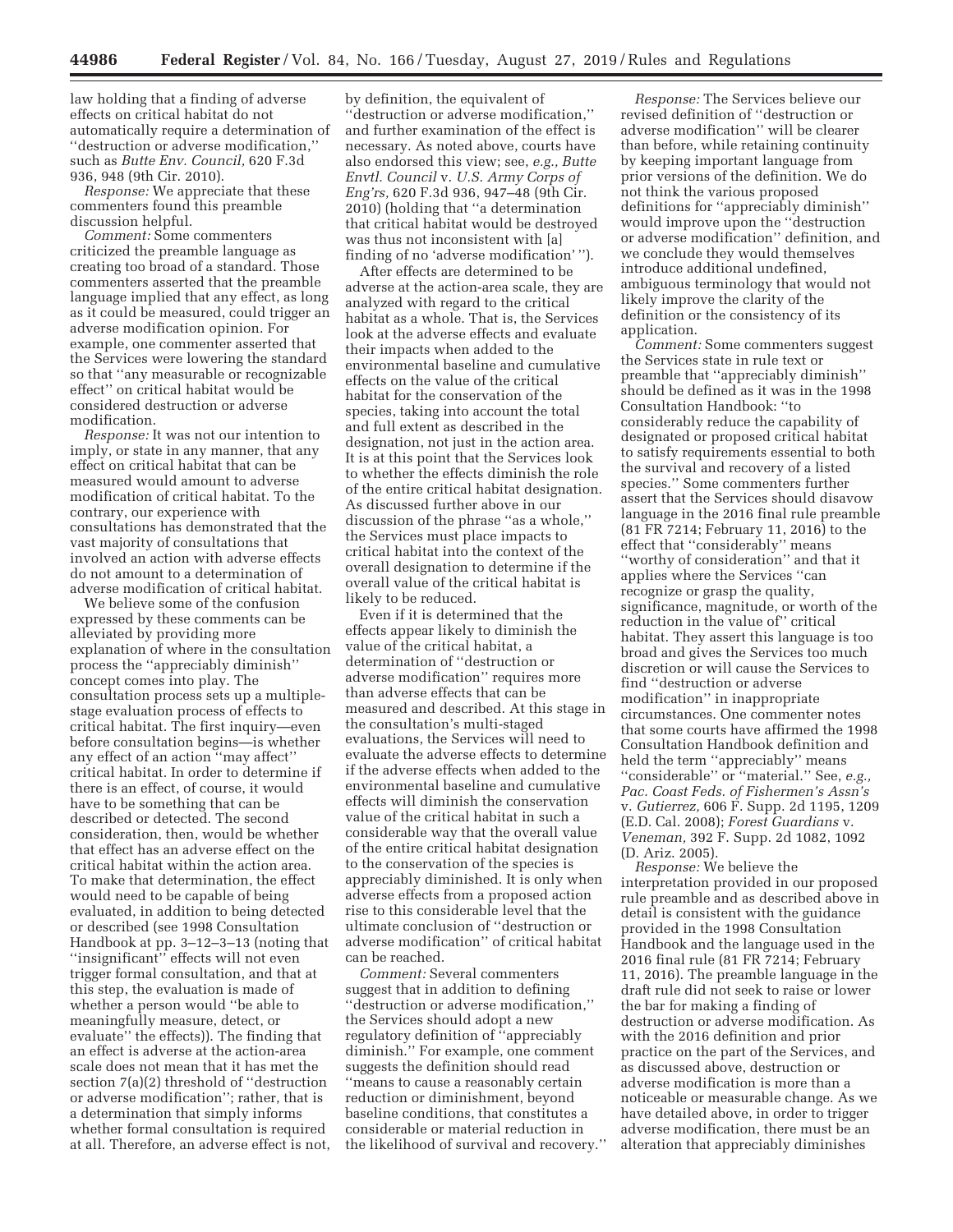law holding that a finding of adverse effects on critical habitat do not automatically require a determination of ''destruction or adverse modification,'' such as *Butte Env. Council,* 620 F.3d 936, 948 (9th Cir. 2010).

*Response:* We appreciate that these commenters found this preamble discussion helpful.

*Comment:* Some commenters criticized the preamble language as creating too broad of a standard. Those commenters asserted that the preamble language implied that any effect, as long as it could be measured, could trigger an adverse modification opinion. For example, one commenter asserted that the Services were lowering the standard so that ''any measurable or recognizable effect'' on critical habitat would be considered destruction or adverse modification.

*Response:* It was not our intention to imply, or state in any manner, that any effect on critical habitat that can be measured would amount to adverse modification of critical habitat. To the contrary, our experience with consultations has demonstrated that the vast majority of consultations that involved an action with adverse effects do not amount to a determination of adverse modification of critical habitat.

We believe some of the confusion expressed by these comments can be alleviated by providing more explanation of where in the consultation process the ''appreciably diminish'' concept comes into play. The consultation process sets up a multiple-stage evaluation process of effects to critical habitat. The first inquiry—even before consultation begins—is whether any effect of an action ''may affect'' critical habitat. In order to determine if there is an effect, of course, it would have to be something that can be described or detected. The second consideration, then, would be whether that effect has an adverse effect on the critical habitat within the action area. To make that determination, the effect would need to be capable of being evaluated, in addition to being detected or described (see 1998 Consultation Handbook at pp. 3–12–3–13 (noting that ''insignificant'' effects will not even trigger formal consultation, and that at this step, the evaluation is made of whether a person would ''be able to meaningfully measure, detect, or evaluate'' the effects)). The finding that an effect is adverse at the action-area scale does not mean that it has met the section 7(a)(2) threshold of ''destruction or adverse modification''; rather, that is a determination that simply informs whether formal consultation is required at all. Therefore, an adverse effect is not, by definition, the equivalent of ''destruction or adverse modification,'' and further examination of the effect is necessary. As noted above, courts have also endorsed this view; see, *e.g., Butte Envtl. Council* v. *U.S. Army Corps of Eng'rs,* 620 F.3d 936, 947–48 (9th Cir. 2010) (holding that ''a determination that critical habitat would be destroyed was thus not inconsistent with [a] finding of no 'adverse modification' '').

After effects are determined to be adverse at the action-area scale, they are analyzed with regard to the critical habitat as a whole. That is, the Services look at the adverse effects and evaluate their impacts when added to the environmental baseline and cumulative effects on the value of the critical habitat for the conservation of the species, taking into account the total and full extent as described in the designation, not just in the action area. It is at this point that the Services look to whether the effects diminish the role of the entire critical habitat designation. As discussed further above in our discussion of the phrase ''as a whole,'' the Services must place impacts to critical habitat into the context of the overall designation to determine if the overall value of the critical habitat is likely to be reduced.

Even if it is determined that the effects appear likely to diminish the value of the critical habitat, a determination of ''destruction or adverse modification'' requires more than adverse effects that can be measured and described. At this stage in the consultation's multi-staged evaluations, the Services will need to evaluate the adverse effects to determine if the adverse effects when added to the environmental baseline and cumulative effects will diminish the conservation value of the critical habitat in such a considerable way that the overall value of the entire critical habitat designation to the conservation of the species is appreciably diminished. It is only when adverse effects from a proposed action rise to this considerable level that the ultimate conclusion of ''destruction or adverse modification'' of critical habitat can be reached.

*Comment:* Several commenters suggest that in addition to defining ''destruction or adverse modification,'' the Services should adopt a new regulatory definition of ''appreciably diminish.'' For example, one comment suggests the definition should read ''means to cause a reasonably certain reduction or diminishment, beyond baseline conditions, that constitutes a considerable or material reduction in the likelihood of survival and recovery.''

*Response:* The Services believe our revised definition of ''destruction or adverse modification'' will be clearer than before, while retaining continuity by keeping important language from prior versions of the definition. We do not think the various proposed definitions for ''appreciably diminish'' would improve upon the ''destruction or adverse modification'' definition, and we conclude they would themselves introduce additional undefined, ambiguous terminology that would not likely improve the clarity of the definition or the consistency of its application.

*Comment:* Some commenters suggest the Services state in rule text or preamble that ''appreciably diminish'' should be defined as it was in the 1998 Consultation Handbook: ''to considerably reduce the capability of designated or proposed critical habitat to satisfy requirements essential to both the survival and recovery of a listed species.'' Some commenters further assert that the Services should disavow language in the 2016 final rule preamble (81 FR 7214; February 11, 2016) to the effect that ''considerably'' means ''worthy of consideration'' and that it applies where the Services ''can recognize or grasp the quality, significance, magnitude, or worth of the reduction in the value of'' critical habitat. They assert this language is too broad and gives the Services too much discretion or will cause the Services to find ''destruction or adverse modification'' in inappropriate circumstances. One commenter notes that some courts have affirmed the 1998 Consultation Handbook definition and held the term ''appreciably'' means ''considerable'' or ''material.'' See, *e.g., Pac. Coast Feds. of Fishermen's Assn's* v. *Gutierrez,* 606 F. Supp. 2d 1195, 1209 (E.D. Cal. 2008); *Forest Guardians* v. *Veneman,* 392 F. Supp. 2d 1082, 1092 (D. Ariz. 2005).

*Response:* We believe the interpretation provided in our proposed rule preamble and as described above in detail is consistent with the guidance provided in the 1998 Consultation Handbook and the language used in the 2016 final rule (81 FR 7214; February 11, 2016). The preamble language in the draft rule did not seek to raise or lower the bar for making a finding of destruction or adverse modification. As with the 2016 definition and prior practice on the part of the Services, and as discussed above, destruction or adverse modification is more than a noticeable or measurable change. As we have detailed above, in order to trigger adverse modification, there must be an alteration that appreciably diminishes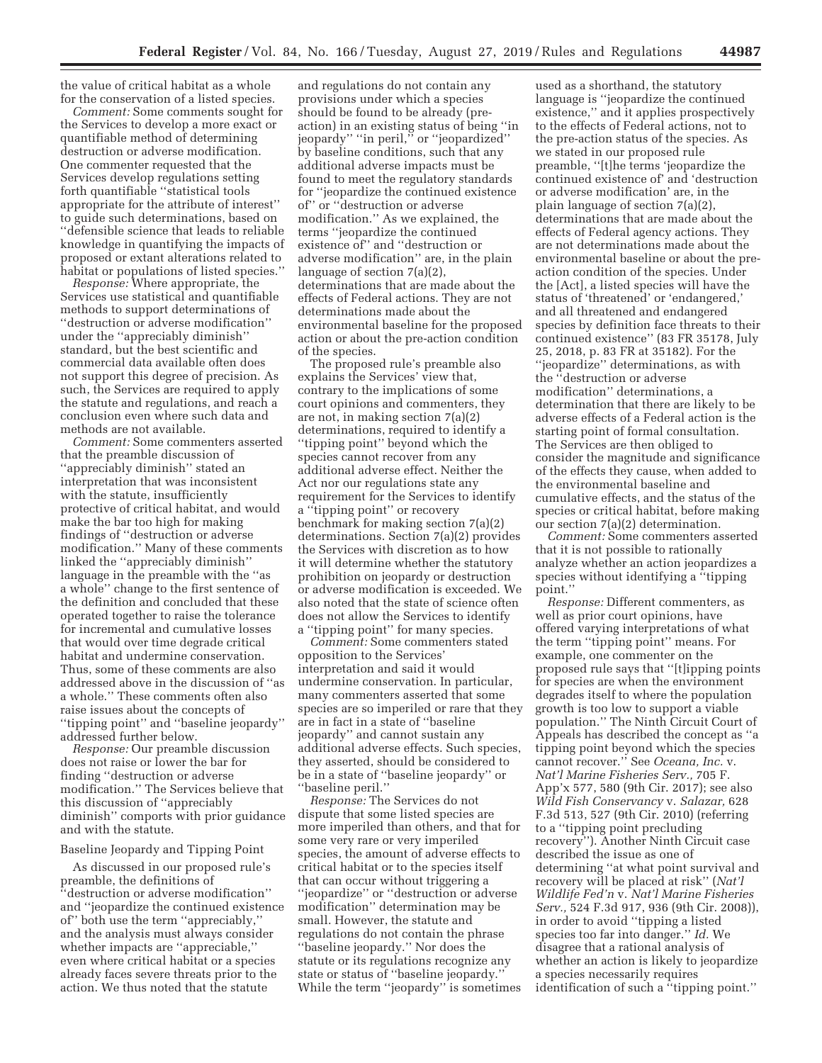the value of critical habitat as a whole for the conservation of a listed species.

*Comment:* Some comments sought for the Services to develop a more exact or quantifiable method of determining destruction or adverse modification. One commenter requested that the Services develop regulations setting forth quantifiable ''statistical tools appropriate for the attribute of interest'' to guide such determinations, based on ''defensible science that leads to reliable knowledge in quantifying the impacts of proposed or extant alterations related to habitat or populations of listed species.''

*Response:* Where appropriate, the Services use statistical and quantifiable methods to support determinations of ''destruction or adverse modification'' under the ''appreciably diminish'' standard, but the best scientific and commercial data available often does not support this degree of precision. As such, the Services are required to apply the statute and regulations, and reach a conclusion even where such data and methods are not available.

*Comment:* Some commenters asserted that the preamble discussion of ''appreciably diminish'' stated an interpretation that was inconsistent with the statute, insufficiently protective of critical habitat, and would make the bar too high for making findings of ''destruction or adverse modification.'' Many of these comments linked the ''appreciably diminish'' language in the preamble with the ''as a whole'' change to the first sentence of the definition and concluded that these operated together to raise the tolerance for incremental and cumulative losses that would over time degrade critical habitat and undermine conservation. Thus, some of these comments are also addressed above in the discussion of ''as a whole.'' These comments often also raise issues about the concepts of ''tipping point'' and ''baseline jeopardy'' addressed further below.

*Response:* Our preamble discussion does not raise or lower the bar for finding ''destruction or adverse modification.'' The Services believe that this discussion of ''appreciably diminish'' comports with prior guidance and with the statute.

Baseline Jeopardy and Tipping Point

As discussed in our proposed rule's preamble, the definitions of ''destruction or adverse modification'' and ''jeopardize the continued existence of'' both use the term ''appreciably,'' and the analysis must always consider whether impacts are ''appreciable,'' even where critical habitat or a species already faces severe threats prior to the action. We thus noted that the statute and regulations do not contain any provisions under which a species should be found to be already (pre-action) in an existing status of being ''in jeopardy'' ''in peril,'' or ''jeopardized'' by baseline conditions, such that any additional adverse impacts must be found to meet the regulatory standards for ''jeopardize the continued existence of'' or ''destruction or adverse modification.'' As we explained, the terms ''jeopardize the continued existence of'' and ''destruction or adverse modification'' are, in the plain language of section 7(a)(2), determinations that are made about the effects of Federal actions. They are not determinations made about the environmental baseline for the proposed action or about the pre-action condition of the species.

The proposed rule's preamble also explains the Services' view that, contrary to the implications of some court opinions and commenters, they are not, in making section 7(a)(2) determinations, required to identify a ''tipping point'' beyond which the species cannot recover from any additional adverse effect. Neither the Act nor our regulations state any requirement for the Services to identify a ''tipping point'' or recovery benchmark for making section 7(a)(2) determinations. Section 7(a)(2) provides the Services with discretion as to how it will determine whether the statutory prohibition on jeopardy or destruction or adverse modification is exceeded. We also noted that the state of science often does not allow the Services to identify a ''tipping point'' for many species.

*Comment:* Some commenters stated opposition to the Services' interpretation and said it would undermine conservation. In particular, many commenters asserted that some species are so imperiled or rare that they are in fact in a state of ''baseline jeopardy'' and cannot sustain any additional adverse effects. Such species, they asserted, should be considered to be in a state of ''baseline jeopardy'' or ''baseline peril.''

*Response:* The Services do not dispute that some listed species are more imperiled than others, and that for some very rare or very imperiled species, the amount of adverse effects to critical habitat or to the species itself that can occur without triggering a ''jeopardize'' or ''destruction or adverse modification'' determination may be small. However, the statute and regulations do not contain the phrase ''baseline jeopardy.'' Nor does the statute or its regulations recognize any state or status of ''baseline jeopardy.'' While the term ''jeopardy'' is sometimes used as a shorthand, the statutory language is ''jeopardize the continued existence,'' and it applies prospectively to the effects of Federal actions, not to the pre-action status of the species. As we stated in our proposed rule preamble, ''[t]he terms 'jeopardize the continued existence of' and 'destruction or adverse modification' are, in the plain language of section 7(a)(2), determinations that are made about the effects of Federal agency actions. They are not determinations made about the environmental baseline or about the pre-action condition of the species. Under the [Act], a listed species will have the status of 'threatened' or 'endangered,' and all threatened and endangered species by definition face threats to their continued existence'' (83 FR 35178, July 25, 2018, p. 83 FR at 35182). For the ''jeopardize'' determinations, as with the ''destruction or adverse modification'' determinations, a determination that there are likely to be adverse effects of a Federal action is the starting point of formal consultation. The Services are then obliged to consider the magnitude and significance of the effects they cause, when added to the environmental baseline and cumulative effects, and the status of the species or critical habitat, before making our section 7(a)(2) determination.

*Comment:* Some commenters asserted that it is not possible to rationally analyze whether an action jeopardizes a species without identifying a ''tipping point.''

*Response:* Different commenters, as well as prior court opinions, have offered varying interpretations of what the term ''tipping point'' means. For example, one commenter on the proposed rule says that ''[t]ipping points for species are when the environment degrades itself to where the population growth is too low to support a viable population.'' The Ninth Circuit Court of Appeals has described the concept as ''a tipping point beyond which the species cannot recover.'' See *Oceana, Inc.* v. *Nat'l Marine Fisheries Serv.,* 705 F. App'x 577, 580 (9th Cir. 2017); see also *Wild Fish Conservancy* v. *Salazar,* 628 F.3d 513, 527 (9th Cir. 2010) (referring to a ''tipping point precluding recovery''). Another Ninth Circuit case described the issue as one of determining ''at what point survival and recovery will be placed at risk'' (*Nat'l Wildlife Fed'n* v. *Nat'l Marine Fisheries Serv.,* 524 F.3d 917, 936 (9th Cir. 2008)), in order to avoid ''tipping a listed species too far into danger.'' *Id.* We disagree that a rational analysis of whether an action is likely to jeopardize a species necessarily requires identification of such a ''tipping point.''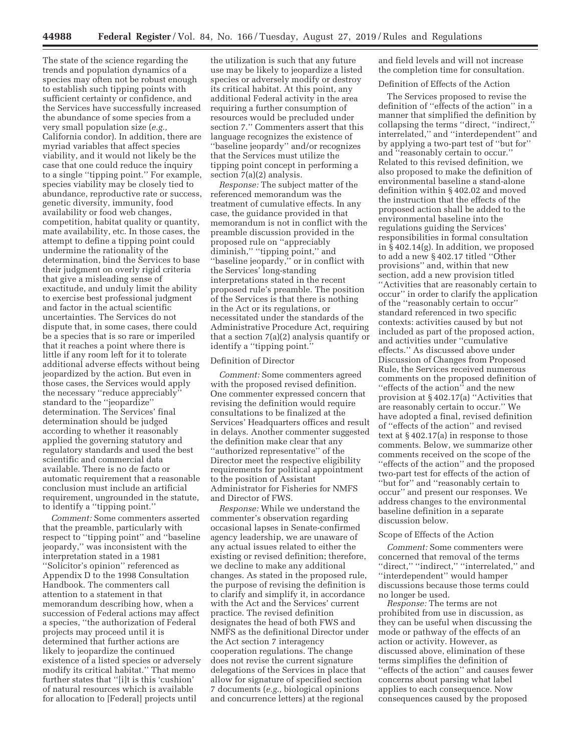The state of the science regarding the trends and population dynamics of a species may often not be robust enough to establish such tipping points with sufficient certainty or confidence, and the Services have successfully increased the abundance of some species from a very small population size (*e.g.,* California condor). In addition, there are myriad variables that affect species viability, and it would not likely be the case that one could reduce the inquiry to a single ''tipping point.'' For example, species viability may be closely tied to abundance, reproductive rate or success, genetic diversity, immunity, food availability or food web changes, competition, habitat quality or quantity, mate availability, etc. In those cases, the attempt to define a tipping point could undermine the rationality of the determination, bind the Services to base their judgment on overly rigid criteria that give a misleading sense of exactitude, and unduly limit the ability to exercise best professional judgment and factor in the actual scientific uncertainties. The Services do not dispute that, in some cases, there could be a species that is so rare or imperiled that it reaches a point where there is little if any room left for it to tolerate additional adverse effects without being jeopardized by the action. But even in those cases, the Services would apply the necessary ''reduce appreciably'' standard to the ''jeopardize'' determination. The Services' final determination should be judged according to whether it reasonably applied the governing statutory and regulatory standards and used the best scientific and commercial data available. There is no de facto or automatic requirement that a reasonable conclusion must include an artificial requirement, ungrounded in the statute, to identify a ''tipping point.''

*Comment:* Some commenters asserted that the preamble, particularly with respect to ''tipping point'' and ''baseline jeopardy,'' was inconsistent with the interpretation stated in a 1981 ''Solicitor's opinion'' referenced as Appendix D to the 1998 Consultation Handbook. The commenters call attention to a statement in that memorandum describing how, when a succession of Federal actions may affect a species, ''the authorization of Federal projects may proceed until it is determined that further actions are likely to jeopardize the continued existence of a listed species or adversely modify its critical habitat.'' That memo further states that ''[i]t is this 'cushion' of natural resources which is available for allocation to [Federal] projects until the utilization is such that any future use may be likely to jeopardize a listed species or adversely modify or destroy its critical habitat. At this point, any additional Federal activity in the area requiring a further consumption of resources would be precluded under section 7.'' Commenters assert that this language recognizes the existence of ''baseline jeopardy'' and/or recognizes that the Services must utilize the tipping point concept in performing a section 7(a)(2) analysis.

*Response:* The subject matter of the referenced memorandum was the treatment of cumulative effects. In any case, the guidance provided in that memorandum is not in conflict with the preamble discussion provided in the proposed rule on ''appreciably diminish,'' ''tipping point,'' and ''baseline jeopardy,'' or in conflict with the Services' long-standing interpretations stated in the recent proposed rule's preamble. The position of the Services is that there is nothing in the Act or its regulations, or necessitated under the standards of the Administrative Procedure Act, requiring that a section 7(a)(2) analysis quantify or identify a ''tipping point.''

Definition of Director

*Comment:* Some commenters agreed with the proposed revised definition. One commenter expressed concern that revising the definition would require consultations to be finalized at the Services' Headquarters offices and result in delays. Another commenter suggested the definition make clear that any ''authorized representative'' of the Director meet the respective eligibility requirements for political appointment to the position of Assistant Administrator for Fisheries for NMFS and Director of FWS.

*Response:* While we understand the commenter's observation regarding occasional lapses in Senate-confirmed agency leadership, we are unaware of any actual issues related to either the existing or revised definition; therefore, we decline to make any additional changes. As stated in the proposed rule, the purpose of revising the definition is to clarify and simplify it, in accordance with the Act and the Services' current practice. The revised definition designates the head of both FWS and NMFS as the definitional Director under the Act section 7 interagency cooperation regulations. The change does not revise the current signature delegations of the Services in place that allow for signature of specified section 7 documents (*e.g.,* biological opinions and concurrence letters) at the regional and field levels and will not increase the completion time for consultation.

Definition of Effects of the Action

The Services proposed to revise the definition of ''effects of the action'' in a manner that simplified the definition by collapsing the terms ''direct, ''indirect,'' interrelated,'' and ''interdependent'' and by applying a two-part test of ''but for'' and ''reasonably certain to occur.'' Related to this revised definition, we also proposed to make the definition of environmental baseline a stand-alone definition within § 402.02 and moved the instruction that the effects of the proposed action shall be added to the environmental baseline into the regulations guiding the Services' responsibilities in formal consultation in § 402.14(g). In addition, we proposed to add a new § 402.17 titled ''Other provisions'' and, within that new section, add a new provision titled ''Activities that are reasonably certain to occur'' in order to clarify the application of the ''reasonably certain to occur'' standard referenced in two specific contexts: activities caused by but not included as part of the proposed action, and activities under ''cumulative effects.'' As discussed above under Discussion of Changes from Proposed Rule, the Services received numerous comments on the proposed definition of ''effects of the action'' and the new provision at § 402.17(a) ''Activities that are reasonably certain to occur.'' We have adopted a final, revised definition of ''effects of the action'' and revised text at § 402.17(a) in response to those comments. Below, we summarize other comments received on the scope of the ''effects of the action'' and the proposed two-part test for effects of the action of ''but for'' and ''reasonably certain to occur'' and present our responses. We address changes to the environmental baseline definition in a separate discussion below.

Scope of Effects of the Action

*Comment:* Some commenters were concerned that removal of the terms ''direct,'' ''indirect,'' ''interrelated,'' and ''interdependent'' would hamper discussions because those terms could no longer be used.

*Response:* The terms are not prohibited from use in discussion, as they can be useful when discussing the mode or pathway of the effects of an action or activity. However, as discussed above, elimination of these terms simplifies the definition of ''effects of the action'' and causes fewer concerns about parsing what label applies to each consequence. Now consequences caused by the proposed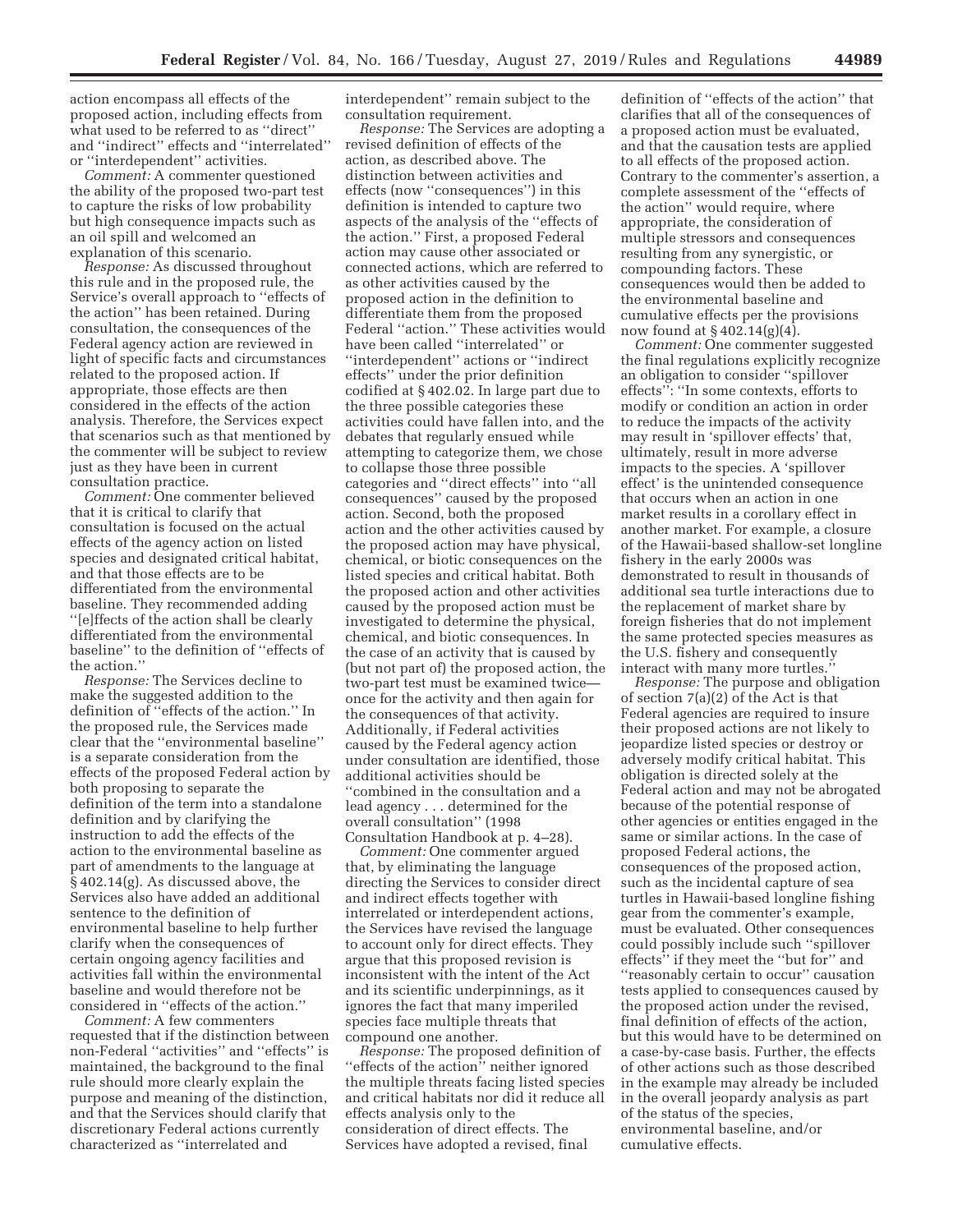action encompass all effects of the proposed action, including effects from what used to be referred to as ''direct'' and ''indirect'' effects and ''interrelated'' or ''interdependent'' activities.

*Comment:* A commenter questioned the ability of the proposed two-part test to capture the risks of low probability but high consequence impacts such as an oil spill and welcomed an explanation of this scenario.

*Response:* As discussed throughout this rule and in the proposed rule, the Service's overall approach to ''effects of the action'' has been retained. During consultation, the consequences of the Federal agency action are reviewed in light of specific facts and circumstances related to the proposed action. If appropriate, those effects are then considered in the effects of the action analysis. Therefore, the Services expect that scenarios such as that mentioned by the commenter will be subject to review just as they have been in current consultation practice.

*Comment:* One commenter believed that it is critical to clarify that consultation is focused on the actual effects of the agency action on listed species and designated critical habitat, and that those effects are to be differentiated from the environmental baseline. They recommended adding ''[e]ffects of the action shall be clearly differentiated from the environmental baseline'' to the definition of ''effects of the action.''

*Response:* The Services decline to make the suggested addition to the definition of ''effects of the action.'' In the proposed rule, the Services made clear that the ''environmental baseline'' is a separate consideration from the effects of the proposed Federal action by both proposing to separate the definition of the term into a standalone definition and by clarifying the instruction to add the effects of the action to the environmental baseline as part of amendments to the language at § 402.14(g). As discussed above, the Services also have added an additional sentence to the definition of environmental baseline to help further clarify when the consequences of certain ongoing agency facilities and activities fall within the environmental baseline and would therefore not be considered in ''effects of the action.''

*Comment:* A few commenters requested that if the distinction between non-Federal ''activities'' and ''effects'' is maintained, the background to the final rule should more clearly explain the purpose and meaning of the distinction, and that the Services should clarify that discretionary Federal actions currently characterized as ''interrelated and interdependent'' remain subject to the consultation requirement.

*Response:* The Services are adopting a revised definition of effects of the action, as described above. The distinction between activities and effects (now ''consequences'') in this definition is intended to capture two aspects of the analysis of the ''effects of the action.'' First, a proposed Federal action may cause other associated or connected actions, which are referred to as other activities caused by the proposed action in the definition to differentiate them from the proposed Federal ''action.'' These activities would have been called ''interrelated'' or ''interdependent'' actions or ''indirect effects'' under the prior definition codified at § 402.02. In large part due to the three possible categories these activities could have fallen into, and the debates that regularly ensued while attempting to categorize them, we chose to collapse those three possible categories and ''direct effects'' into ''all consequences'' caused by the proposed action. Second, both the proposed action and the other activities caused by the proposed action may have physical, chemical, or biotic consequences on the listed species and critical habitat. Both the proposed action and other activities caused by the proposed action must be investigated to determine the physical, chemical, and biotic consequences. In the case of an activity that is caused by (but not part of) the proposed action, the two-part test must be examined twice—once for the activity and then again for the consequences of that activity. Additionally, if Federal activities caused by the Federal agency action under consultation are identified, those additional activities should be ''combined in the consultation and a lead agency . . . determined for the overall consultation'' (1998 Consultation Handbook at p. 4–28).

*Comment:* One commenter argued that, by eliminating the language directing the Services to consider direct and indirect effects together with interrelated or interdependent actions, the Services have revised the language to account only for direct effects. They argue that this proposed revision is inconsistent with the intent of the Act and its scientific underpinnings, as it ignores the fact that many imperiled species face multiple threats that compound one another.

*Response:* The proposed definition of ''effects of the action'' neither ignored the multiple threats facing listed species and critical habitats nor did it reduce all effects analysis only to the consideration of direct effects. The Services have adopted a revised, final definition of ''effects of the action'' that clarifies that all of the consequences of a proposed action must be evaluated, and that the causation tests are applied to all effects of the proposed action. Contrary to the commenter's assertion, a complete assessment of the ''effects of the action'' would require, where appropriate, the consideration of multiple stressors and consequences resulting from any synergistic, or compounding factors. These consequences would then be added to the environmental baseline and cumulative effects per the provisions now found at § 402.14(g)(4).

*Comment:* One commenter suggested the final regulations explicitly recognize an obligation to consider ''spillover effects'': ''In some contexts, efforts to modify or condition an action in order to reduce the impacts of the activity may result in 'spillover effects' that, ultimately, result in more adverse impacts to the species. A 'spillover effect' is the unintended consequence that occurs when an action in one market results in a corollary effect in another market. For example, a closure of the Hawaii-based shallow-set longline fishery in the early 2000s was demonstrated to result in thousands of additional sea turtle interactions due to the replacement of market share by foreign fisheries that do not implement the same protected species measures as the U.S. fishery and consequently interact with many more turtles.''

*Response:* The purpose and obligation of section 7(a)(2) of the Act is that Federal agencies are required to insure their proposed actions are not likely to jeopardize listed species or destroy or adversely modify critical habitat. This obligation is directed solely at the Federal action and may not be abrogated because of the potential response of other agencies or entities engaged in the same or similar actions. In the case of proposed Federal actions, the consequences of the proposed action, such as the incidental capture of sea turtles in Hawaii-based longline fishing gear from the commenter's example, must be evaluated. Other consequences could possibly include such ''spillover effects'' if they meet the ''but for'' and ''reasonably certain to occur'' causation tests applied to consequences caused by the proposed action under the revised, final definition of effects of the action, but this would have to be determined on a case-by-case basis. Further, the effects of other actions such as those described in the example may already be included in the overall jeopardy analysis as part of the status of the species, environmental baseline, and/or cumulative effects.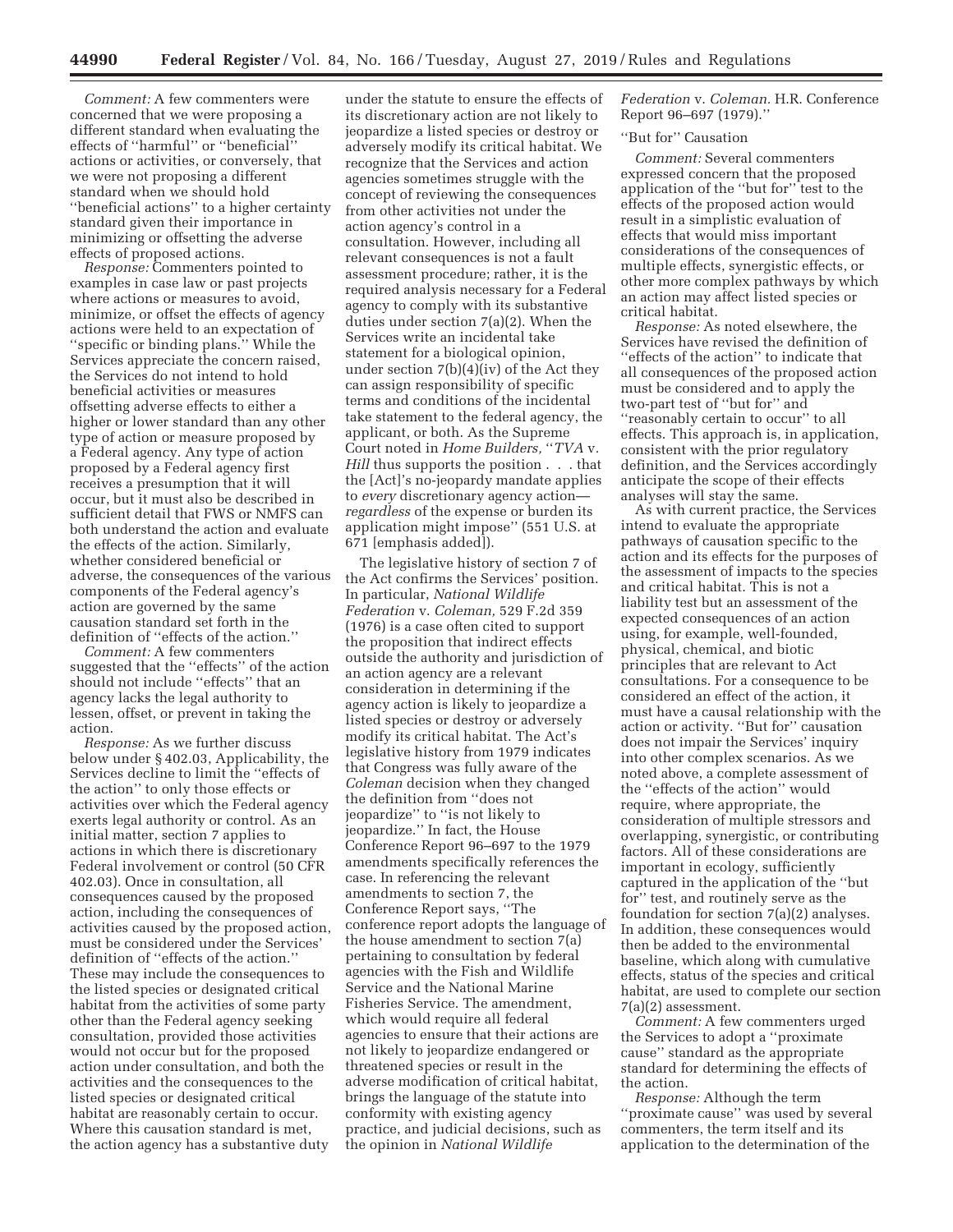*Comment:* A few commenters were concerned that we were proposing a different standard when evaluating the effects of ''harmful'' or ''beneficial'' actions or activities, or conversely, that we were not proposing a different standard when we should hold ''beneficial actions'' to a higher certainty standard given their importance in minimizing or offsetting the adverse effects of proposed actions.

*Response:* Commenters pointed to examples in case law or past projects where actions or measures to avoid, minimize, or offset the effects of agency actions were held to an expectation of ''specific or binding plans.'' While the Services appreciate the concern raised, the Services do not intend to hold beneficial activities or measures offsetting adverse effects to either a higher or lower standard than any other type of action or measure proposed by a Federal agency. Any type of action proposed by a Federal agency first receives a presumption that it will occur, but it must also be described in sufficient detail that FWS or NMFS can both understand the action and evaluate the effects of the action. Similarly, whether considered beneficial or adverse, the consequences of the various components of the Federal agency's action are governed by the same causation standard set forth in the definition of ''effects of the action.''

*Comment:* A few commenters suggested that the ''effects'' of the action should not include ''effects'' that an agency lacks the legal authority to lessen, offset, or prevent in taking the action.

*Response:* As we further discuss below under § 402.03, Applicability, the Services decline to limit the ''effects of the action'' to only those effects or activities over which the Federal agency exerts legal authority or control. As an initial matter, section 7 applies to actions in which there is discretionary Federal involvement or control (50 CFR 402.03). Once in consultation, all consequences caused by the proposed action, including the consequences of activities caused by the proposed action, must be considered under the Services' definition of ''effects of the action.'' These may include the consequences to the listed species or designated critical habitat from the activities of some party other than the Federal agency seeking consultation, provided those activities would not occur but for the proposed action under consultation, and both the activities and the consequences to the listed species or designated critical habitat are reasonably certain to occur. Where this causation standard is met, the action agency has a substantive duty under the statute to ensure the effects of its discretionary action are not likely to jeopardize a listed species or destroy or adversely modify its critical habitat. We recognize that the Services and action agencies sometimes struggle with the concept of reviewing the consequences from other activities not under the action agency's control in a consultation. However, including all relevant consequences is not a fault assessment procedure; rather, it is the required analysis necessary for a Federal agency to comply with its substantive duties under section 7(a)(2). When the Services write an incidental take statement for a biological opinion, under section 7(b)(4)(iv) of the Act they can assign responsibility of specific terms and conditions of the incidental take statement to the federal agency, the applicant, or both. As the Supreme Court noted in *Home Builders,* ''*TVA* v. *Hill* thus supports the position . . . that the [Act]'s no-jeopardy mandate applies to *every* discretionary agency action—*regardless* of the expense or burden its application might impose'' (551 U.S. at 671 [emphasis added]).

The legislative history of section 7 of the Act confirms the Services' position. In particular, *National Wildlife Federation* v. *Coleman,* 529 F.2d 359 (1976) is a case often cited to support the proposition that indirect effects outside the authority and jurisdiction of an action agency are a relevant consideration in determining if the agency action is likely to jeopardize a listed species or destroy or adversely modify its critical habitat. The Act's legislative history from 1979 indicates that Congress was fully aware of the *Coleman* decision when they changed the definition from ''does not jeopardize'' to ''is not likely to jeopardize.'' In fact, the House Conference Report 96–697 to the 1979 amendments specifically references the case. In referencing the relevant amendments to section 7, the Conference Report says, ''The conference report adopts the language of the house amendment to section 7(a) pertaining to consultation by federal agencies with the Fish and Wildlife Service and the National Marine Fisheries Service. The amendment, which would require all federal agencies to ensure that their actions are not likely to jeopardize endangered or threatened species or result in the adverse modification of critical habitat, brings the language of the statute into conformity with existing agency practice, and judicial decisions, such as the opinion in *National Wildlife Federation* v. *Coleman.* H.R. Conference Report 96–697 (1979).''

''But for'' Causation

*Comment:* Several commenters expressed concern that the proposed application of the ''but for'' test to the effects of the proposed action would result in a simplistic evaluation of effects that would miss important considerations of the consequences of multiple effects, synergistic effects, or other more complex pathways by which an action may affect listed species or critical habitat.

*Response:* As noted elsewhere, the Services have revised the definition of ''effects of the action'' to indicate that all consequences of the proposed action must be considered and to apply the two-part test of ''but for'' and ''reasonably certain to occur'' to all effects. This approach is, in application, consistent with the prior regulatory definition, and the Services accordingly anticipate the scope of their effects analyses will stay the same.

As with current practice, the Services intend to evaluate the appropriate pathways of causation specific to the action and its effects for the purposes of the assessment of impacts to the species and critical habitat. This is not a liability test but an assessment of the expected consequences of an action using, for example, well-founded, physical, chemical, and biotic principles that are relevant to Act consultations. For a consequence to be considered an effect of the action, it must have a causal relationship with the action or activity. ''But for'' causation does not impair the Services' inquiry into other complex scenarios. As we noted above, a complete assessment of the ''effects of the action'' would require, where appropriate, the consideration of multiple stressors and overlapping, synergistic, or contributing factors. All of these considerations are important in ecology, sufficiently captured in the application of the ''but for'' test, and routinely serve as the foundation for section 7(a)(2) analyses. In addition, these consequences would then be added to the environmental baseline, which along with cumulative effects, status of the species and critical habitat, are used to complete our section 7(a)(2) assessment.

*Comment:* A few commenters urged the Services to adopt a ''proximate cause'' standard as the appropriate standard for determining the effects of the action.

*Response:* Although the term ''proximate cause'' was used by several commenters, the term itself and its application to the determination of the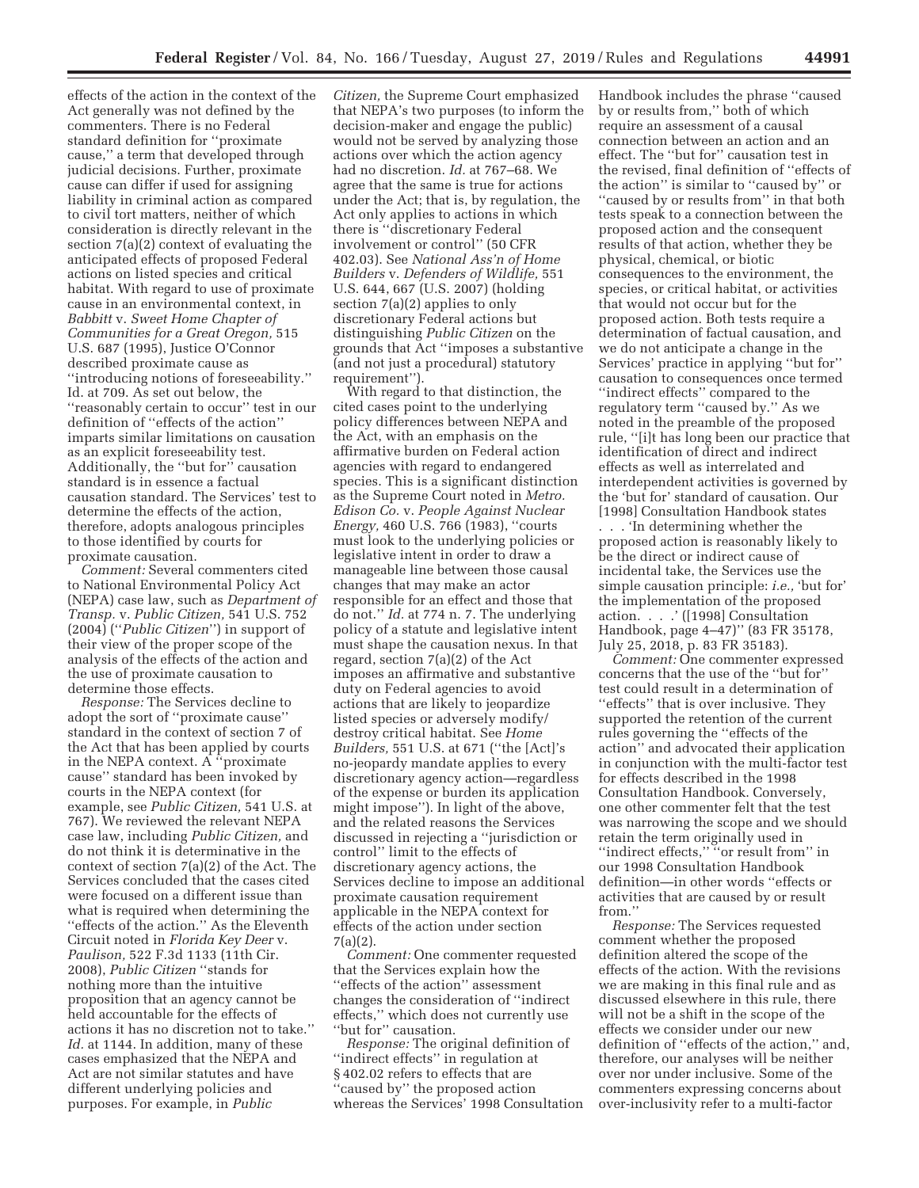effects of the action in the context of the Act generally was not defined by the commenters. There is no Federal standard definition for ''proximate cause,'' a term that developed through judicial decisions. Further, proximate cause can differ if used for assigning liability in criminal action as compared to civil tort matters, neither of which consideration is directly relevant in the section 7(a)(2) context of evaluating the anticipated effects of proposed Federal actions on listed species and critical habitat. With regard to use of proximate cause in an environmental context, in *Babbitt* v. *Sweet Home Chapter of Communities for a Great Oregon,* 515 U.S. 687 (1995), Justice O'Connor described proximate cause as ''introducing notions of foreseeability.'' Id. at 709. As set out below, the ''reasonably certain to occur'' test in our definition of ''effects of the action'' imparts similar limitations on causation as an explicit foreseeability test. Additionally, the ''but for'' causation standard is in essence a factual causation standard. The Services' test to determine the effects of the action, therefore, adopts analogous principles to those identified by courts for proximate causation.

*Comment:* Several commenters cited to National Environmental Policy Act (NEPA) case law, such as *Department of Transp.* v. *Public Citizen,* 541 U.S. 752 (2004) (''*Public Citizen*'') in support of their view of the proper scope of the analysis of the effects of the action and the use of proximate causation to determine those effects.

*Response:* The Services decline to adopt the sort of ''proximate cause'' standard in the context of section 7 of the Act that has been applied by courts in the NEPA context. A ''proximate cause'' standard has been invoked by courts in the NEPA context (for example, see *Public Citizen,* 541 U.S. at 767). We reviewed the relevant NEPA case law, including *Public Citizen,* and do not think it is determinative in the context of section 7(a)(2) of the Act. The Services concluded that the cases cited were focused on a different issue than what is required when determining the ''effects of the action.'' As the Eleventh Circuit noted in *Florida Key Deer* v. *Paulison,* 522 F.3d 1133 (11th Cir. 2008), *Public Citizen* ''stands for nothing more than the intuitive proposition that an agency cannot be held accountable for the effects of actions it has no discretion not to take.'' *Id.* at 1144. In addition, many of these cases emphasized that the NEPA and Act are not similar statutes and have different underlying policies and purposes. For example, in *Public Citizen,* the Supreme Court emphasized that NEPA's two purposes (to inform the decision-maker and engage the public) would not be served by analyzing those actions over which the action agency had no discretion. *Id.* at 767–68. We agree that the same is true for actions under the Act; that is, by regulation, the Act only applies to actions in which there is ''discretionary Federal involvement or control'' (50 CFR 402.03). See *National Ass'n of Home Builders* v. *Defenders of Wildlife,* 551 U.S. 644, 667 (U.S. 2007) (holding section 7(a)(2) applies to only discretionary Federal actions but distinguishing *Public Citizen* on the grounds that Act ''imposes a substantive (and not just a procedural) statutory requirement'').

With regard to that distinction, the cited cases point to the underlying policy differences between NEPA and the Act, with an emphasis on the affirmative burden on Federal action agencies with regard to endangered species. This is a significant distinction as the Supreme Court noted in *Metro. Edison Co.* v. *People Against Nuclear Energy,* 460 U.S. 766 (1983), ''courts must look to the underlying policies or legislative intent in order to draw a manageable line between those causal changes that may make an actor responsible for an effect and those that do not.'' *Id.* at 774 n. 7. The underlying policy of a statute and legislative intent must shape the causation nexus. In that regard, section 7(a)(2) of the Act imposes an affirmative and substantive duty on Federal agencies to avoid actions that are likely to jeopardize listed species or adversely modify/destroy critical habitat. See *Home Builders,* 551 U.S. at 671 (''the [Act]'s no-jeopardy mandate applies to every discretionary agency action—regardless of the expense or burden its application might impose''). In light of the above, and the related reasons the Services discussed in rejecting a ''jurisdiction or control'' limit to the effects of discretionary agency actions, the Services decline to impose an additional proximate causation requirement applicable in the NEPA context for effects of the action under section 7(a)(2).

*Comment:* One commenter requested that the Services explain how the ''effects of the action'' assessment changes the consideration of ''indirect effects,'' which does not currently use ''but for'' causation.

*Response:* The original definition of ''indirect effects'' in regulation at § 402.02 refers to effects that are ''caused by'' the proposed action whereas the Services' 1998 Consultation Handbook includes the phrase ''caused by or results from,'' both of which require an assessment of a causal connection between an action and an effect. The ''but for'' causation test in the revised, final definition of ''effects of the action'' is similar to ''caused by'' or ''caused by or results from'' in that both tests speak to a connection between the proposed action and the consequent results of that action, whether they be physical, chemical, or biotic consequences to the environment, the species, or critical habitat, or activities that would not occur but for the proposed action. Both tests require a determination of factual causation, and we do not anticipate a change in the Services' practice in applying ''but for'' causation to consequences once termed ''indirect effects'' compared to the regulatory term ''caused by.'' As we noted in the preamble of the proposed rule, ''[i]t has long been our practice that identification of direct and indirect effects as well as interrelated and interdependent activities is governed by the 'but for' standard of causation. Our [1998] Consultation Handbook states . . . 'In determining whether the proposed action is reasonably likely to be the direct or indirect cause of incidental take, the Services use the simple causation principle: *i.e.,* 'but for' the implementation of the proposed action. . . .' ([1998] Consultation Handbook, page 4–47)'' (83 FR 35178, July 25, 2018, p. 83 FR 35183).

*Comment:* One commenter expressed concerns that the use of the ''but for'' test could result in a determination of ''effects'' that is over inclusive. They supported the retention of the current rules governing the ''effects of the action'' and advocated their application in conjunction with the multi-factor test for effects described in the 1998 Consultation Handbook. Conversely, one other commenter felt that the test was narrowing the scope and we should retain the term originally used in ''indirect effects,'' ''or result from'' in our 1998 Consultation Handbook definition—in other words ''effects or activities that are caused by or result from.''

*Response:* The Services requested comment whether the proposed definition altered the scope of the effects of the action. With the revisions we are making in this final rule and as discussed elsewhere in this rule, there will not be a shift in the scope of the effects we consider under our new definition of ''effects of the action,'' and, therefore, our analyses will be neither over nor under inclusive. Some of the commenters expressing concerns about over-inclusivity refer to a multi-factor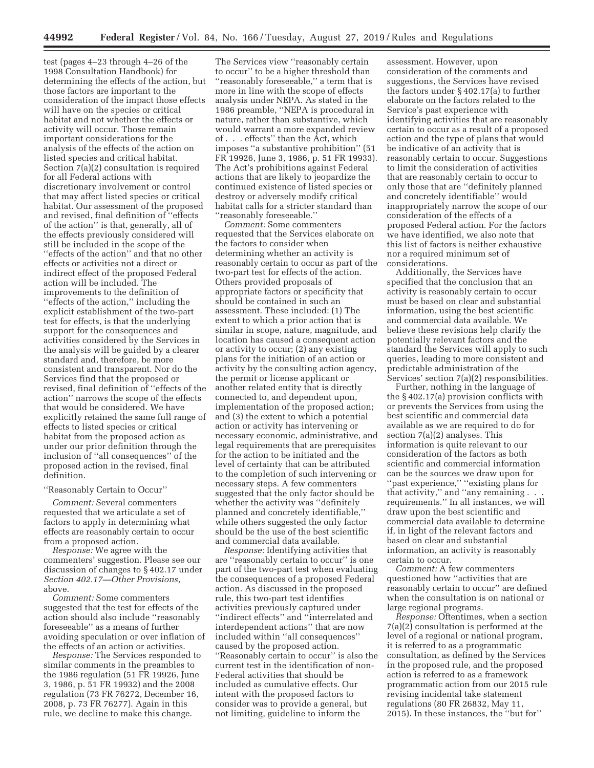test (pages 4–23 through 4–26 of the 1998 Consultation Handbook) for determining the effects of the action, but those factors are important to the consideration of the impact those effects will have on the species or critical habitat and not whether the effects or activity will occur. Those remain important considerations for the analysis of the effects of the action on listed species and critical habitat. Section 7(a)(2) consultation is required for all Federal actions with discretionary involvement or control that may affect listed species or critical habitat. Our assessment of the proposed and revised, final definition of ''effects of the action'' is that, generally, all of the effects previously considered will still be included in the scope of the ''effects of the action'' and that no other effects or activities not a direct or indirect effect of the proposed Federal action will be included. The improvements to the definition of ''effects of the action,'' including the explicit establishment of the two-part test for effects, is that the underlying support for the consequences and activities considered by the Services in the analysis will be guided by a clearer standard and, therefore, be more consistent and transparent. Nor do the Services find that the proposed or revised, final definition of ''effects of the action'' narrows the scope of the effects that would be considered. We have explicitly retained the same full range of effects to listed species or critical habitat from the proposed action as under our prior definition through the inclusion of ''all consequences'' of the proposed action in the revised, final definition.

''Reasonably Certain to Occur''

*Comment:* Several commenters requested that we articulate a set of factors to apply in determining what effects are reasonably certain to occur from a proposed action.

*Response:* We agree with the commenters' suggestion. Please see our discussion of changes to § 402.17 under *Section 402.17—Other Provisions,* above.

*Comment:* Some commenters suggested that the test for effects of the action should also include ''reasonably foreseeable'' as a means of further avoiding speculation or over inflation of the effects of an action or activities.

*Response:* The Services responded to similar comments in the preambles to the 1986 regulation (51 FR 19926, June 3, 1986, p. 51 FR 19932) and the 2008 regulation (73 FR 76272, December 16, 2008, p. 73 FR 76277). Again in this rule, we decline to make this change. The Services view ''reasonably certain to occur'' to be a higher threshold than ''reasonably foreseeable,'' a term that is more in line with the scope of effects analysis under NEPA. As stated in the 1986 preamble, ''NEPA is procedural in nature, rather than substantive, which would warrant a more expanded review of . . . effects'' than the Act, which imposes ''a substantive prohibition'' (51 FR 19926, June 3, 1986, p. 51 FR 19933). The Act's prohibitions against Federal actions that are likely to jeopardize the continued existence of listed species or destroy or adversely modify critical habitat calls for a stricter standard than ''reasonably foreseeable.''

*Comment:* Some commenters requested that the Services elaborate on the factors to consider when determining whether an activity is reasonably certain to occur as part of the two-part test for effects of the action. Others provided proposals of appropriate factors or specificity that should be contained in such an assessment. These included: (1) The extent to which a prior action that is similar in scope, nature, magnitude, and location has caused a consequent action or activity to occur; (2) any existing plans for the initiation of an action or activity by the consulting action agency, the permit or license applicant or another related entity that is directly connected to, and dependent upon, implementation of the proposed action; and (3) the extent to which a potential action or activity has intervening or necessary economic, administrative, and legal requirements that are prerequisites for the action to be initiated and the level of certainty that can be attributed to the completion of such intervening or necessary steps. A few commenters suggested that the only factor should be whether the activity was ''definitely planned and concretely identifiable,'' while others suggested the only factor should be the use of the best scientific and commercial data available.

*Response:* Identifying activities that are ''reasonably certain to occur'' is one part of the two-part test when evaluating the consequences of a proposed Federal action. As discussed in the proposed rule, this two-part test identifies activities previously captured under ''indirect effects'' and ''interrelated and interdependent actions'' that are now included within ''all consequences'' caused by the proposed action. ''Reasonably certain to occur'' is also the current test in the identification of non-Federal activities that should be included as cumulative effects. Our intent with the proposed factors to consider was to provide a general, but not limiting, guideline to inform the assessment. However, upon consideration of the comments and suggestions, the Services have revised the factors under § 402.17(a) to further elaborate on the factors related to the Service's past experience with identifying activities that are reasonably certain to occur as a result of a proposed action and the type of plans that would be indicative of an activity that is reasonably certain to occur. Suggestions to limit the consideration of activities that are reasonably certain to occur to only those that are ''definitely planned and concretely identifiable'' would inappropriately narrow the scope of our consideration of the effects of a proposed Federal action. For the factors we have identified, we also note that this list of factors is neither exhaustive nor a required minimum set of considerations.

Additionally, the Services have specified that the conclusion that an activity is reasonably certain to occur must be based on clear and substantial information, using the best scientific and commercial data available. We believe these revisions help clarify the potentially relevant factors and the standard the Services will apply to such queries, leading to more consistent and predictable administration of the Services' section 7(a)(2) responsibilities.

Further, nothing in the language of the § 402.17(a) provision conflicts with or prevents the Services from using the best scientific and commercial data available as we are required to do for section 7(a)(2) analyses. This information is quite relevant to our consideration of the factors as both scientific and commercial information can be the sources we draw upon for ''past experience,'' ''existing plans for that activity,'' and ''any remaining . . . requirements.'' In all instances, we will draw upon the best scientific and commercial data available to determine if, in light of the relevant factors and based on clear and substantial information, an activity is reasonably certain to occur.

*Comment:* A few commenters questioned how ''activities that are reasonably certain to occur'' are defined when the consultation is on national or large regional programs.

*Response:* Oftentimes, when a section 7(a)(2) consultation is performed at the level of a regional or national program, it is referred to as a programmatic consultation, as defined by the Services in the proposed rule, and the proposed action is referred to as a framework programmatic action from our 2015 rule revising incidental take statement regulations (80 FR 26832, May 11, 2015). In these instances, the ''but for''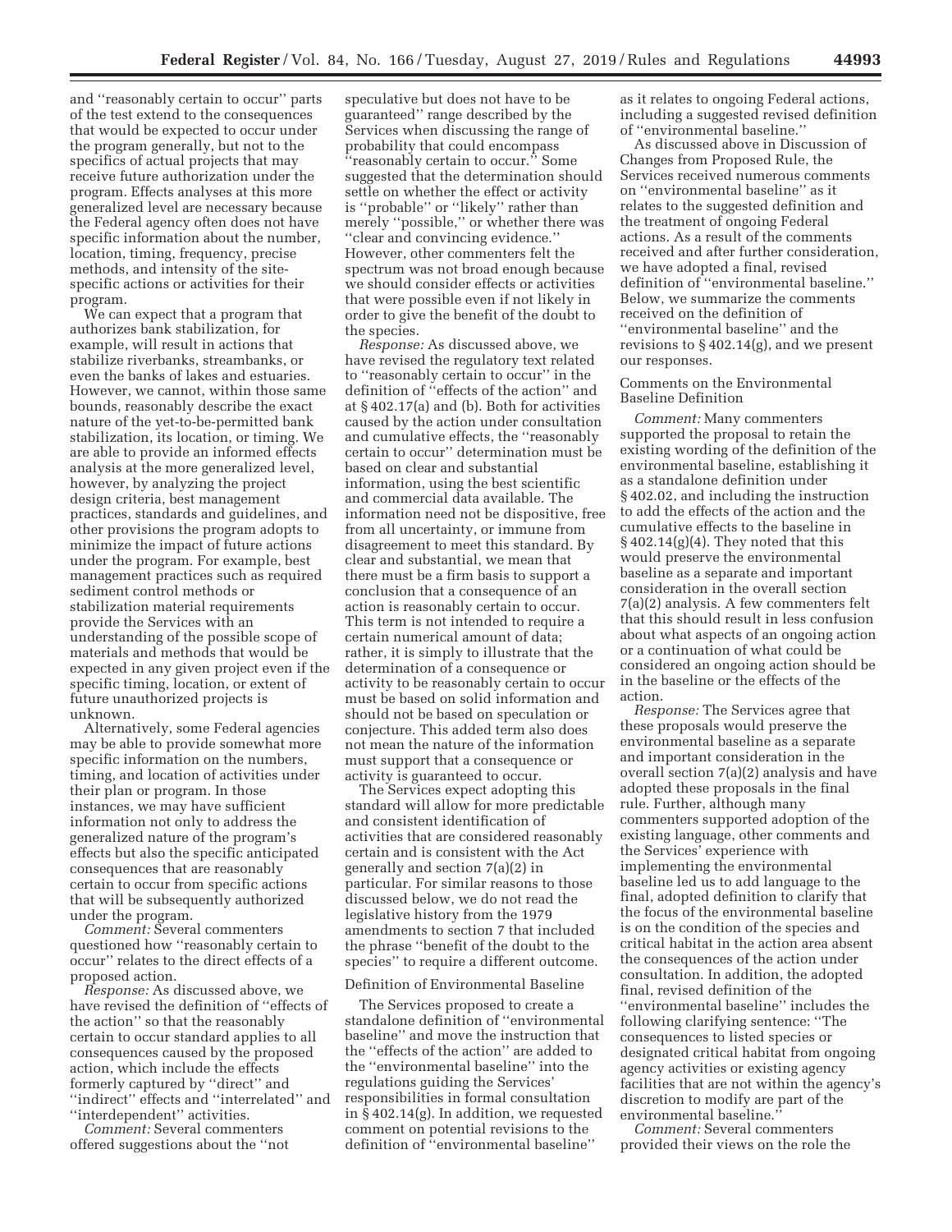and "reasonably certain to occur" parts of the test extend to the consequences that would be expected to occur under the program generally, but not to the specifics of actual projects that may receive future authorization under the program. Effects analyses at this more generalized level are necessary because the Federal agency often does not have specific information about the number, location, timing, frequency, precise methods, and intensity of the site-specific actions or activities for their program.

We can expect that a program that authorizes bank stabilization, for example, will result in actions that stabilize riverbanks, streambanks, or even the banks of lakes and estuaries. However, we cannot, within those same bounds, reasonably describe the exact nature of the yet-to-be-permitted bank stabilization, its location, or timing. We are able to provide an informed effects analysis at the more generalized level, however, by analyzing the project design criteria, best management practices, standards and guidelines, and other provisions the program adopts to minimize the impact of future actions under the program. For example, best management practices such as required sediment control methods or stabilization material requirements provide the Services with an understanding of the possible scope of materials and methods that would be expected in any given project even if the specific timing, location, or extent of future unauthorized projects is unknown.

Alternatively, some Federal agencies may be able to provide somewhat more specific information on the numbers, timing, and location of activities under their plan or program. In those instances, we may have sufficient information not only to address the generalized nature of the program's effects but also the specific anticipated consequences that are reasonably certain to occur from specific actions that will be subsequently authorized under the program.

*Comment:* Several commenters questioned how "reasonably certain to occur" relates to the direct effects of a proposed action.

*Response:* As discussed above, we have revised the definition of "effects of the action" so that the reasonably certain to occur standard applies to all consequences caused by the proposed action, which include the effects formerly captured by "direct" and "indirect" effects and "interrelated" and "interdependent" activities.

*Comment:* Several commenters offered suggestions about the "not speculative but does not have to be guaranteed" range described by the Services when discussing the range of probability that could encompass "reasonably certain to occur." Some suggested that the determination should settle on whether the effect or activity is "probable" or "likely" rather than merely "possible," or whether there was "clear and convincing evidence." However, other commenters felt the spectrum was not broad enough because we should consider effects or activities that were possible even if not likely in order to give the benefit of the doubt to the species.

*Response:* As discussed above, we have revised the regulatory text related to "reasonably certain to occur" in the definition of "effects of the action" and at § 402.17(a) and (b). Both for activities caused by the action under consultation and cumulative effects, the "reasonably certain to occur" determination must be based on clear and substantial information, using the best scientific and commercial data available. The information need not be dispositive, free from all uncertainty, or immune from disagreement to meet this standard. By clear and substantial, we mean that there must be a firm basis to support a conclusion that a consequence of an action is reasonably certain to occur. This term is not intended to require a certain numerical amount of data; rather, it is simply to illustrate that the determination of a consequence or activity to be reasonably certain to occur must be based on solid information and should not be based on speculation or conjecture. This added term also does not mean the nature of the information must support that a consequence or activity is guaranteed to occur.

The Services expect adopting this standard will allow for more predictable and consistent identification of activities that are considered reasonably certain and is consistent with the Act generally and section 7(a)(2) in particular. For similar reasons to those discussed below, we do not read the legislative history from the 1979 amendments to section 7 that included the phrase "benefit of the doubt to the species" to require a different outcome.

## Definition of Environmental Baseline

The Services proposed to create a standalone definition of "environmental baseline" and move the instruction that the "effects of the action" are added to the "environmental baseline" into the regulations guiding the Services' responsibilities in formal consultation in § 402.14(g). In addition, we requested comment on potential revisions to the definition of "environmental baseline" as it relates to ongoing Federal actions, including a suggested revised definition of "environmental baseline."

As discussed above in Discussion of Changes from Proposed Rule, the Services received numerous comments on "environmental baseline" as it relates to the suggested definition and the treatment of ongoing Federal actions. As a result of the comments received and after further consideration, we have adopted a final, revised definition of "environmental baseline." Below, we summarize the comments received on the definition of "environmental baseline" and the revisions to § 402.14(g), and we present our responses.

### Comments on the Environmental Baseline Definition

*Comment:* Many commenters supported the proposal to retain the existing wording of the definition of the environmental baseline, establishing it as a standalone definition under § 402.02, and including the instruction to add the effects of the action and the cumulative effects to the baseline in § 402.14(g)(4). They noted that this would preserve the environmental baseline as a separate and important consideration in the overall section 7(a)(2) analysis. A few commenters felt that this should result in less confusion about what aspects of an ongoing action or a continuation of what could be considered an ongoing action should be in the baseline or the effects of the action.

*Response:* The Services agree that these proposals would preserve the environmental baseline as a separate and important consideration in the overall section 7(a)(2) analysis and have adopted these proposals in the final rule. Further, although many commenters supported adoption of the existing language, other comments and the Services' experience with implementing the environmental baseline led us to add language to the final, adopted definition to clarify that the focus of the environmental baseline is on the condition of the species and critical habitat in the action area absent the consequences of the action under consultation. In addition, the adopted final, revised definition of the "environmental baseline" includes the following clarifying sentence: "The consequences to listed species or designated critical habitat from ongoing agency activities or existing agency facilities that are not within the agency's discretion to modify are part of the environmental baseline."

*Comment:* Several commenters provided their views on the role the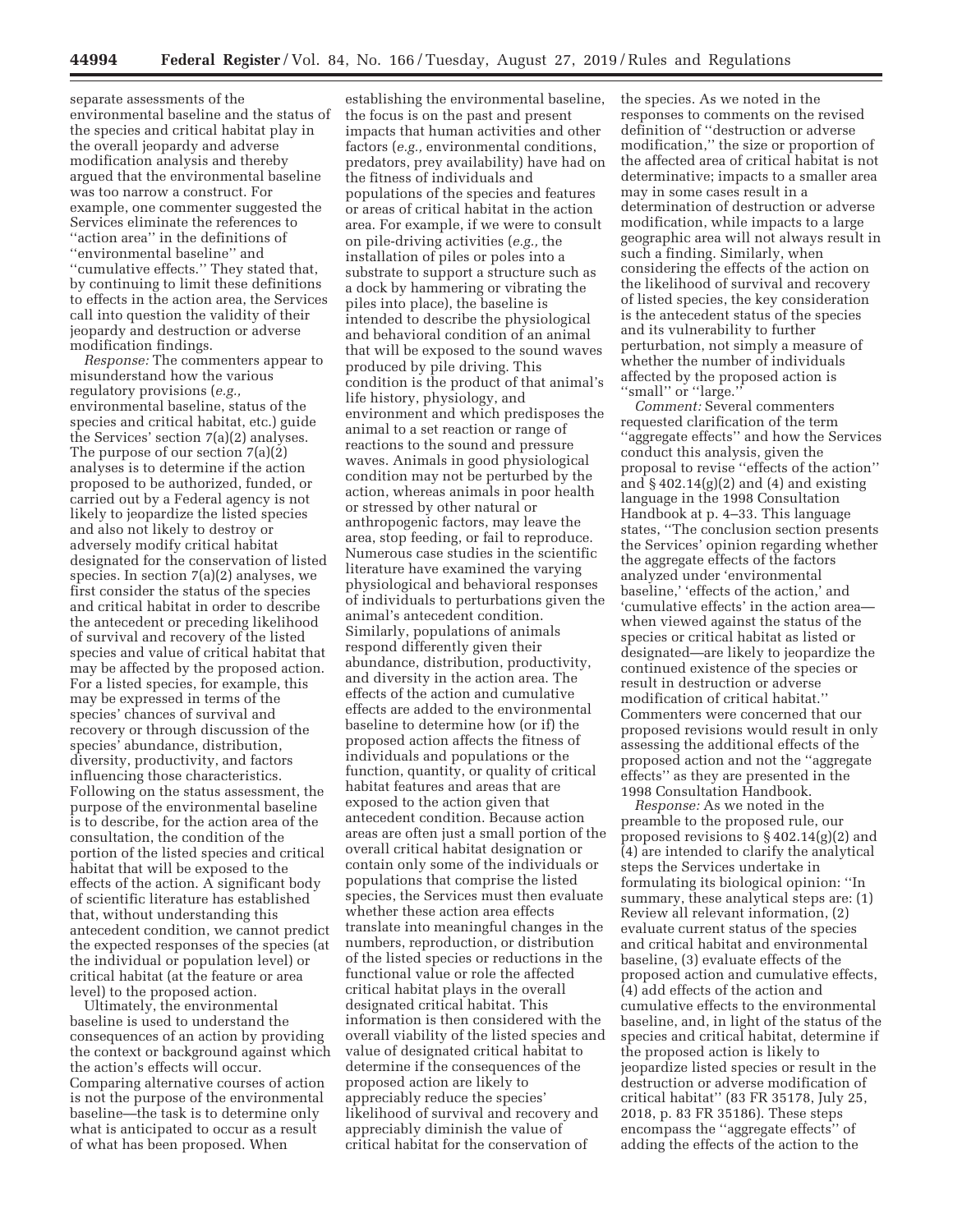separate assessments of the environmental baseline and the status of the species and critical habitat play in the overall jeopardy and adverse modification analysis and thereby argued that the environmental baseline was too narrow a construct. For example, one commenter suggested the Services eliminate the references to ''action area'' in the definitions of ''environmental baseline'' and ''cumulative effects.'' They stated that, by continuing to limit these definitions to effects in the action area, the Services call into question the validity of their jeopardy and destruction or adverse modification findings.

*Response:* The commenters appear to misunderstand how the various regulatory provisions (*e.g.,* environmental baseline, status of the species and critical habitat, etc.) guide the Services' section 7(a)(2) analyses. The purpose of our section 7(a)(2) analyses is to determine if the action proposed to be authorized, funded, or carried out by a Federal agency is not likely to jeopardize the listed species and also not likely to destroy or adversely modify critical habitat designated for the conservation of listed species. In section 7(a)(2) analyses, we first consider the status of the species and critical habitat in order to describe the antecedent or preceding likelihood of survival and recovery of the listed species and value of critical habitat that may be affected by the proposed action. For a listed species, for example, this may be expressed in terms of the species' chances of survival and recovery or through discussion of the species' abundance, distribution, diversity, productivity, and factors influencing those characteristics. Following on the status assessment, the purpose of the environmental baseline is to describe, for the action area of the consultation, the condition of the portion of the listed species and critical habitat that will be exposed to the effects of the action. A significant body of scientific literature has established that, without understanding this antecedent condition, we cannot predict the expected responses of the species (at the individual or population level) or critical habitat (at the feature or area level) to the proposed action.

Ultimately, the environmental baseline is used to understand the consequences of an action by providing the context or background against which the action's effects will occur. Comparing alternative courses of action is not the purpose of the environmental baseline—the task is to determine only what is anticipated to occur as a result of what has been proposed. When establishing the environmental baseline, the focus is on the past and present impacts that human activities and other factors (*e.g.,* environmental conditions, predators, prey availability) have had on the fitness of individuals and populations of the species and features or areas of critical habitat in the action area. For example, if we were to consult on pile-driving activities (*e.g.,* the installation of piles or poles into a substrate to support a structure such as a dock by hammering or vibrating the piles into place), the baseline is intended to describe the physiological and behavioral condition of an animal that will be exposed to the sound waves produced by pile driving. This condition is the product of that animal's life history, physiology, and environment and which predisposes the animal to a set reaction or range of reactions to the sound and pressure waves. Animals in good physiological condition may not be perturbed by the action, whereas animals in poor health or stressed by other natural or anthropogenic factors, may leave the area, stop feeding, or fail to reproduce. Numerous case studies in the scientific literature have examined the varying physiological and behavioral responses of individuals to perturbations given the animal's antecedent condition. Similarly, populations of animals respond differently given their abundance, distribution, productivity, and diversity in the action area. The effects of the action and cumulative effects are added to the environmental baseline to determine how (or if) the proposed action affects the fitness of individuals and populations or the function, quantity, or quality of critical habitat features and areas that are exposed to the action given that antecedent condition. Because action areas are often just a small portion of the overall critical habitat designation or contain only some of the individuals or populations that comprise the listed species, the Services must then evaluate whether these action area effects translate into meaningful changes in the numbers, reproduction, or distribution of the listed species or reductions in the functional value or role the affected critical habitat plays in the overall designated critical habitat. This information is then considered with the overall viability of the listed species and value of designated critical habitat to determine if the consequences of the proposed action are likely to appreciably reduce the species' likelihood of survival and recovery and appreciably diminish the value of critical habitat for the conservation of the species. As we noted in the responses to comments on the revised definition of ''destruction or adverse modification,'' the size or proportion of the affected area of critical habitat is not determinative; impacts to a smaller area may in some cases result in a determination of destruction or adverse modification, while impacts to a large geographic area will not always result in such a finding. Similarly, when considering the effects of the action on the likelihood of survival and recovery of listed species, the key consideration is the antecedent status of the species and its vulnerability to further perturbation, not simply a measure of whether the number of individuals affected by the proposed action is ''small'' or ''large.''

*Comment:* Several commenters requested clarification of the term ''aggregate effects'' and how the Services conduct this analysis, given the proposal to revise ''effects of the action'' and § 402.14(g)(2) and (4) and existing language in the 1998 Consultation Handbook at p. 4–33. This language states, ''The conclusion section presents the Services' opinion regarding whether the aggregate effects of the factors analyzed under 'environmental baseline,' 'effects of the action,' and 'cumulative effects' in the action area—when viewed against the status of the species or critical habitat as listed or designated—are likely to jeopardize the continued existence of the species or result in destruction or adverse modification of critical habitat.'' Commenters were concerned that our proposed revisions would result in only assessing the additional effects of the proposed action and not the ''aggregate effects'' as they are presented in the 1998 Consultation Handbook.

*Response:* As we noted in the preamble to the proposed rule, our proposed revisions to § 402.14(g)(2) and (4) are intended to clarify the analytical steps the Services undertake in formulating its biological opinion: ''In summary, these analytical steps are: (1) Review all relevant information, (2) evaluate current status of the species and critical habitat and environmental baseline, (3) evaluate effects of the proposed action and cumulative effects, (4) add effects of the action and cumulative effects to the environmental baseline, and, in light of the status of the species and critical habitat, determine if the proposed action is likely to jeopardize listed species or result in the destruction or adverse modification of critical habitat'' (83 FR 35178, July 25, 2018, p. 83 FR 35186). These steps encompass the ''aggregate effects'' of adding the effects of the action to the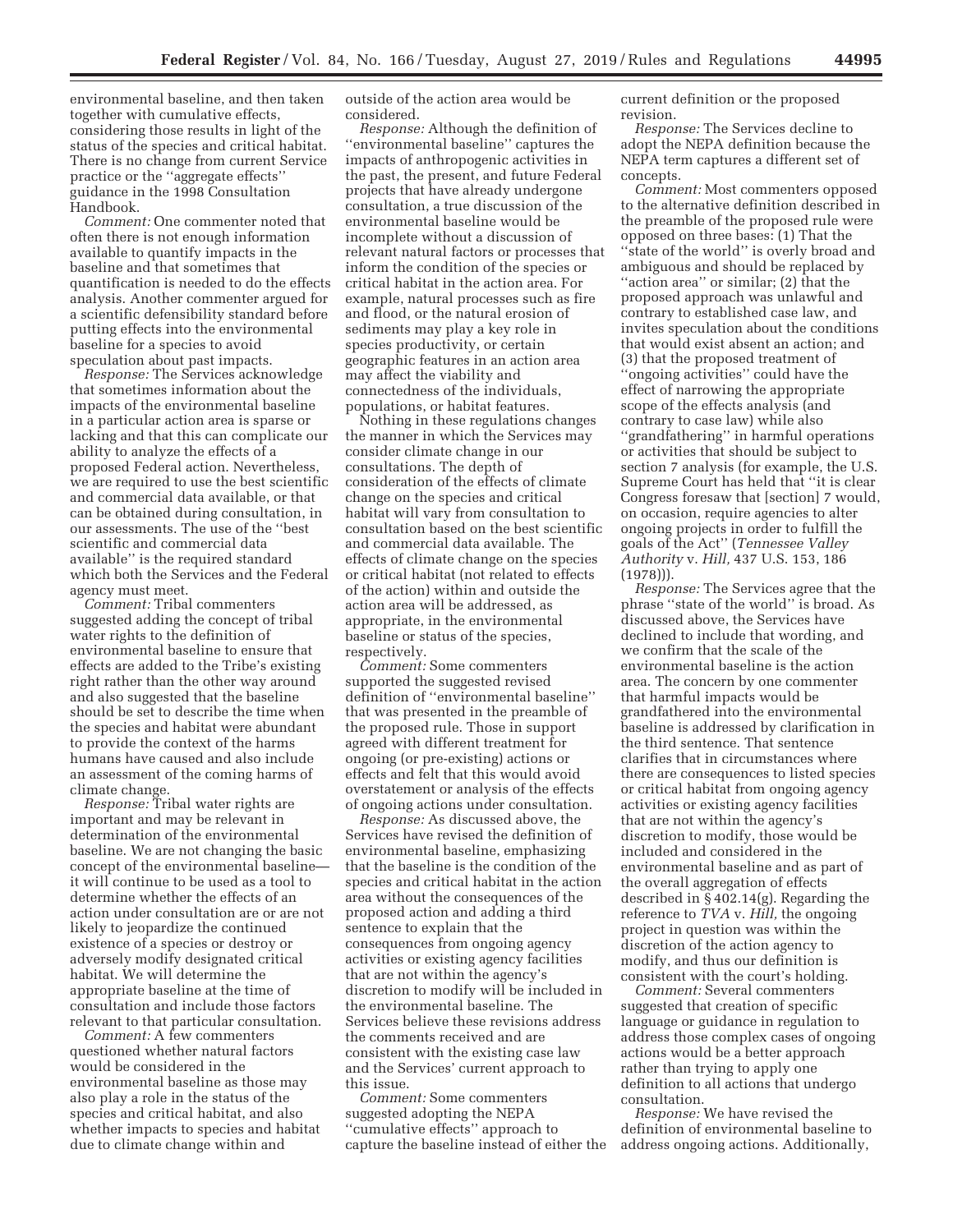environmental baseline, and then taken together with cumulative effects, considering those results in light of the status of the species and critical habitat. There is no change from current Service practice or the ''aggregate effects'' guidance in the 1998 Consultation Handbook.

*Comment:* One commenter noted that often there is not enough information available to quantify impacts in the baseline and that sometimes that quantification is needed to do the effects analysis. Another commenter argued for a scientific defensibility standard before putting effects into the environmental baseline for a species to avoid speculation about past impacts.

*Response:* The Services acknowledge that sometimes information about the impacts of the environmental baseline in a particular action area is sparse or lacking and that this can complicate our ability to analyze the effects of a proposed Federal action. Nevertheless, we are required to use the best scientific and commercial data available, or that can be obtained during consultation, in our assessments. The use of the ''best scientific and commercial data available'' is the required standard which both the Services and the Federal agency must meet.

*Comment:* Tribal commenters suggested adding the concept of tribal water rights to the definition of environmental baseline to ensure that effects are added to the Tribe's existing right rather than the other way around and also suggested that the baseline should be set to describe the time when the species and habitat were abundant to provide the context of the harms humans have caused and also include an assessment of the coming harms of climate change.

*Response:* Tribal water rights are important and may be relevant in determination of the environmental baseline. We are not changing the basic concept of the environmental baseline—it will continue to be used as a tool to determine whether the effects of an action under consultation are or are not likely to jeopardize the continued existence of a species or destroy or adversely modify designated critical habitat. We will determine the appropriate baseline at the time of consultation and include those factors relevant to that particular consultation.

*Comment:* A few commenters questioned whether natural factors would be considered in the environmental baseline as those may also play a role in the status of the species and critical habitat, and also whether impacts to species and habitat due to climate change within and outside of the action area would be considered.

*Response:* Although the definition of ''environmental baseline'' captures the impacts of anthropogenic activities in the past, the present, and future Federal projects that have already undergone consultation, a true discussion of the environmental baseline would be incomplete without a discussion of relevant natural factors or processes that inform the condition of the species or critical habitat in the action area. For example, natural processes such as fire and flood, or the natural erosion of sediments may play a key role in species productivity, or certain geographic features in an action area may affect the viability and connectedness of the individuals, populations, or habitat features.

Nothing in these regulations changes the manner in which the Services may consider climate change in our consultations. The depth of consideration of the effects of climate change on the species and critical habitat will vary from consultation to consultation based on the best scientific and commercial data available. The effects of climate change on the species or critical habitat (not related to effects of the action) within and outside the action area will be addressed, as appropriate, in the environmental baseline or status of the species, respectively.

*Comment:* Some commenters supported the suggested revised definition of ''environmental baseline'' that was presented in the preamble of the proposed rule. Those in support agreed with different treatment for ongoing (or pre-existing) actions or effects and felt that this would avoid overstatement or analysis of the effects of ongoing actions under consultation.

*Response:* As discussed above, the Services have revised the definition of environmental baseline, emphasizing that the baseline is the condition of the species and critical habitat in the action area without the consequences of the proposed action and adding a third sentence to explain that the consequences from ongoing agency activities or existing agency facilities that are not within the agency's discretion to modify will be included in the environmental baseline. The Services believe these revisions address the comments received and are consistent with the existing case law and the Services' current approach to this issue.

*Comment:* Some commenters suggested adopting the NEPA ''cumulative effects'' approach to capture the baseline instead of either the current definition or the proposed revision.

*Response:* The Services decline to adopt the NEPA definition because the NEPA term captures a different set of concepts.

*Comment:* Most commenters opposed to the alternative definition described in the preamble of the proposed rule were opposed on three bases: (1) That the ''state of the world'' is overly broad and ambiguous and should be replaced by ''action area'' or similar; (2) that the proposed approach was unlawful and contrary to established case law, and invites speculation about the conditions that would exist absent an action; and (3) that the proposed treatment of ''ongoing activities'' could have the effect of narrowing the appropriate scope of the effects analysis (and contrary to case law) while also ''grandfathering'' in harmful operations or activities that should be subject to section 7 analysis (for example, the U.S. Supreme Court has held that ''it is clear Congress foresaw that [section] 7 would, on occasion, require agencies to alter ongoing projects in order to fulfill the goals of the Act'' (*Tennessee Valley Authority* v. *Hill,* 437 U.S. 153, 186 (1978))).

*Response:* The Services agree that the phrase ''state of the world'' is broad. As discussed above, the Services have declined to include that wording, and we confirm that the scale of the environmental baseline is the action area. The concern by one commenter that harmful impacts would be grandfathered into the environmental baseline is addressed by clarification in the third sentence. That sentence clarifies that in circumstances where there are consequences to listed species or critical habitat from ongoing agency activities or existing agency facilities that are not within the agency's discretion to modify, those would be included and considered in the environmental baseline and as part of the overall aggregation of effects described in § 402.14(g). Regarding the reference to *TVA* v. *Hill,* the ongoing project in question was within the discretion of the action agency to modify, and thus our definition is consistent with the court's holding.

*Comment:* Several commenters suggested that creation of specific language or guidance in regulation to address those complex cases of ongoing actions would be a better approach rather than trying to apply one definition to all actions that undergo consultation.

*Response:* We have revised the definition of environmental baseline to address ongoing actions. Additionally,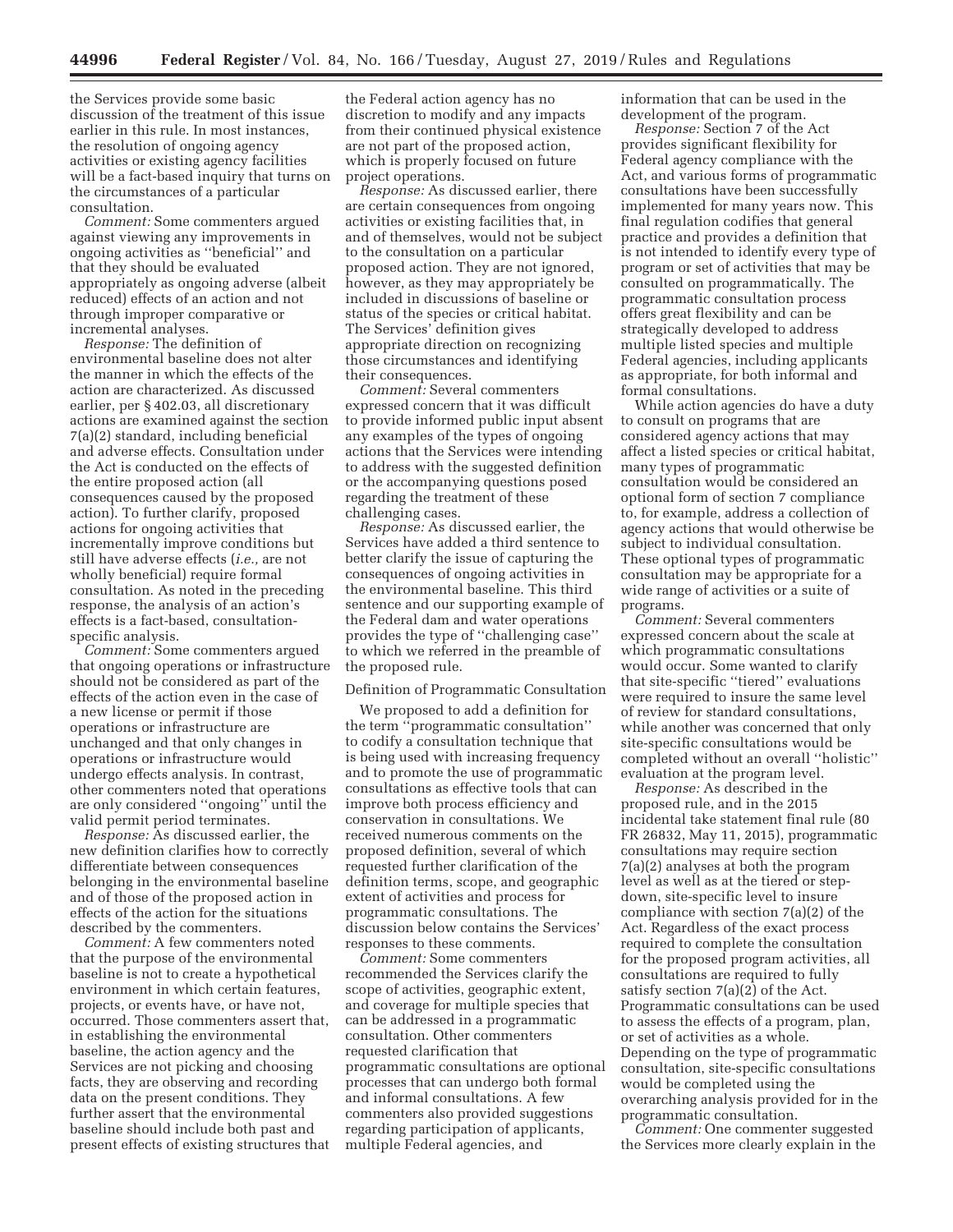the Services provide some basic discussion of the treatment of this issue earlier in this rule. In most instances, the resolution of ongoing agency activities or existing agency facilities will be a fact-based inquiry that turns on the circumstances of a particular consultation.

*Comment:* Some commenters argued against viewing any improvements in ongoing activities as ''beneficial'' and that they should be evaluated appropriately as ongoing adverse (albeit reduced) effects of an action and not through improper comparative or incremental analyses.

*Response:* The definition of environmental baseline does not alter the manner in which the effects of the action are characterized. As discussed earlier, per § 402.03, all discretionary actions are examined against the section 7(a)(2) standard, including beneficial and adverse effects. Consultation under the Act is conducted on the effects of the entire proposed action (all consequences caused by the proposed action). To further clarify, proposed actions for ongoing activities that incrementally improve conditions but still have adverse effects (*i.e.,* are not wholly beneficial) require formal consultation. As noted in the preceding response, the analysis of an action's effects is a fact-based, consultation-specific analysis.

*Comment:* Some commenters argued that ongoing operations or infrastructure should not be considered as part of the effects of the action even in the case of a new license or permit if those operations or infrastructure are unchanged and that only changes in operations or infrastructure would undergo effects analysis. In contrast, other commenters noted that operations are only considered ''ongoing'' until the valid permit period terminates.

*Response:* As discussed earlier, the new definition clarifies how to correctly differentiate between consequences belonging in the environmental baseline and of those of the proposed action in effects of the action for the situations described by the commenters.

*Comment:* A few commenters noted that the purpose of the environmental baseline is not to create a hypothetical environment in which certain features, projects, or events have, or have not, occurred. Those commenters assert that, in establishing the environmental baseline, the action agency and the Services are not picking and choosing facts, they are observing and recording data on the present conditions. They further assert that the environmental baseline should include both past and present effects of existing structures that the Federal action agency has no discretion to modify and any impacts from their continued physical existence are not part of the proposed action, which is properly focused on future project operations.

*Response:* As discussed earlier, there are certain consequences from ongoing activities or existing facilities that, in and of themselves, would not be subject to the consultation on a particular proposed action. They are not ignored, however, as they may appropriately be included in discussions of baseline or status of the species or critical habitat. The Services' definition gives appropriate direction on recognizing those circumstances and identifying their consequences.

*Comment:* Several commenters expressed concern that it was difficult to provide informed public input absent any examples of the types of ongoing actions that the Services were intending to address with the suggested definition or the accompanying questions posed regarding the treatment of these challenging cases.

*Response:* As discussed earlier, the Services have added a third sentence to better clarify the issue of capturing the consequences of ongoing activities in the environmental baseline. This third sentence and our supporting example of the Federal dam and water operations provides the type of ''challenging case'' to which we referred in the preamble of the proposed rule.

## Definition of Programmatic Consultation

We proposed to add a definition for the term ''programmatic consultation'' to codify a consultation technique that is being used with increasing frequency and to promote the use of programmatic consultations as effective tools that can improve both process efficiency and conservation in consultations. We received numerous comments on the proposed definition, several of which requested further clarification of the definition terms, scope, and geographic extent of activities and process for programmatic consultations. The discussion below contains the Services' responses to these comments.

*Comment:* Some commenters recommended the Services clarify the scope of activities, geographic extent, and coverage for multiple species that can be addressed in a programmatic consultation. Other commenters requested clarification that programmatic consultations are optional processes that can undergo both formal and informal consultations. A few commenters also provided suggestions regarding participation of applicants, multiple Federal agencies, and information that can be used in the development of the program.

*Response:* Section 7 of the Act provides significant flexibility for Federal agency compliance with the Act, and various forms of programmatic consultations have been successfully implemented for many years now. This final regulation codifies that general practice and provides a definition that is not intended to identify every type of program or set of activities that may be consulted on programmatically. The programmatic consultation process offers great flexibility and can be strategically developed to address multiple listed species and multiple Federal agencies, including applicants as appropriate, for both informal and formal consultations.

While action agencies do have a duty to consult on programs that are considered agency actions that may affect a listed species or critical habitat, many types of programmatic consultation would be considered an optional form of section 7 compliance to, for example, address a collection of agency actions that would otherwise be subject to individual consultation. These optional types of programmatic consultation may be appropriate for a wide range of activities or a suite of programs.

*Comment:* Several commenters expressed concern about the scale at which programmatic consultations would occur. Some wanted to clarify that site-specific ''tiered'' evaluations were required to insure the same level of review for standard consultations, while another was concerned that only site-specific consultations would be completed without an overall ''holistic'' evaluation at the program level.

*Response:* As described in the proposed rule, and in the 2015 incidental take statement final rule (80 FR 26832, May 11, 2015), programmatic consultations may require section 7(a)(2) analyses at both the program level as well as at the tiered or step-down, site-specific level to insure compliance with section 7(a)(2) of the Act. Regardless of the exact process required to complete the consultation for the proposed program activities, all consultations are required to fully satisfy section 7(a)(2) of the Act. Programmatic consultations can be used to assess the effects of a program, plan, or set of activities as a whole. Depending on the type of programmatic consultation, site-specific consultations would be completed using the overarching analysis provided for in the programmatic consultation.

*Comment:* One commenter suggested the Services more clearly explain in the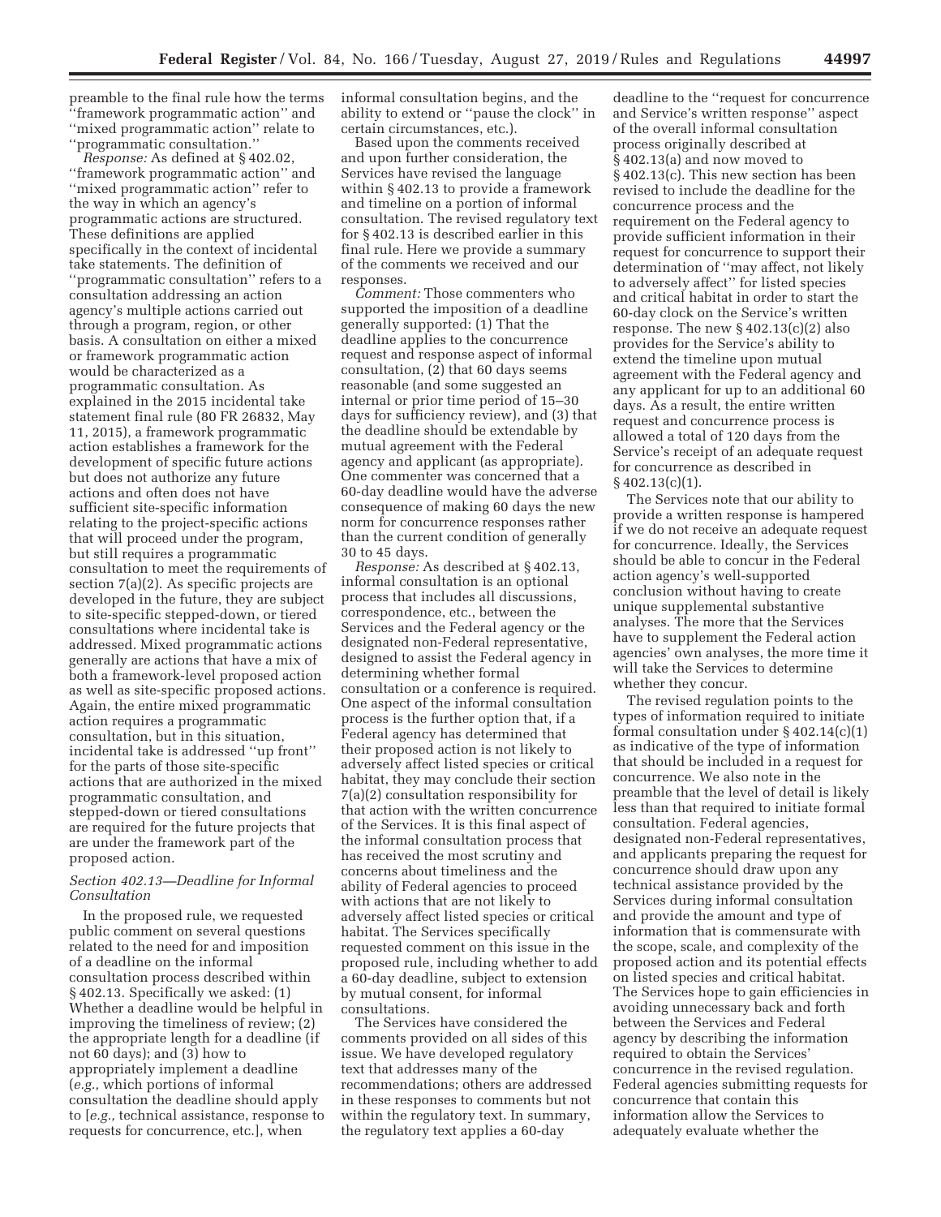preamble to the final rule how the terms ''framework programmatic action'' and ''mixed programmatic action'' relate to ''programmatic consultation.''

*Response:* As defined at § 402.02, ''framework programmatic action'' and ''mixed programmatic action'' refer to the way in which an agency's programmatic actions are structured. These definitions are applied specifically in the context of incidental take statements. The definition of ''programmatic consultation'' refers to a consultation addressing an action agency's multiple actions carried out through a program, region, or other basis. A consultation on either a mixed or framework programmatic action would be characterized as a programmatic consultation. As explained in the 2015 incidental take statement final rule (80 FR 26832, May 11, 2015), a framework programmatic action establishes a framework for the development of specific future actions but does not authorize any future actions and often does not have sufficient site-specific information relating to the project-specific actions that will proceed under the program, but still requires a programmatic consultation to meet the requirements of section 7(a)(2). As specific projects are developed in the future, they are subject to site-specific stepped-down, or tiered consultations where incidental take is addressed. Mixed programmatic actions generally are actions that have a mix of both a framework-level proposed action as well as site-specific proposed actions. Again, the entire mixed programmatic action requires a programmatic consultation, but in this situation, incidental take is addressed ''up front'' for the parts of those site-specific actions that are authorized in the mixed programmatic consultation, and stepped-down or tiered consultations are required for the future projects that are under the framework part of the proposed action.

### *Section 402.13—Deadline for Informal Consultation*

In the proposed rule, we requested public comment on several questions related to the need for and imposition of a deadline on the informal consultation process described within § 402.13. Specifically we asked: (1) Whether a deadline would be helpful in improving the timeliness of review; (2) the appropriate length for a deadline (if not 60 days); and (3) how to appropriately implement a deadline (*e.g.,* which portions of informal consultation the deadline should apply to [*e.g.,* technical assistance, response to requests for concurrence, etc.], when informal consultation begins, and the ability to extend or ''pause the clock'' in certain circumstances, etc.).

Based upon the comments received and upon further consideration, the Services have revised the language within § 402.13 to provide a framework and timeline on a portion of informal consultation. The revised regulatory text for § 402.13 is described earlier in this final rule. Here we provide a summary of the comments we received and our responses.

*Comment:* Those commenters who supported the imposition of a deadline generally supported: (1) That the deadline applies to the concurrence request and response aspect of informal consultation, (2) that 60 days seems reasonable (and some suggested an internal or prior time period of 15–30 days for sufficiency review), and (3) that the deadline should be extendable by mutual agreement with the Federal agency and applicant (as appropriate). One commenter was concerned that a 60-day deadline would have the adverse consequence of making 60 days the new norm for concurrence responses rather than the current condition of generally 30 to 45 days.

*Response:* As described at § 402.13, informal consultation is an optional process that includes all discussions, correspondence, etc., between the Services and the Federal agency or the designated non-Federal representative, designed to assist the Federal agency in determining whether formal consultation or a conference is required. One aspect of the informal consultation process is the further option that, if a Federal agency has determined that their proposed action is not likely to adversely affect listed species or critical habitat, they may conclude their section 7(a)(2) consultation responsibility for that action with the written concurrence of the Services. It is this final aspect of the informal consultation process that has received the most scrutiny and concerns about timeliness and the ability of Federal agencies to proceed with actions that are not likely to adversely affect listed species or critical habitat. The Services specifically requested comment on this issue in the proposed rule, including whether to add a 60-day deadline, subject to extension by mutual consent, for informal consultations.

The Services have considered the comments provided on all sides of this issue. We have developed regulatory text that addresses many of the recommendations; others are addressed in these responses to comments but not within the regulatory text. In summary, the regulatory text applies a 60-day deadline to the ''request for concurrence and Service's written response'' aspect of the overall informal consultation process originally described at § 402.13(a) and now moved to § 402.13(c). This new section has been revised to include the deadline for the concurrence process and the requirement on the Federal agency to provide sufficient information in their request for concurrence to support their determination of ''may affect, not likely to adversely affect'' for listed species and critical habitat in order to start the 60-day clock on the Service's written response. The new § 402.13(c)(2) also provides for the Service's ability to extend the timeline upon mutual agreement with the Federal agency and any applicant for up to an additional 60 days. As a result, the entire written request and concurrence process is allowed a total of 120 days from the Service's receipt of an adequate request for concurrence as described in § 402.13(c)(1).

The Services note that our ability to provide a written response is hampered if we do not receive an adequate request for concurrence. Ideally, the Services should be able to concur in the Federal action agency's well-supported conclusion without having to create unique supplemental substantive analyses. The more that the Services have to supplement the Federal action agencies' own analyses, the more time it will take the Services to determine whether they concur.

The revised regulation points to the types of information required to initiate formal consultation under § 402.14(c)(1) as indicative of the type of information that should be included in a request for concurrence. We also note in the preamble that the level of detail is likely less than that required to initiate formal consultation. Federal agencies, designated non-Federal representatives, and applicants preparing the request for concurrence should draw upon any technical assistance provided by the Services during informal consultation and provide the amount and type of information that is commensurate with the scope, scale, and complexity of the proposed action and its potential effects on listed species and critical habitat. The Services hope to gain efficiencies in avoiding unnecessary back and forth between the Services and Federal agency by describing the information required to obtain the Services' concurrence in the revised regulation. Federal agencies submitting requests for concurrence that contain this information allow the Services to adequately evaluate whether the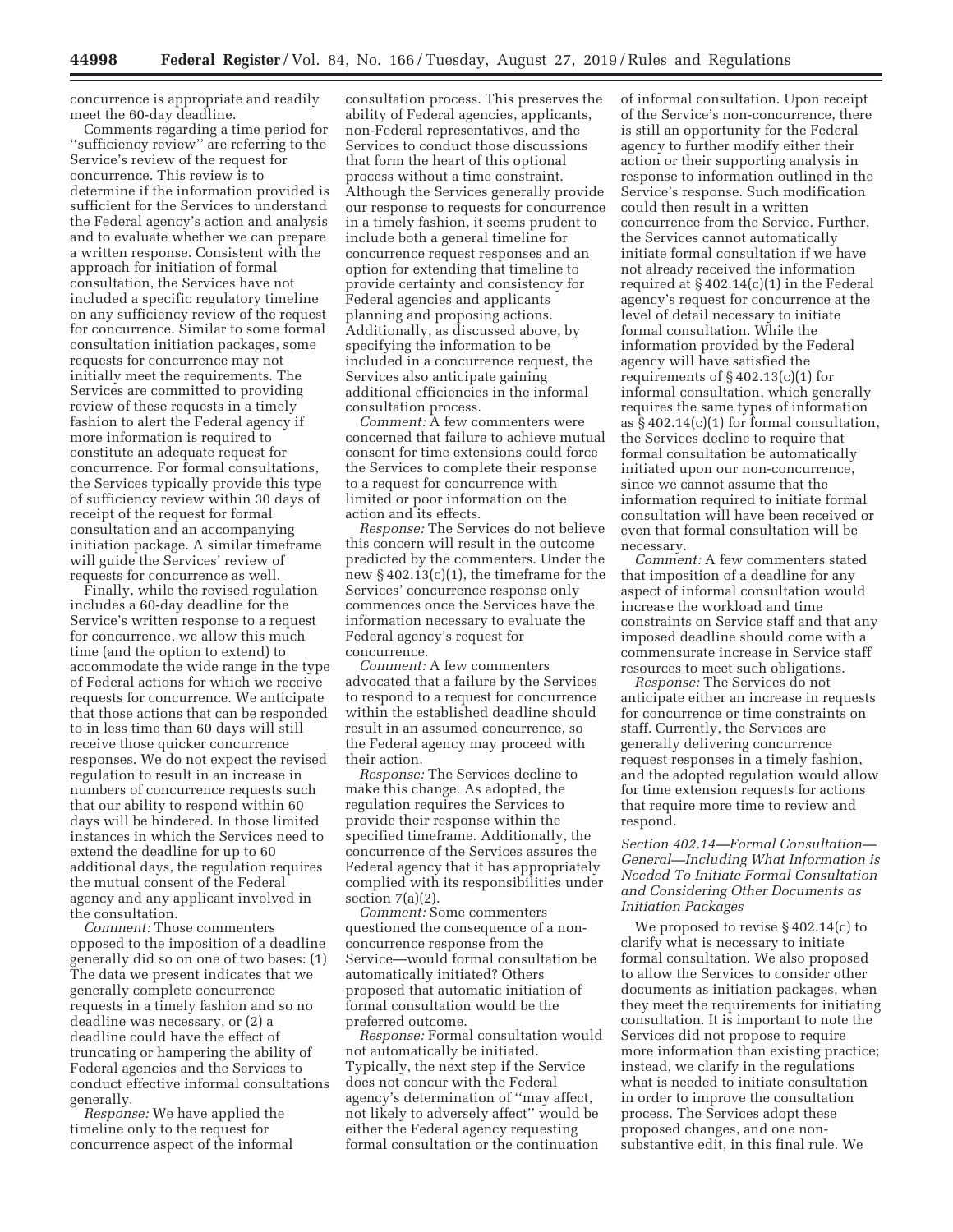concurrence is appropriate and readily meet the 60-day deadline.

Comments regarding a time period for ''sufficiency review'' are referring to the Service's review of the request for concurrence. This review is to determine if the information provided is sufficient for the Services to understand the Federal agency's action and analysis and to evaluate whether we can prepare a written response. Consistent with the approach for initiation of formal consultation, the Services have not included a specific regulatory timeline on any sufficiency review of the request for concurrence. Similar to some formal consultation initiation packages, some requests for concurrence may not initially meet the requirements. The Services are committed to providing review of these requests in a timely fashion to alert the Federal agency if more information is required to constitute an adequate request for concurrence. For formal consultations, the Services typically provide this type of sufficiency review within 30 days of receipt of the request for formal consultation and an accompanying initiation package. A similar timeframe will guide the Services' review of requests for concurrence as well.

Finally, while the revised regulation includes a 60-day deadline for the Service's written response to a request for concurrence, we allow this much time (and the option to extend) to accommodate the wide range in the type of Federal actions for which we receive requests for concurrence. We anticipate that those actions that can be responded to in less time than 60 days will still receive those quicker concurrence responses. We do not expect the revised regulation to result in an increase in numbers of concurrence requests such that our ability to respond within 60 days will be hindered. In those limited instances in which the Services need to extend the deadline for up to 60 additional days, the regulation requires the mutual consent of the Federal agency and any applicant involved in the consultation.

*Comment:* Those commenters opposed to the imposition of a deadline generally did so on one of two bases: (1) The data we present indicates that we generally complete concurrence requests in a timely fashion and so no deadline was necessary, or (2) a deadline could have the effect of truncating or hampering the ability of Federal agencies and the Services to conduct effective informal consultations generally.

*Response:* We have applied the timeline only to the request for concurrence aspect of the informal consultation process. This preserves the ability of Federal agencies, applicants, non-Federal representatives, and the Services to conduct those discussions that form the heart of this optional process without a time constraint. Although the Services generally provide our response to requests for concurrence in a timely fashion, it seems prudent to include both a general timeline for concurrence request responses and an option for extending that timeline to provide certainty and consistency for Federal agencies and applicants planning and proposing actions. Additionally, as discussed above, by specifying the information to be included in a concurrence request, the Services also anticipate gaining additional efficiencies in the informal consultation process.

*Comment:* A few commenters were concerned that failure to achieve mutual consent for time extensions could force the Services to complete their response to a request for concurrence with limited or poor information on the action and its effects.

*Response:* The Services do not believe this concern will result in the outcome predicted by the commenters. Under the new § 402.13(c)(1), the timeframe for the Services' concurrence response only commences once the Services have the information necessary to evaluate the Federal agency's request for concurrence.

*Comment:* A few commenters advocated that a failure by the Services to respond to a request for concurrence within the established deadline should result in an assumed concurrence, so the Federal agency may proceed with their action.

*Response:* The Services decline to make this change. As adopted, the regulation requires the Services to provide their response within the specified timeframe. Additionally, the concurrence of the Services assures the Federal agency that it has appropriately complied with its responsibilities under section 7(a)(2).

*Comment:* Some commenters questioned the consequence of a non-concurrence response from the Service—would formal consultation be automatically initiated? Others proposed that automatic initiation of formal consultation would be the preferred outcome.

*Response:* Formal consultation would not automatically be initiated. Typically, the next step if the Service does not concur with the Federal agency's determination of ''may affect, not likely to adversely affect'' would be either the Federal agency requesting formal consultation or the continuation of informal consultation. Upon receipt of the Service's non-concurrence, there is still an opportunity for the Federal agency to further modify either their action or their supporting analysis in response to information outlined in the Service's response. Such modification could then result in a written concurrence from the Service. Further, the Services cannot automatically initiate formal consultation if we have not already received the information required at § 402.14(c)(1) in the Federal agency's request for concurrence at the level of detail necessary to initiate formal consultation. While the information provided by the Federal agency will have satisfied the requirements of § 402.13(c)(1) for informal consultation, which generally requires the same types of information as § 402.14(c)(1) for formal consultation, the Services decline to require that formal consultation be automatically initiated upon our non-concurrence, since we cannot assume that the information required to initiate formal consultation will have been received or even that formal consultation will be necessary.

*Comment:* A few commenters stated that imposition of a deadline for any aspect of informal consultation would increase the workload and time constraints on Service staff and that any imposed deadline should come with a commensurate increase in Service staff resources to meet such obligations.

*Response:* The Services do not anticipate either an increase in requests for concurrence or time constraints on staff. Currently, the Services are generally delivering concurrence request responses in a timely fashion, and the adopted regulation would allow for time extension requests for actions that require more time to review and respond.

*Section 402.14—Formal Consultation—General—Including What Information is Needed To Initiate Formal Consultation and Considering Other Documents as Initiation Packages*

We proposed to revise § 402.14(c) to clarify what is necessary to initiate formal consultation. We also proposed to allow the Services to consider other documents as initiation packages, when they meet the requirements for initiating consultation. It is important to note the Services did not propose to require more information than existing practice; instead, we clarify in the regulations what is needed to initiate consultation in order to improve the consultation process. The Services adopt these proposed changes, and one non-substantive edit, in this final rule. We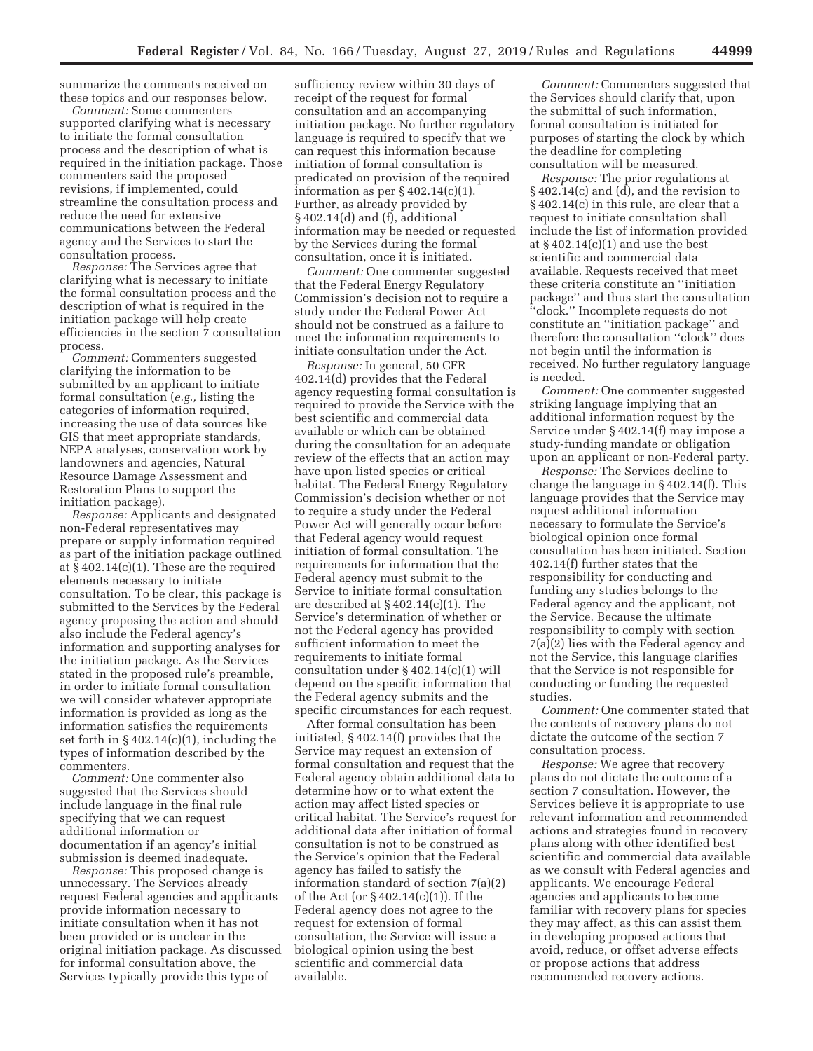summarize the comments received on these topics and our responses below.

*Comment:* Some commenters supported clarifying what is necessary to initiate the formal consultation process and the description of what is required in the initiation package. Those commenters said the proposed revisions, if implemented, could streamline the consultation process and reduce the need for extensive communications between the Federal agency and the Services to start the consultation process.

*Response:* The Services agree that clarifying what is necessary to initiate the formal consultation process and the description of what is required in the initiation package will help create efficiencies in the section 7 consultation process.

*Comment:* Commenters suggested clarifying the information to be submitted by an applicant to initiate formal consultation (*e.g.,* listing the categories of information required, increasing the use of data sources like GIS that meet appropriate standards, NEPA analyses, conservation work by landowners and agencies, Natural Resource Damage Assessment and Restoration Plans to support the initiation package).

*Response:* Applicants and designated non-Federal representatives may prepare or supply information required as part of the initiation package outlined at § 402.14(c)(1). These are the required elements necessary to initiate consultation. To be clear, this package is submitted to the Services by the Federal agency proposing the action and should also include the Federal agency's information and supporting analyses for the initiation package. As the Services stated in the proposed rule's preamble, in order to initiate formal consultation we will consider whatever appropriate information is provided as long as the information satisfies the requirements set forth in § 402.14(c)(1), including the types of information described by the commenters.

*Comment:* One commenter also suggested that the Services should include language in the final rule specifying that we can request additional information or documentation if an agency's initial submission is deemed inadequate.

*Response:* This proposed change is unnecessary. The Services already request Federal agencies and applicants provide information necessary to initiate consultation when it has not been provided or is unclear in the original initiation package. As discussed for informal consultation above, the Services typically provide this type of sufficiency review within 30 days of receipt of the request for formal consultation and an accompanying initiation package. No further regulatory language is required to specify that we can request this information because initiation of formal consultation is predicated on provision of the required information as per § 402.14(c)(1). Further, as already provided by § 402.14(d) and (f), additional information may be needed or requested by the Services during the formal consultation, once it is initiated.

*Comment:* One commenter suggested that the Federal Energy Regulatory Commission's decision not to require a study under the Federal Power Act should not be construed as a failure to meet the information requirements to initiate consultation under the Act.

*Response:* In general, 50 CFR 402.14(d) provides that the Federal agency requesting formal consultation is required to provide the Service with the best scientific and commercial data available or which can be obtained during the consultation for an adequate review of the effects that an action may have upon listed species or critical habitat. The Federal Energy Regulatory Commission's decision whether or not to require a study under the Federal Power Act will generally occur before that Federal agency would request initiation of formal consultation. The requirements for information that the Federal agency must submit to the Service to initiate formal consultation are described at § 402.14(c)(1). The Service's determination of whether or not the Federal agency has provided sufficient information to meet the requirements to initiate formal consultation under § 402.14(c)(1) will depend on the specific information that the Federal agency submits and the specific circumstances for each request.

After formal consultation has been initiated, § 402.14(f) provides that the Service may request an extension of formal consultation and request that the Federal agency obtain additional data to determine how or to what extent the action may affect listed species or critical habitat. The Service's request for additional data after initiation of formal consultation is not to be construed as the Service's opinion that the Federal agency has failed to satisfy the information standard of section 7(a)(2) of the Act (or § 402.14(c)(1)). If the Federal agency does not agree to the request for extension of formal consultation, the Service will issue a biological opinion using the best scientific and commercial data available.

*Comment:* Commenters suggested that the Services should clarify that, upon the submittal of such information, formal consultation is initiated for purposes of starting the clock by which the deadline for completing consultation will be measured.

*Response:* The prior regulations at § 402.14(c) and (d), and the revision to § 402.14(c) in this rule, are clear that a request to initiate consultation shall include the list of information provided at § 402.14(c)(1) and use the best scientific and commercial data available. Requests received that meet these criteria constitute an "initiation package" and thus start the consultation "clock." Incomplete requests do not constitute an "initiation package" and therefore the consultation "clock" does not begin until the information is received. No further regulatory language is needed.

*Comment:* One commenter suggested striking language implying that an additional information request by the Service under § 402.14(f) may impose a study-funding mandate or obligation upon an applicant or non-Federal party.

*Response:* The Services decline to change the language in § 402.14(f). This language provides that the Service may request additional information necessary to formulate the Service's biological opinion once formal consultation has been initiated. Section 402.14(f) further states that the responsibility for conducting and funding any studies belongs to the Federal agency and the applicant, not the Service. Because the ultimate responsibility to comply with section 7(a)(2) lies with the Federal agency and not the Service, this language clarifies that the Service is not responsible for conducting or funding the requested studies.

*Comment:* One commenter stated that the contents of recovery plans do not dictate the outcome of the section 7 consultation process.

*Response:* We agree that recovery plans do not dictate the outcome of a section 7 consultation. However, the Services believe it is appropriate to use relevant information and recommended actions and strategies found in recovery plans along with other identified best scientific and commercial data available as we consult with Federal agencies and applicants. We encourage Federal agencies and applicants to become familiar with recovery plans for species they may affect, as this can assist them in developing proposed actions that avoid, reduce, or offset adverse effects or propose actions that address recommended recovery actions.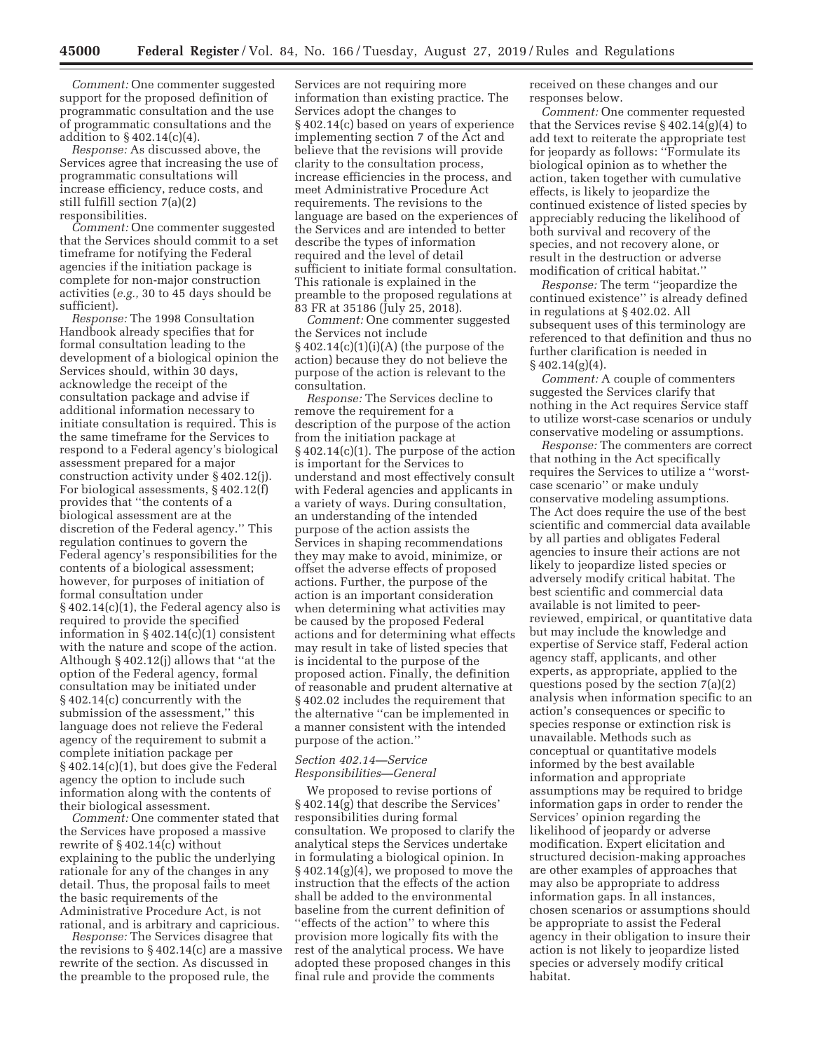*Comment:* One commenter suggested support for the proposed definition of programmatic consultation and the use of programmatic consultations and the addition to § 402.14(c)(4).

*Response:* As discussed above, the Services agree that increasing the use of programmatic consultations will increase efficiency, reduce costs, and still fulfill section 7(a)(2) responsibilities.

*Comment:* One commenter suggested that the Services should commit to a set timeframe for notifying the Federal agencies if the initiation package is complete for non-major construction activities (*e.g.,* 30 to 45 days should be sufficient).

*Response:* The 1998 Consultation Handbook already specifies that for formal consultation leading to the development of a biological opinion the Services should, within 30 days, acknowledge the receipt of the consultation package and advise if additional information necessary to initiate consultation is required. This is the same timeframe for the Services to respond to a Federal agency's biological assessment prepared for a major construction activity under § 402.12(j). For biological assessments, § 402.12(f) provides that ''the contents of a biological assessment are at the discretion of the Federal agency.'' This regulation continues to govern the Federal agency's responsibilities for the contents of a biological assessment; however, for purposes of initiation of formal consultation under § 402.14(c)(1), the Federal agency also is required to provide the specified information in § 402.14(c)(1) consistent with the nature and scope of the action. Although § 402.12(j) allows that ''at the option of the Federal agency, formal consultation may be initiated under § 402.14(c) concurrently with the submission of the assessment,'' this language does not relieve the Federal agency of the requirement to submit a complete initiation package per § 402.14(c)(1), but does give the Federal agency the option to include such information along with the contents of their biological assessment.

*Comment:* One commenter stated that the Services have proposed a massive rewrite of § 402.14(c) without explaining to the public the underlying rationale for any of the changes in any detail. Thus, the proposal fails to meet the basic requirements of the Administrative Procedure Act, is not rational, and is arbitrary and capricious.

*Response:* The Services disagree that the revisions to § 402.14(c) are a massive rewrite of the section. As discussed in the preamble to the proposed rule, the Services are not requiring more information than existing practice. The Services adopt the changes to § 402.14(c) based on years of experience implementing section 7 of the Act and believe that the revisions will provide clarity to the consultation process, increase efficiencies in the process, and meet Administrative Procedure Act requirements. The revisions to the language are based on the experiences of the Services and are intended to better describe the types of information required and the level of detail sufficient to initiate formal consultation. This rationale is explained in the preamble to the proposed regulations at 83 FR at 35186 (July 25, 2018).

*Comment:* One commenter suggested the Services not include § 402.14(c)(1)(i)(A) (the purpose of the action) because they do not believe the purpose of the action is relevant to the consultation.

*Response:* The Services decline to remove the requirement for a description of the purpose of the action from the initiation package at § 402.14(c)(1). The purpose of the action is important for the Services to understand and most effectively consult with Federal agencies and applicants in a variety of ways. During consultation, an understanding of the intended purpose of the action assists the Services in shaping recommendations they may make to avoid, minimize, or offset the adverse effects of proposed actions. Further, the purpose of the action is an important consideration when determining what activities may be caused by the proposed Federal actions and for determining what effects may result in take of listed species that is incidental to the purpose of the proposed action. Finally, the definition of reasonable and prudent alternative at § 402.02 includes the requirement that the alternative ''can be implemented in a manner consistent with the intended purpose of the action.''

### *Section 402.14—Service Responsibilities—General*

We proposed to revise portions of § 402.14(g) that describe the Services' responsibilities during formal consultation. We proposed to clarify the analytical steps the Services undertake in formulating a biological opinion. In § 402.14(g)(4), we proposed to move the instruction that the effects of the action shall be added to the environmental baseline from the current definition of ''effects of the action'' to where this provision more logically fits with the rest of the analytical process. We have adopted these proposed changes in this final rule and provide the comments received on these changes and our responses below.

*Comment:* One commenter requested that the Services revise § 402.14(g)(4) to add text to reiterate the appropriate test for jeopardy as follows: ''Formulate its biological opinion as to whether the action, taken together with cumulative effects, is likely to jeopardize the continued existence of listed species by appreciably reducing the likelihood of both survival and recovery of the species, and not recovery alone, or result in the destruction or adverse modification of critical habitat.''

*Response:* The term ''jeopardize the continued existence'' is already defined in regulations at § 402.02. All subsequent uses of this terminology are referenced to that definition and thus no further clarification is needed in § 402.14(g)(4).

*Comment:* A couple of commenters suggested the Services clarify that nothing in the Act requires Service staff to utilize worst-case scenarios or unduly conservative modeling or assumptions.

*Response:* The commenters are correct that nothing in the Act specifically requires the Services to utilize a ''worst-case scenario'' or make unduly conservative modeling assumptions. The Act does require the use of the best scientific and commercial data available by all parties and obligates Federal agencies to insure their actions are not likely to jeopardize listed species or adversely modify critical habitat. The best scientific and commercial data available is not limited to peer-reviewed, empirical, or quantitative data but may include the knowledge and expertise of Service staff, Federal action agency staff, applicants, and other experts, as appropriate, applied to the questions posed by the section 7(a)(2) analysis when information specific to an action's consequences or specific to species response or extinction risk is unavailable. Methods such as conceptual or quantitative models informed by the best available information and appropriate assumptions may be required to bridge information gaps in order to render the Services' opinion regarding the likelihood of jeopardy or adverse modification. Expert elicitation and structured decision-making approaches are other examples of approaches that may also be appropriate to address information gaps. In all instances, chosen scenarios or assumptions should be appropriate to assist the Federal agency in their obligation to insure their action is not likely to jeopardize listed species or adversely modify critical habitat.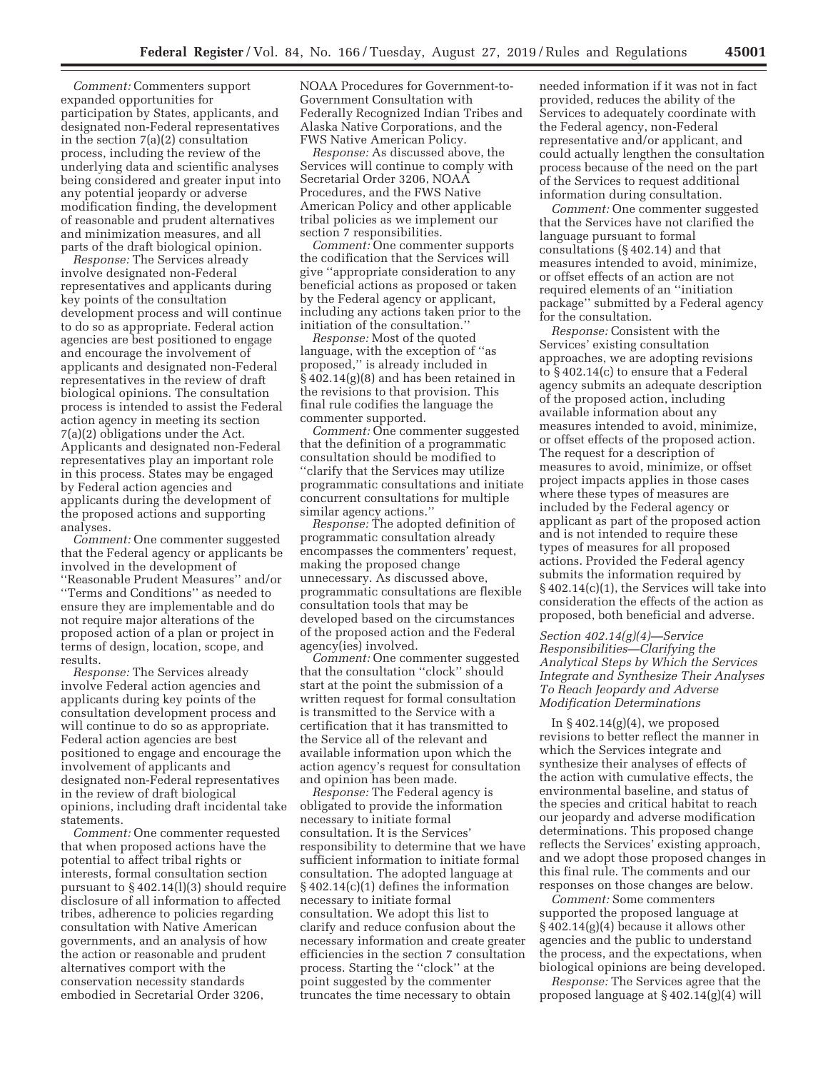*Comment:* Commenters support expanded opportunities for participation by States, applicants, and designated non-Federal representatives in the section 7(a)(2) consultation process, including the review of the underlying data and scientific analyses being considered and greater input into any potential jeopardy or adverse modification finding, the development of reasonable and prudent alternatives and minimization measures, and all parts of the draft biological opinion.

*Response:* The Services already involve designated non-Federal representatives and applicants during key points of the consultation development process and will continue to do so as appropriate. Federal action agencies are best positioned to engage and encourage the involvement of applicants and designated non-Federal representatives in the review of draft biological opinions. The consultation process is intended to assist the Federal action agency in meeting its section 7(a)(2) obligations under the Act. Applicants and designated non-Federal representatives play an important role in this process. States may be engaged by Federal action agencies and applicants during the development of the proposed actions and supporting analyses.

*Comment:* One commenter suggested that the Federal agency or applicants be involved in the development of ''Reasonable Prudent Measures'' and/or ''Terms and Conditions'' as needed to ensure they are implementable and do not require major alterations of the proposed action of a plan or project in terms of design, location, scope, and results.

*Response:* The Services already involve Federal action agencies and applicants during key points of the consultation development process and will continue to do so as appropriate. Federal action agencies are best positioned to engage and encourage the involvement of applicants and designated non-Federal representatives in the review of draft biological opinions, including draft incidental take statements.

*Comment:* One commenter requested that when proposed actions have the potential to affect tribal rights or interests, formal consultation section pursuant to § 402.14(l)(3) should require disclosure of all information to affected tribes, adherence to policies regarding consultation with Native American governments, and an analysis of how the action or reasonable and prudent alternatives comport with the conservation necessity standards embodied in Secretarial Order 3206, NOAA Procedures for Government-to-Government Consultation with Federally Recognized Indian Tribes and Alaska Native Corporations, and the FWS Native American Policy.

*Response:* As discussed above, the Services will continue to comply with Secretarial Order 3206, NOAA Procedures, and the FWS Native American Policy and other applicable tribal policies as we implement our section 7 responsibilities.

*Comment:* One commenter supports the codification that the Services will give ''appropriate consideration to any beneficial actions as proposed or taken by the Federal agency or applicant, including any actions taken prior to the initiation of the consultation.''

*Response:* Most of the quoted language, with the exception of ''as proposed,'' is already included in § 402.14(g)(8) and has been retained in the revisions to that provision. This final rule codifies the language the commenter supported.

*Comment:* One commenter suggested that the definition of a programmatic consultation should be modified to ''clarify that the Services may utilize programmatic consultations and initiate concurrent consultations for multiple similar agency actions.''

*Response:* The adopted definition of programmatic consultation already encompasses the commenters' request, making the proposed change unnecessary. As discussed above, programmatic consultations are flexible consultation tools that may be developed based on the circumstances of the proposed action and the Federal agency(ies) involved.

*Comment:* One commenter suggested that the consultation ''clock'' should start at the point the submission of a written request for formal consultation is transmitted to the Service with a certification that it has transmitted to the Service all of the relevant and available information upon which the action agency's request for consultation and opinion has been made.

*Response:* The Federal agency is obligated to provide the information necessary to initiate formal consultation. It is the Services' responsibility to determine that we have sufficient information to initiate formal consultation. The adopted language at § 402.14(c)(1) defines the information necessary to initiate formal consultation. We adopt this list to clarify and reduce confusion about the necessary information and create greater efficiencies in the section 7 consultation process. Starting the ''clock'' at the point suggested by the commenter truncates the time necessary to obtain needed information if it was not in fact provided, reduces the ability of the Services to adequately coordinate with the Federal agency, non-Federal representative and/or applicant, and could actually lengthen the consultation process because of the need on the part of the Services to request additional information during consultation.

*Comment:* One commenter suggested that the Services have not clarified the language pursuant to formal consultations (§ 402.14) and that measures intended to avoid, minimize, or offset effects of an action are not required elements of an ''initiation package'' submitted by a Federal agency for the consultation.

*Response:* Consistent with the Services' existing consultation approaches, we are adopting revisions to § 402.14(c) to ensure that a Federal agency submits an adequate description of the proposed action, including available information about any measures intended to avoid, minimize, or offset effects of the proposed action. The request for a description of measures to avoid, minimize, or offset project impacts applies in those cases where these types of measures are included by the Federal agency or applicant as part of the proposed action and is not intended to require these types of measures for all proposed actions. Provided the Federal agency submits the information required by § 402.14(c)(1), the Services will take into consideration the effects of the action as proposed, both beneficial and adverse.

*Section 402.14(g)(4)—Service Responsibilities—Clarifying the Analytical Steps by Which the Services Integrate and Synthesize Their Analyses To Reach Jeopardy and Adverse Modification Determinations*

In § 402.14(g)(4), we proposed revisions to better reflect the manner in which the Services integrate and synthesize their analyses of effects of the action with cumulative effects, the environmental baseline, and status of the species and critical habitat to reach our jeopardy and adverse modification determinations. This proposed change reflects the Services' existing approach, and we adopt those proposed changes in this final rule. The comments and our responses on those changes are below.

*Comment:* Some commenters supported the proposed language at § 402.14(g)(4) because it allows other agencies and the public to understand the process, and the expectations, when biological opinions are being developed.

*Response:* The Services agree that the proposed language at § 402.14(g)(4) will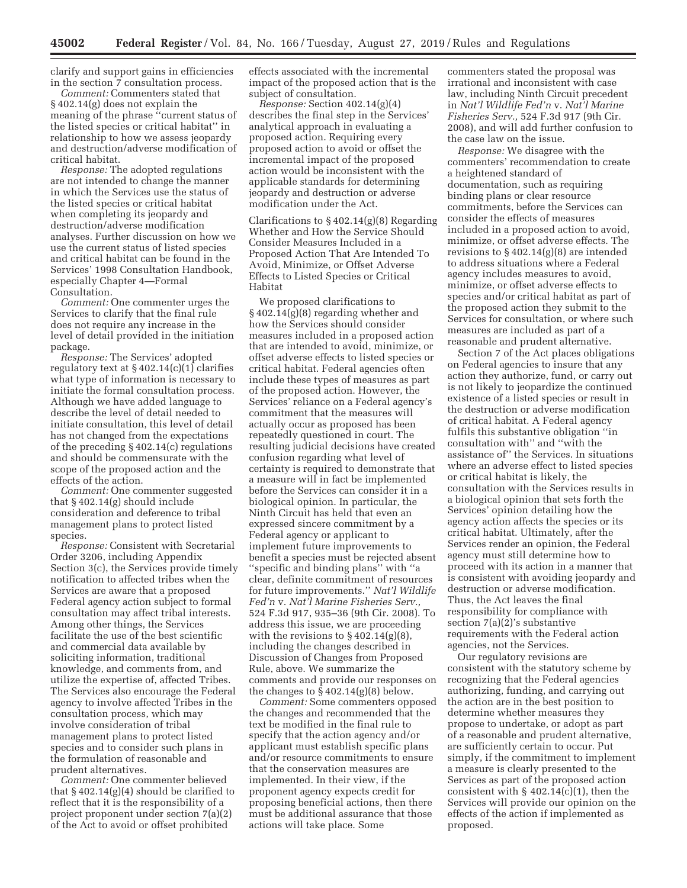clarify and support gains in efficiencies in the section 7 consultation process.

*Comment:* Commenters stated that § 402.14(g) does not explain the meaning of the phrase ''current status of the listed species or critical habitat'' in relationship to how we assess jeopardy and destruction/adverse modification of critical habitat.

*Response:* The adopted regulations are not intended to change the manner in which the Services use the status of the listed species or critical habitat when completing its jeopardy and destruction/adverse modification analyses. Further discussion on how we use the current status of listed species and critical habitat can be found in the Services' 1998 Consultation Handbook, especially Chapter 4—Formal Consultation.

*Comment:* One commenter urges the Services to clarify that the final rule does not require any increase in the level of detail provided in the initiation package.

*Response:* The Services' adopted regulatory text at § 402.14(c)(1) clarifies what type of information is necessary to initiate the formal consultation process. Although we have added language to describe the level of detail needed to initiate consultation, this level of detail has not changed from the expectations of the preceding § 402.14(c) regulations and should be commensurate with the scope of the proposed action and the effects of the action.

*Comment:* One commenter suggested that § 402.14(g) should include consideration and deference to tribal management plans to protect listed species.

*Response:* Consistent with Secretarial Order 3206, including Appendix Section 3(c), the Services provide timely notification to affected tribes when the Services are aware that a proposed Federal agency action subject to formal consultation may affect tribal interests. Among other things, the Services facilitate the use of the best scientific and commercial data available by soliciting information, traditional knowledge, and comments from, and utilize the expertise of, affected Tribes. The Services also encourage the Federal agency to involve affected Tribes in the consultation process, which may involve consideration of tribal management plans to protect listed species and to consider such plans in the formulation of reasonable and prudent alternatives.

*Comment:* One commenter believed that § 402.14(g)(4) should be clarified to reflect that it is the responsibility of a project proponent under section 7(a)(2) of the Act to avoid or offset prohibited effects associated with the incremental impact of the proposed action that is the subject of consultation.

*Response:* Section 402.14(g)(4) describes the final step in the Services' analytical approach in evaluating a proposed action. Requiring every proposed action to avoid or offset the incremental impact of the proposed action would be inconsistent with the applicable standards for determining jeopardy and destruction or adverse modification under the Act.

Clarifications to § 402.14(g)(8) Regarding Whether and How the Service Should Consider Measures Included in a Proposed Action That Are Intended To Avoid, Minimize, or Offset Adverse Effects to Listed Species or Critical Habitat

We proposed clarifications to § 402.14(g)(8) regarding whether and how the Services should consider measures included in a proposed action that are intended to avoid, minimize, or offset adverse effects to listed species or critical habitat. Federal agencies often include these types of measures as part of the proposed action. However, the Services' reliance on a Federal agency's commitment that the measures will actually occur as proposed has been repeatedly questioned in court. The resulting judicial decisions have created confusion regarding what level of certainty is required to demonstrate that a measure will in fact be implemented before the Services can consider it in a biological opinion. In particular, the Ninth Circuit has held that even an expressed sincere commitment by a Federal agency or applicant to implement future improvements to benefit a species must be rejected absent ''specific and binding plans'' with ''a clear, definite commitment of resources for future improvements.'' *Nat'l Wildlife Fed'n* v. *Nat'l Marine Fisheries Serv.,* 524 F.3d 917, 935–36 (9th Cir. 2008). To address this issue, we are proceeding with the revisions to § 402.14(g)(8), including the changes described in Discussion of Changes from Proposed Rule, above. We summarize the comments and provide our responses on the changes to § 402.14(g)(8) below.

*Comment:* Some commenters opposed the changes and recommended that the text be modified in the final rule to specify that the action agency and/or applicant must establish specific plans and/or resource commitments to ensure that the conservation measures are implemented. In their view, if the proponent agency expects credit for proposing beneficial actions, then there must be additional assurance that those actions will take place. Some commenters stated the proposal was irrational and inconsistent with case law, including Ninth Circuit precedent in *Nat'l Wildlife Fed'n* v. *Nat'l Marine Fisheries Serv.,* 524 F.3d 917 (9th Cir. 2008), and will add further confusion to the case law on the issue.

*Response:* We disagree with the commenters' recommendation to create a heightened standard of documentation, such as requiring binding plans or clear resource commitments, before the Services can consider the effects of measures included in a proposed action to avoid, minimize, or offset adverse effects. The revisions to § 402.14(g)(8) are intended to address situations where a Federal agency includes measures to avoid, minimize, or offset adverse effects to species and/or critical habitat as part of the proposed action they submit to the Services for consultation, or where such measures are included as part of a reasonable and prudent alternative.

Section 7 of the Act places obligations on Federal agencies to insure that any action they authorize, fund, or carry out is not likely to jeopardize the continued existence of a listed species or result in the destruction or adverse modification of critical habitat. A Federal agency fulfils this substantive obligation ''in consultation with'' and ''with the assistance of'' the Services. In situations where an adverse effect to listed species or critical habitat is likely, the consultation with the Services results in a biological opinion that sets forth the Services' opinion detailing how the agency action affects the species or its critical habitat. Ultimately, after the Services render an opinion, the Federal agency must still determine how to proceed with its action in a manner that is consistent with avoiding jeopardy and destruction or adverse modification. Thus, the Act leaves the final responsibility for compliance with section 7(a)(2)'s substantive requirements with the Federal action agencies, not the Services.

Our regulatory revisions are consistent with the statutory scheme by recognizing that the Federal agencies authorizing, funding, and carrying out the action are in the best position to determine whether measures they propose to undertake, or adopt as part of a reasonable and prudent alternative, are sufficiently certain to occur. Put simply, if the commitment to implement a measure is clearly presented to the Services as part of the proposed action consistent with § 402.14(c)(1), then the Services will provide our opinion on the effects of the action if implemented as proposed.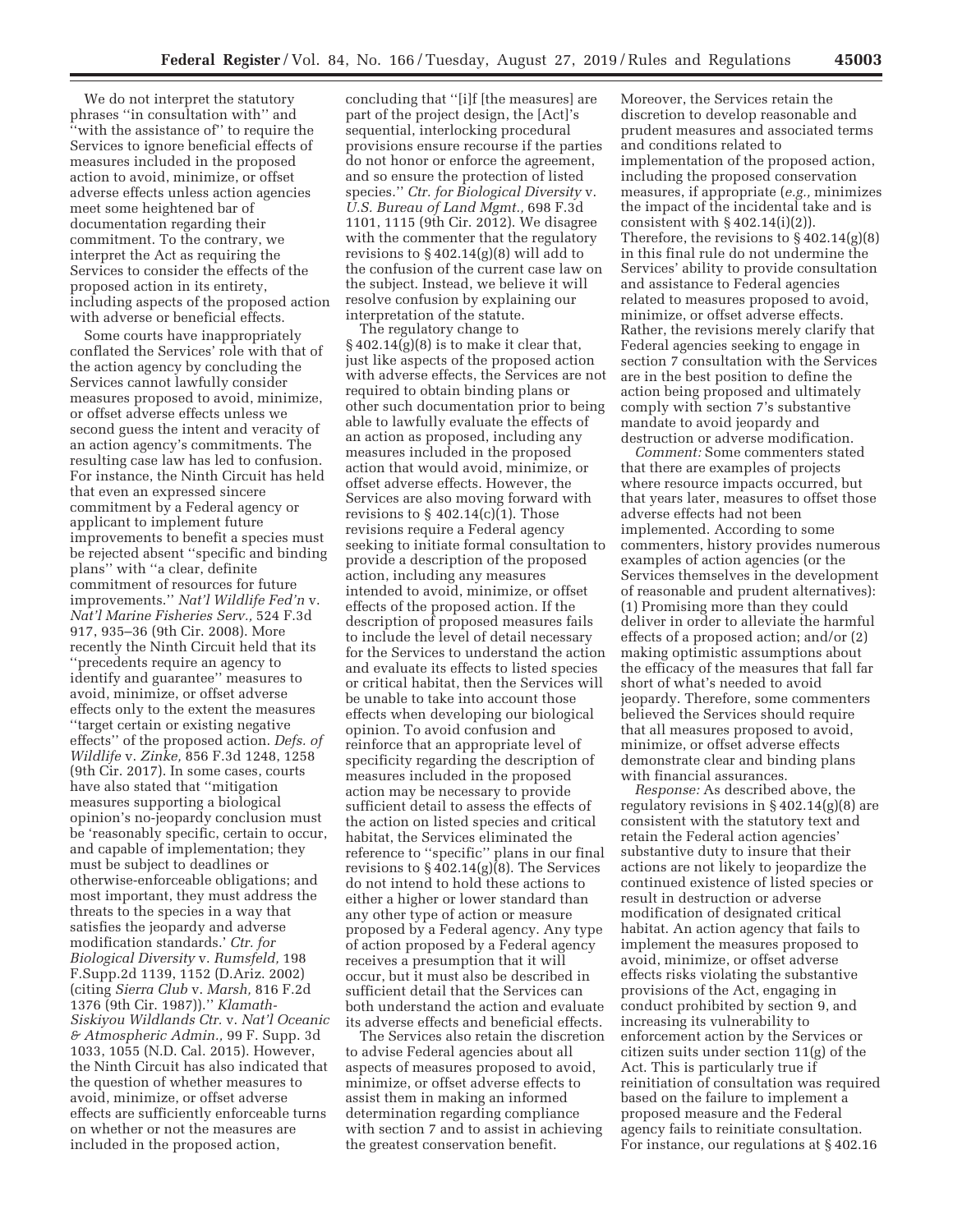We do not interpret the statutory phrases "in consultation with" and "with the assistance of" to require the Services to ignore beneficial effects of measures included in the proposed action to avoid, minimize, or offset adverse effects unless action agencies meet some heightened bar of documentation regarding their commitment. To the contrary, we interpret the Act as requiring the Services to consider the effects of the proposed action in its entirety, including aspects of the proposed action with adverse or beneficial effects.

Some courts have inappropriately conflated the Services' role with that of the action agency by concluding the Services cannot lawfully consider measures proposed to avoid, minimize, or offset adverse effects unless we second guess the intent and veracity of an action agency's commitments. The resulting case law has led to confusion. For instance, the Ninth Circuit has held that even an expressed sincere commitment by a Federal agency or applicant to implement future improvements to benefit a species must be rejected absent "specific and binding plans" with "a clear, definite commitment of resources for future improvements." *Nat'l Wildlife Fed'n* v. *Nat'l Marine Fisheries Serv.,* 524 F.3d 917, 935–36 (9th Cir. 2008). More recently the Ninth Circuit held that its "precedents require an agency to identify and guarantee" measures to avoid, minimize, or offset adverse effects only to the extent the measures "target certain or existing negative effects" of the proposed action. *Defs. of Wildlife* v. *Zinke,* 856 F.3d 1248, 1258 (9th Cir. 2017). In some cases, courts have also stated that "mitigation measures supporting a biological opinion's no-jeopardy conclusion must be 'reasonably specific, certain to occur, and capable of implementation; they must be subject to deadlines or otherwise-enforceable obligations; and most important, they must address the threats to the species in a way that satisfies the jeopardy and adverse modification standards.' *Ctr. for Biological Diversity* v. *Rumsfeld,* 198 F.Supp.2d 1139, 1152 (D.Ariz. 2002) (citing *Sierra Club* v. *Marsh,* 816 F.2d 1376 (9th Cir. 1987))." *Klamath-Siskiyou Wildlands Ctr.* v. *Nat'l Oceanic & Atmospheric Admin.,* 99 F. Supp. 3d 1033, 1055 (N.D. Cal. 2015). However, the Ninth Circuit has also indicated that the question of whether measures to avoid, minimize, or offset adverse effects are sufficiently enforceable turns on whether or not the measures are included in the proposed action, concluding that "[i]f [the measures] are part of the project design, the [Act]'s sequential, interlocking procedural provisions ensure recourse if the parties do not honor or enforce the agreement, and so ensure the protection of listed species." *Ctr. for Biological Diversity* v. *U.S. Bureau of Land Mgmt.,* 698 F.3d 1101, 1115 (9th Cir. 2012). We disagree with the commenter that the regulatory revisions to § 402.14(g)(8) will add to the confusion of the current case law on the subject. Instead, we believe it will resolve confusion by explaining our interpretation of the statute.

The regulatory change to § 402.14(g)(8) is to make it clear that, just like aspects of the proposed action with adverse effects, the Services are not required to obtain binding plans or other such documentation prior to being able to lawfully evaluate the effects of an action as proposed, including any measures included in the proposed action that would avoid, minimize, or offset adverse effects. However, the Services are also moving forward with revisions to § 402.14(c)(1). Those revisions require a Federal agency seeking to initiate formal consultation to provide a description of the proposed action, including any measures intended to avoid, minimize, or offset effects of the proposed action. If the description of proposed measures fails to include the level of detail necessary for the Services to understand the action and evaluate its effects to listed species or critical habitat, then the Services will be unable to take into account those effects when developing our biological opinion. To avoid confusion and reinforce that an appropriate level of specificity regarding the description of measures included in the proposed action may be necessary to provide sufficient detail to assess the effects of the action on listed species and critical habitat, the Services eliminated the reference to "specific" plans in our final revisions to § 402.14(g)(8). The Services do not intend to hold these actions to either a higher or lower standard than any other type of action or measure proposed by a Federal agency. Any type of action proposed by a Federal agency receives a presumption that it will occur, but it must also be described in sufficient detail that the Services can both understand the action and evaluate its adverse effects and beneficial effects.

The Services also retain the discretion to advise Federal agencies about all aspects of measures proposed to avoid, minimize, or offset adverse effects to assist them in making an informed determination regarding compliance with section 7 and to assist in achieving the greatest conservation benefit. Moreover, the Services retain the discretion to develop reasonable and prudent measures and associated terms and conditions related to implementation of the proposed action, including the proposed conservation measures, if appropriate (*e.g.,* minimizes the impact of the incidental take and is consistent with § 402.14(i)(2)). Therefore, the revisions to § 402.14(g)(8) in this final rule do not undermine the Services' ability to provide consultation and assistance to Federal agencies related to measures proposed to avoid, minimize, or offset adverse effects. Rather, the revisions merely clarify that Federal agencies seeking to engage in section 7 consultation with the Services are in the best position to define the action being proposed and ultimately comply with section 7's substantive mandate to avoid jeopardy and destruction or adverse modification.

*Comment:* Some commenters stated that there are examples of projects where resource impacts occurred, but that years later, measures to offset those adverse effects had not been implemented. According to some commenters, history provides numerous examples of action agencies (or the Services themselves in the development of reasonable and prudent alternatives): (1) Promising more than they could deliver in order to alleviate the harmful effects of a proposed action; and/or (2) making optimistic assumptions about the efficacy of the measures that fall far short of what's needed to avoid jeopardy. Therefore, some commenters believed the Services should require that all measures proposed to avoid, minimize, or offset adverse effects demonstrate clear and binding plans with financial assurances.

*Response:* As described above, the regulatory revisions in § 402.14(g)(8) are consistent with the statutory text and retain the Federal action agencies' substantive duty to insure that their actions are not likely to jeopardize the continued existence of listed species or result in destruction or adverse modification of designated critical habitat. An action agency that fails to implement the measures proposed to avoid, minimize, or offset adverse effects risks violating the substantive provisions of the Act, engaging in conduct prohibited by section 9, and increasing its vulnerability to enforcement action by the Services or citizen suits under section 11(g) of the Act. This is particularly true if reinitiation of consultation was required based on the failure to implement a proposed measure and the Federal agency fails to reinitiate consultation. For instance, our regulations at § 402.16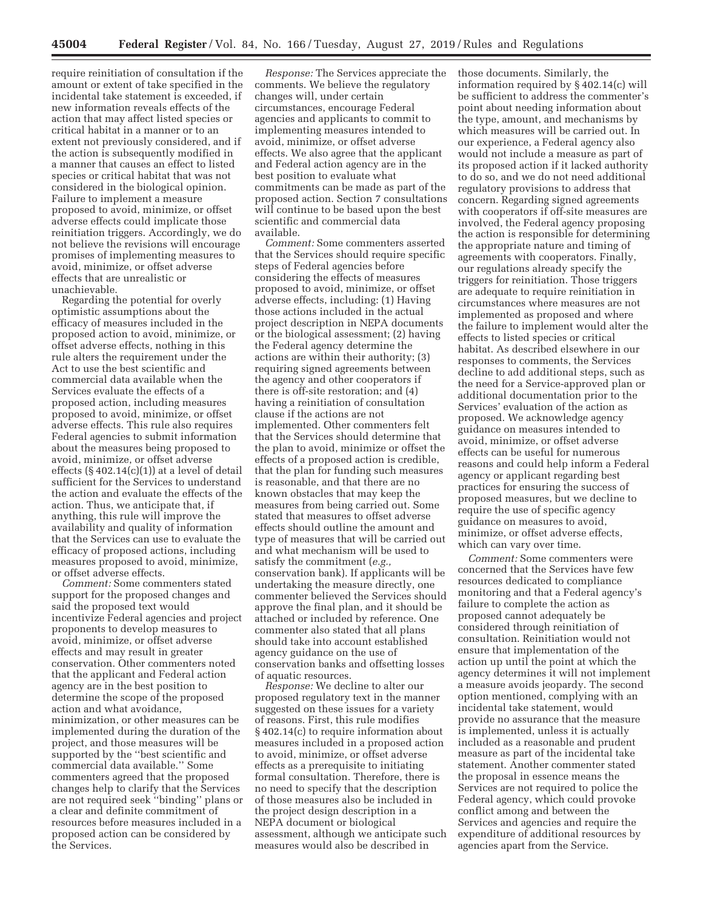require reinitiation of consultation if the amount or extent of take specified in the incidental take statement is exceeded, if new information reveals effects of the action that may affect listed species or critical habitat in a manner or to an extent not previously considered, and if the action is subsequently modified in a manner that causes an effect to listed species or critical habitat that was not considered in the biological opinion. Failure to implement a measure proposed to avoid, minimize, or offset adverse effects could implicate those reinitiation triggers. Accordingly, we do not believe the revisions will encourage promises of implementing measures to avoid, minimize, or offset adverse effects that are unrealistic or unachievable.

Regarding the potential for overly optimistic assumptions about the efficacy of measures included in the proposed action to avoid, minimize, or offset adverse effects, nothing in this rule alters the requirement under the Act to use the best scientific and commercial data available when the Services evaluate the effects of a proposed action, including measures proposed to avoid, minimize, or offset adverse effects. This rule also requires Federal agencies to submit information about the measures being proposed to avoid, minimize, or offset adverse effects (§ 402.14(c)(1)) at a level of detail sufficient for the Services to understand the action and evaluate the effects of the action. Thus, we anticipate that, if anything, this rule will improve the availability and quality of information that the Services can use to evaluate the efficacy of proposed actions, including measures proposed to avoid, minimize, or offset adverse effects.

*Comment:* Some commenters stated support for the proposed changes and said the proposed text would incentivize Federal agencies and project proponents to develop measures to avoid, minimize, or offset adverse effects and may result in greater conservation. Other commenters noted that the applicant and Federal action agency are in the best position to determine the scope of the proposed action and what avoidance, minimization, or other measures can be implemented during the duration of the project, and those measures will be supported by the "best scientific and commercial data available." Some commenters agreed that the proposed changes help to clarify that the Services are not required seek "binding" plans or a clear and definite commitment of resources before measures included in a proposed action can be considered by the Services.

*Response:* The Services appreciate the comments. We believe the regulatory changes will, under certain circumstances, encourage Federal agencies and applicants to commit to implementing measures intended to avoid, minimize, or offset adverse effects. We also agree that the applicant and Federal action agency are in the best position to evaluate what commitments can be made as part of the proposed action. Section 7 consultations will continue to be based upon the best scientific and commercial data available.

*Comment:* Some commenters asserted that the Services should require specific steps of Federal agencies before considering the effects of measures proposed to avoid, minimize, or offset adverse effects, including: (1) Having those actions included in the actual project description in NEPA documents or the biological assessment; (2) having the Federal agency determine the actions are within their authority; (3) requiring signed agreements between the agency and other cooperators if there is off-site restoration; and (4) having a reinitiation of consultation clause if the actions are not implemented. Other commenters felt that the Services should determine that the plan to avoid, minimize or offset the effects of a proposed action is credible, that the plan for funding such measures is reasonable, and that there are no known obstacles that may keep the measures from being carried out. Some stated that measures to offset adverse effects should outline the amount and type of measures that will be carried out and what mechanism will be used to satisfy the commitment (*e.g.,* conservation bank). If applicants will be undertaking the measure directly, one commenter believed the Services should approve the final plan, and it should be attached or included by reference. One commenter also stated that all plans should take into account established agency guidance on the use of conservation banks and offsetting losses of aquatic resources.

*Response:* We decline to alter our proposed regulatory text in the manner suggested on these issues for a variety of reasons. First, this rule modifies § 402.14(c) to require information about measures included in a proposed action to avoid, minimize, or offset adverse effects as a prerequisite to initiating formal consultation. Therefore, there is no need to specify that the description of those measures also be included in the project design description in a NEPA document or biological assessment, although we anticipate such measures would also be described in those documents. Similarly, the information required by § 402.14(c) will be sufficient to address the commenter's point about needing information about the type, amount, and mechanisms by which measures will be carried out. In our experience, a Federal agency also would not include a measure as part of its proposed action if it lacked authority to do so, and we do not need additional regulatory provisions to address that concern. Regarding signed agreements with cooperators if off-site measures are involved, the Federal agency proposing the action is responsible for determining the appropriate nature and timing of agreements with cooperators. Finally, our regulations already specify the triggers for reinitiation. Those triggers are adequate to require reinitiation in circumstances where measures are not implemented as proposed and where the failure to implement would alter the effects to listed species or critical habitat. As described elsewhere in our responses to comments, the Services decline to add additional steps, such as the need for a Service-approved plan or additional documentation prior to the Services' evaluation of the action as proposed. We acknowledge agency guidance on measures intended to avoid, minimize, or offset adverse effects can be useful for numerous reasons and could help inform a Federal agency or applicant regarding best practices for ensuring the success of proposed measures, but we decline to require the use of specific agency guidance on measures to avoid, minimize, or offset adverse effects, which can vary over time.

*Comment:* Some commenters were concerned that the Services have few resources dedicated to compliance monitoring and that a Federal agency's failure to complete the action as proposed cannot adequately be considered through reinitiation of consultation. Reinitiation would not ensure that implementation of the action up until the point at which the agency determines it will not implement a measure avoids jeopardy. The second option mentioned, complying with an incidental take statement, would provide no assurance that the measure is implemented, unless it is actually included as a reasonable and prudent measure as part of the incidental take statement. Another commenter stated the proposal in essence means the Services are not required to police the Federal agency, which could provoke conflict among and between the Services and agencies and require the expenditure of additional resources by agencies apart from the Service.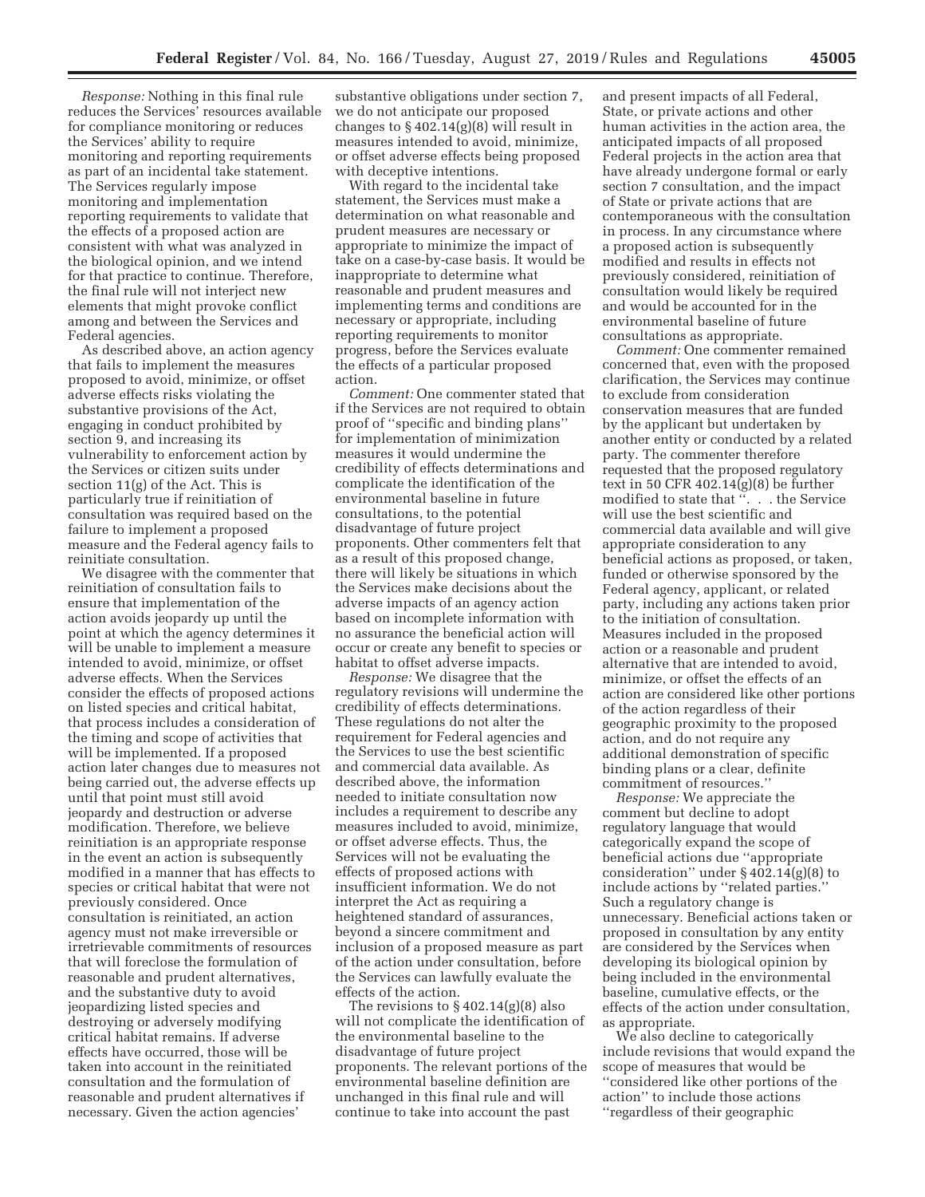*Response:* Nothing in this final rule reduces the Services' resources available for compliance monitoring or reduces the Services' ability to require monitoring and reporting requirements as part of an incidental take statement. The Services regularly impose monitoring and implementation reporting requirements to validate that the effects of a proposed action are consistent with what was analyzed in the biological opinion, and we intend for that practice to continue. Therefore, the final rule will not interject new elements that might provoke conflict among and between the Services and Federal agencies.

As described above, an action agency that fails to implement the measures proposed to avoid, minimize, or offset adverse effects risks violating the substantive provisions of the Act, engaging in conduct prohibited by section 9, and increasing its vulnerability to enforcement action by the Services or citizen suits under section 11(g) of the Act. This is particularly true if reinitiation of consultation was required based on the failure to implement a proposed measure and the Federal agency fails to reinitiate consultation.

We disagree with the commenter that reinitiation of consultation fails to ensure that implementation of the action avoids jeopardy up until the point at which the agency determines it will be unable to implement a measure intended to avoid, minimize, or offset adverse effects. When the Services consider the effects of proposed actions on listed species and critical habitat, that process includes a consideration of the timing and scope of activities that will be implemented. If a proposed action later changes due to measures not being carried out, the adverse effects up until that point must still avoid jeopardy and destruction or adverse modification. Therefore, we believe reinitiation is an appropriate response in the event an action is subsequently modified in a manner that has effects to species or critical habitat that were not previously considered. Once consultation is reinitiated, an action agency must not make irreversible or irretrievable commitments of resources that will foreclose the formulation of reasonable and prudent alternatives, and the substantive duty to avoid jeopardizing listed species and destroying or adversely modifying critical habitat remains. If adverse effects have occurred, those will be taken into account in the reinitiated consultation and the formulation of reasonable and prudent alternatives if necessary. Given the action agencies' substantive obligations under section 7, we do not anticipate our proposed changes to § 402.14(g)(8) will result in measures intended to avoid, minimize, or offset adverse effects being proposed with deceptive intentions.

With regard to the incidental take statement, the Services must make a determination on what reasonable and prudent measures are necessary or appropriate to minimize the impact of take on a case-by-case basis. It would be inappropriate to determine what reasonable and prudent measures and implementing terms and conditions are necessary or appropriate, including reporting requirements to monitor progress, before the Services evaluate the effects of a particular proposed action.

*Comment:* One commenter stated that if the Services are not required to obtain proof of "specific and binding plans" for implementation of minimization measures it would undermine the credibility of effects determinations and complicate the identification of the environmental baseline in future consultations, to the potential disadvantage of future project proponents. Other commenters felt that as a result of this proposed change, there will likely be situations in which the Services make decisions about the adverse impacts of an agency action based on incomplete information with no assurance the beneficial action will occur or create any benefit to species or habitat to offset adverse impacts.

*Response:* We disagree that the regulatory revisions will undermine the credibility of effects determinations. These regulations do not alter the requirement for Federal agencies and the Services to use the best scientific and commercial data available. As described above, the information needed to initiate consultation now includes a requirement to describe any measures included to avoid, minimize, or offset adverse effects. Thus, the Services will not be evaluating the effects of proposed actions with insufficient information. We do not interpret the Act as requiring a heightened standard of assurances, beyond a sincere commitment and inclusion of a proposed measure as part of the action under consultation, before the Services can lawfully evaluate the effects of the action.

The revisions to § 402.14(g)(8) also will not complicate the identification of the environmental baseline to the disadvantage of future project proponents. The relevant portions of the environmental baseline definition are unchanged in this final rule and will continue to take into account the past and present impacts of all Federal, State, or private actions and other human activities in the action area, the anticipated impacts of all proposed Federal projects in the action area that have already undergone formal or early section 7 consultation, and the impact of State or private actions that are contemporaneous with the consultation in process. In any circumstance where a proposed action is subsequently modified and results in effects not previously considered, reinitiation of consultation would likely be required and would be accounted for in the environmental baseline of future consultations as appropriate.

*Comment:* One commenter remained concerned that, even with the proposed clarification, the Services may continue to exclude from consideration conservation measures that are funded by the applicant but undertaken by another entity or conducted by a related party. The commenter therefore requested that the proposed regulatory text in 50 CFR 402.14(g)(8) be further modified to state that ". . . the Service will use the best scientific and commercial data available and will give appropriate consideration to any beneficial actions as proposed, or taken, funded or otherwise sponsored by the Federal agency, applicant, or related party, including any actions taken prior to the initiation of consultation. Measures included in the proposed action or a reasonable and prudent alternative that are intended to avoid, minimize, or offset the effects of an action are considered like other portions of the action regardless of their geographic proximity to the proposed action, and do not require any additional demonstration of specific binding plans or a clear, definite commitment of resources."

*Response:* We appreciate the comment but decline to adopt regulatory language that would categorically expand the scope of beneficial actions due "appropriate consideration" under § 402.14(g)(8) to include actions by "related parties." Such a regulatory change is unnecessary. Beneficial actions taken or proposed in consultation by any entity are considered by the Services when developing its biological opinion by being included in the environmental baseline, cumulative effects, or the effects of the action under consultation, as appropriate.

We also decline to categorically include revisions that would expand the scope of measures that would be "considered like other portions of the action" to include those actions "regardless of their geographic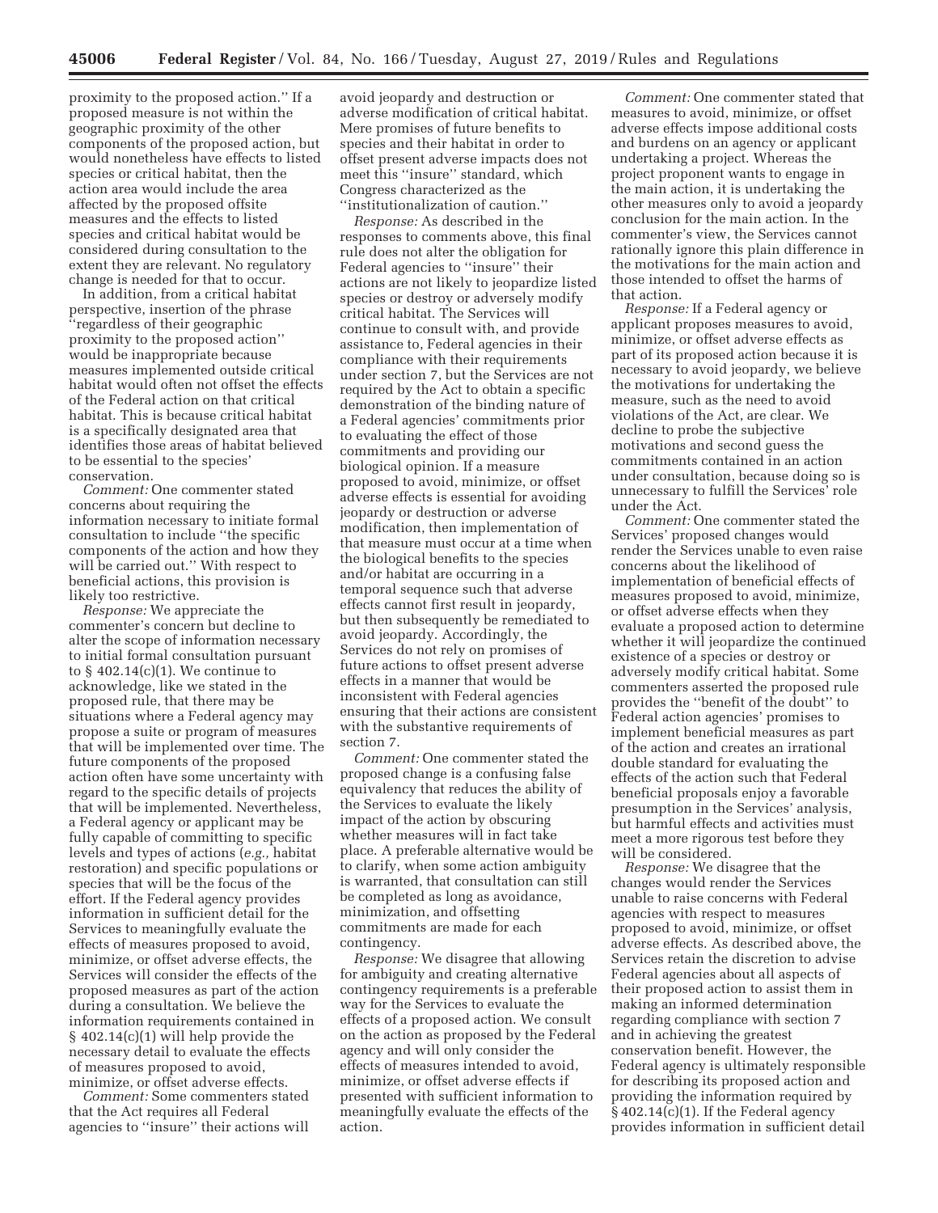proximity to the proposed action.'' If a proposed measure is not within the geographic proximity of the other components of the proposed action, but would nonetheless have effects to listed species or critical habitat, then the action area would include the area affected by the proposed offsite measures and the effects to listed species and critical habitat would be considered during consultation to the extent they are relevant. No regulatory change is needed for that to occur.

In addition, from a critical habitat perspective, insertion of the phrase ''regardless of their geographic proximity to the proposed action'' would be inappropriate because measures implemented outside critical habitat would often not offset the effects of the Federal action on that critical habitat. This is because critical habitat is a specifically designated area that identifies those areas of habitat believed to be essential to the species' conservation.

*Comment:* One commenter stated concerns about requiring the information necessary to initiate formal consultation to include ''the specific components of the action and how they will be carried out.'' With respect to beneficial actions, this provision is likely too restrictive.

*Response:* We appreciate the commenter's concern but decline to alter the scope of information necessary to initial formal consultation pursuant to § 402.14(c)(1). We continue to acknowledge, like we stated in the proposed rule, that there may be situations where a Federal agency may propose a suite or program of measures that will be implemented over time. The future components of the proposed action often have some uncertainty with regard to the specific details of projects that will be implemented. Nevertheless, a Federal agency or applicant may be fully capable of committing to specific levels and types of actions (*e.g.,* habitat restoration) and specific populations or species that will be the focus of the effort. If the Federal agency provides information in sufficient detail for the Services to meaningfully evaluate the effects of measures proposed to avoid, minimize, or offset adverse effects, the Services will consider the effects of the proposed measures as part of the action during a consultation. We believe the information requirements contained in § 402.14(c)(1) will help provide the necessary detail to evaluate the effects of measures proposed to avoid, minimize, or offset adverse effects.

*Comment:* Some commenters stated that the Act requires all Federal agencies to ''insure'' their actions will avoid jeopardy and destruction or adverse modification of critical habitat. Mere promises of future benefits to species and their habitat in order to offset present adverse impacts does not meet this ''insure'' standard, which Congress characterized as the ''institutionalization of caution.''

*Response:* As described in the responses to comments above, this final rule does not alter the obligation for Federal agencies to ''insure'' their actions are not likely to jeopardize listed species or destroy or adversely modify critical habitat. The Services will continue to consult with, and provide assistance to, Federal agencies in their compliance with their requirements under section 7, but the Services are not required by the Act to obtain a specific demonstration of the binding nature of a Federal agencies' commitments prior to evaluating the effect of those commitments and providing our biological opinion. If a measure proposed to avoid, minimize, or offset adverse effects is essential for avoiding jeopardy or destruction or adverse modification, then implementation of that measure must occur at a time when the biological benefits to the species and/or habitat are occurring in a temporal sequence such that adverse effects cannot first result in jeopardy, but then subsequently be remediated to avoid jeopardy. Accordingly, the Services do not rely on promises of future actions to offset present adverse effects in a manner that would be inconsistent with Federal agencies ensuring that their actions are consistent with the substantive requirements of section 7.

*Comment:* One commenter stated the proposed change is a confusing false equivalency that reduces the ability of the Services to evaluate the likely impact of the action by obscuring whether measures will in fact take place. A preferable alternative would be to clarify, when some action ambiguity is warranted, that consultation can still be completed as long as avoidance, minimization, and offsetting commitments are made for each contingency.

*Response:* We disagree that allowing for ambiguity and creating alternative contingency requirements is a preferable way for the Services to evaluate the effects of a proposed action. We consult on the action as proposed by the Federal agency and will only consider the effects of measures intended to avoid, minimize, or offset adverse effects if presented with sufficient information to meaningfully evaluate the effects of the action.

*Comment:* One commenter stated that measures to avoid, minimize, or offset adverse effects impose additional costs and burdens on an agency or applicant undertaking a project. Whereas the project proponent wants to engage in the main action, it is undertaking the other measures only to avoid a jeopardy conclusion for the main action. In the commenter's view, the Services cannot rationally ignore this plain difference in the motivations for the main action and those intended to offset the harms of that action.

*Response:* If a Federal agency or applicant proposes measures to avoid, minimize, or offset adverse effects as part of its proposed action because it is necessary to avoid jeopardy, we believe the motivations for undertaking the measure, such as the need to avoid violations of the Act, are clear. We decline to probe the subjective motivations and second guess the commitments contained in an action under consultation, because doing so is unnecessary to fulfill the Services' role under the Act.

*Comment:* One commenter stated the Services' proposed changes would render the Services unable to even raise concerns about the likelihood of implementation of beneficial effects of measures proposed to avoid, minimize, or offset adverse effects when they evaluate a proposed action to determine whether it will jeopardize the continued existence of a species or destroy or adversely modify critical habitat. Some commenters asserted the proposed rule provides the ''benefit of the doubt'' to Federal action agencies' promises to implement beneficial measures as part of the action and creates an irrational double standard for evaluating the effects of the action such that Federal beneficial proposals enjoy a favorable presumption in the Services' analysis, but harmful effects and activities must meet a more rigorous test before they will be considered.

*Response:* We disagree that the changes would render the Services unable to raise concerns with Federal agencies with respect to measures proposed to avoid, minimize, or offset adverse effects. As described above, the Services retain the discretion to advise Federal agencies about all aspects of their proposed action to assist them in making an informed determination regarding compliance with section 7 and in achieving the greatest conservation benefit. However, the Federal agency is ultimately responsible for describing its proposed action and providing the information required by § 402.14(c)(1). If the Federal agency provides information in sufficient detail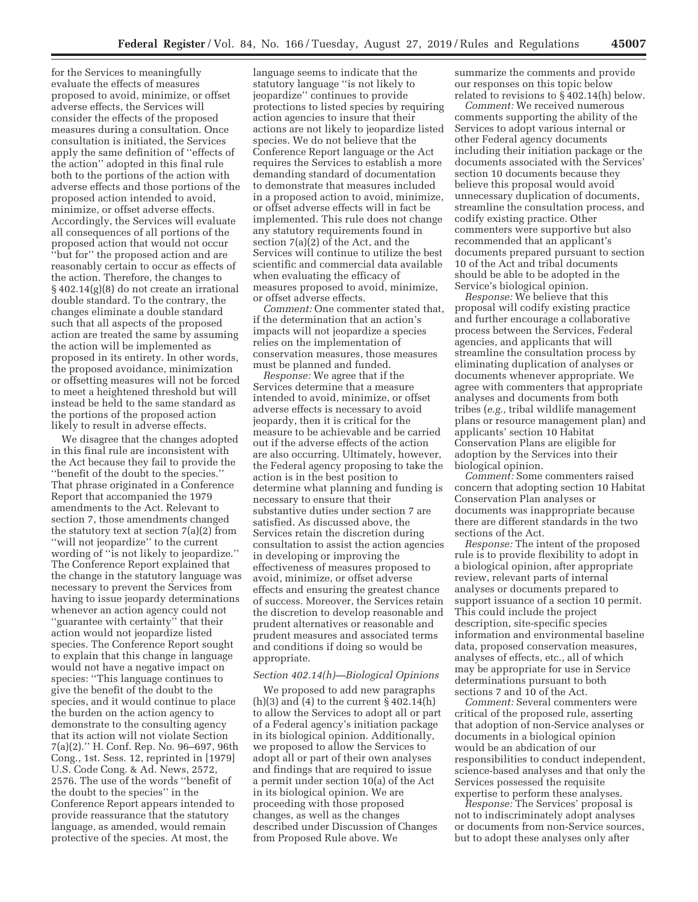for the Services to meaningfully evaluate the effects of measures proposed to avoid, minimize, or offset adverse effects, the Services will consider the effects of the proposed measures during a consultation. Once consultation is initiated, the Services apply the same definition of ''effects of the action'' adopted in this final rule both to the portions of the action with adverse effects and those portions of the proposed action intended to avoid, minimize, or offset adverse effects. Accordingly, the Services will evaluate all consequences of all portions of the proposed action that would not occur ''but for'' the proposed action and are reasonably certain to occur as effects of the action. Therefore, the changes to § 402.14(g)(8) do not create an irrational double standard. To the contrary, the changes eliminate a double standard such that all aspects of the proposed action are treated the same by assuming the action will be implemented as proposed in its entirety. In other words, the proposed avoidance, minimization or offsetting measures will not be forced to meet a heightened threshold but will instead be held to the same standard as the portions of the proposed action likely to result in adverse effects.

We disagree that the changes adopted in this final rule are inconsistent with the Act because they fail to provide the ''benefit of the doubt to the species.'' That phrase originated in a Conference Report that accompanied the 1979 amendments to the Act. Relevant to section 7, those amendments changed the statutory text at section 7(a)(2) from ''will not jeopardize'' to the current wording of ''is not likely to jeopardize.'' The Conference Report explained that the change in the statutory language was necessary to prevent the Services from having to issue jeopardy determinations whenever an action agency could not ''guarantee with certainty'' that their action would not jeopardize listed species. The Conference Report sought to explain that this change in language would not have a negative impact on species: ''This language continues to give the benefit of the doubt to the species, and it would continue to place the burden on the action agency to demonstrate to the consulting agency that its action will not violate Section 7(a)(2).'' H. Conf. Rep. No. 96–697, 96th Cong., 1st. Sess. 12, reprinted in [1979] U.S. Code Cong. & Ad. News, 2572, 2576. The use of the words ''benefit of the doubt to the species'' in the Conference Report appears intended to provide reassurance that the statutory language, as amended, would remain protective of the species. At most, the language seems to indicate that the statutory language ''is not likely to jeopardize'' continues to provide protections to listed species by requiring action agencies to insure that their actions are not likely to jeopardize listed species. We do not believe that the Conference Report language or the Act requires the Services to establish a more demanding standard of documentation to demonstrate that measures included in a proposed action to avoid, minimize, or offset adverse effects will in fact be implemented. This rule does not change any statutory requirements found in section 7(a)(2) of the Act, and the Services will continue to utilize the best scientific and commercial data available when evaluating the efficacy of measures proposed to avoid, minimize, or offset adverse effects.

*Comment:* One commenter stated that, if the determination that an action's impacts will not jeopardize a species relies on the implementation of conservation measures, those measures must be planned and funded.

*Response:* We agree that if the Services determine that a measure intended to avoid, minimize, or offset adverse effects is necessary to avoid jeopardy, then it is critical for the measure to be achievable and be carried out if the adverse effects of the action are also occurring. Ultimately, however, the Federal agency proposing to take the action is in the best position to determine what planning and funding is necessary to ensure that their substantive duties under section 7 are satisfied. As discussed above, the Services retain the discretion during consultation to assist the action agencies in developing or improving the effectiveness of measures proposed to avoid, minimize, or offset adverse effects and ensuring the greatest chance of success. Moreover, the Services retain the discretion to develop reasonable and prudent alternatives or reasonable and prudent measures and associated terms and conditions if doing so would be appropriate.

### *Section 402.14(h)—Biological Opinions*

We proposed to add new paragraphs (h)(3) and (4) to the current § 402.14(h) to allow the Services to adopt all or part of a Federal agency's initiation package in its biological opinion. Additionally, we proposed to allow the Services to adopt all or part of their own analyses and findings that are required to issue a permit under section 10(a) of the Act in its biological opinion. We are proceeding with those proposed changes, as well as the changes described under Discussion of Changes from Proposed Rule above. We summarize the comments and provide our responses on this topic below related to revisions to § 402.14(h) below.

*Comment:* We received numerous comments supporting the ability of the Services to adopt various internal or other Federal agency documents including their initiation package or the documents associated with the Services' section 10 documents because they believe this proposal would avoid unnecessary duplication of documents, streamline the consultation process, and codify existing practice. Other commenters were supportive but also recommended that an applicant's documents prepared pursuant to section 10 of the Act and tribal documents should be able to be adopted in the Service's biological opinion.

*Response:* We believe that this proposal will codify existing practice and further encourage a collaborative process between the Services, Federal agencies, and applicants that will streamline the consultation process by eliminating duplication of analyses or documents whenever appropriate. We agree with commenters that appropriate analyses and documents from both tribes (*e.g.,* tribal wildlife management plans or resource management plan) and applicants' section 10 Habitat Conservation Plans are eligible for adoption by the Services into their biological opinion.

*Comment:* Some commenters raised concern that adopting section 10 Habitat Conservation Plan analyses or documents was inappropriate because there are different standards in the two sections of the Act.

*Response:* The intent of the proposed rule is to provide flexibility to adopt in a biological opinion, after appropriate review, relevant parts of internal analyses or documents prepared to support issuance of a section 10 permit. This could include the project description, site-specific species information and environmental baseline data, proposed conservation measures, analyses of effects, etc., all of which may be appropriate for use in Service determinations pursuant to both sections 7 and 10 of the Act.

*Comment:* Several commenters were critical of the proposed rule, asserting that adoption of non-Service analyses or documents in a biological opinion would be an abdication of our responsibilities to conduct independent, science-based analyses and that only the Services possessed the requisite expertise to perform these analyses.

*Response:* The Services' proposal is not to indiscriminately adopt analyses or documents from non-Service sources, but to adopt these analyses only after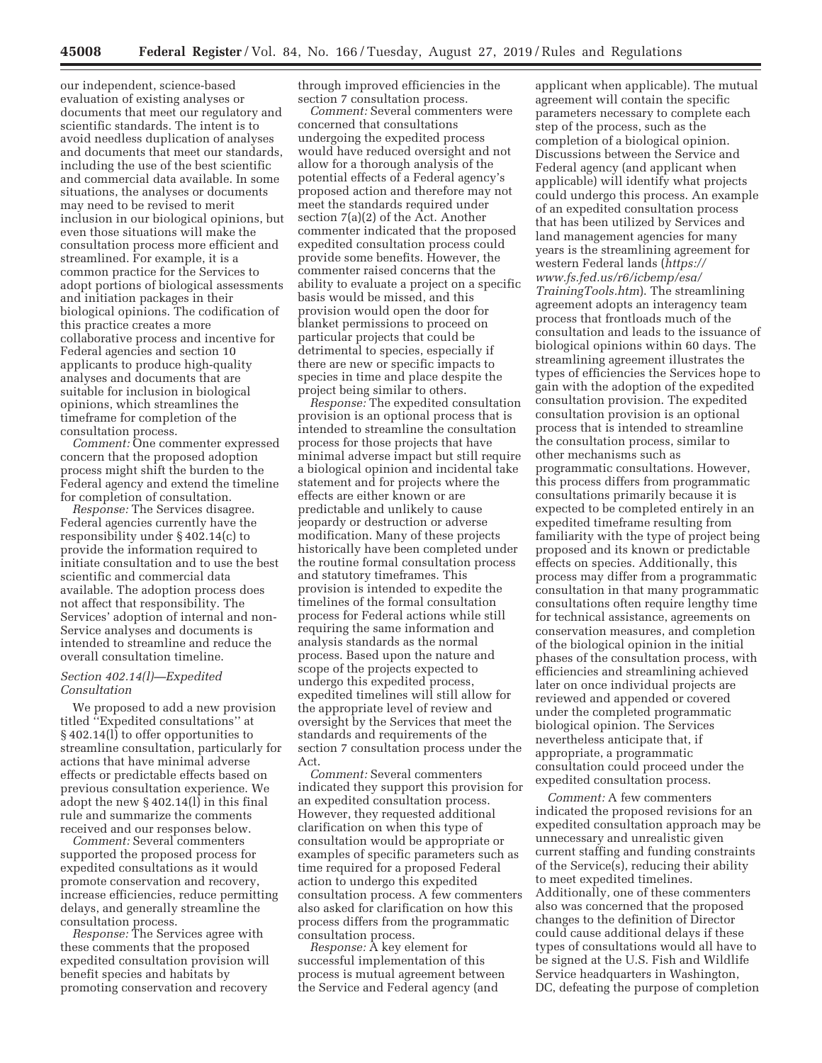our independent, science-based evaluation of existing analyses or documents that meet our regulatory and scientific standards. The intent is to avoid needless duplication of analyses and documents that meet our standards, including the use of the best scientific and commercial data available. In some situations, the analyses or documents may need to be revised to merit inclusion in our biological opinions, but even those situations will make the consultation process more efficient and streamlined. For example, it is a common practice for the Services to adopt portions of biological assessments and initiation packages in their biological opinions. The codification of this practice creates a more collaborative process and incentive for Federal agencies and section 10 applicants to produce high-quality analyses and documents that are suitable for inclusion in biological opinions, which streamlines the timeframe for completion of the consultation process.

*Comment:* One commenter expressed concern that the proposed adoption process might shift the burden to the Federal agency and extend the timeline for completion of consultation.

*Response:* The Services disagree. Federal agencies currently have the responsibility under § 402.14(c) to provide the information required to initiate consultation and to use the best scientific and commercial data available. The adoption process does not affect that responsibility. The Services' adoption of internal and non-Service analyses and documents is intended to streamline and reduce the overall consultation timeline.

### *Section 402.14(l)—Expedited Consultation*

We proposed to add a new provision titled ''Expedited consultations'' at § 402.14(l) to offer opportunities to streamline consultation, particularly for actions that have minimal adverse effects or predictable effects based on previous consultation experience. We adopt the new § 402.14(l) in this final rule and summarize the comments received and our responses below.

*Comment:* Several commenters supported the proposed process for expedited consultations as it would promote conservation and recovery, increase efficiencies, reduce permitting delays, and generally streamline the consultation process.

*Response:* The Services agree with these comments that the proposed expedited consultation provision will benefit species and habitats by promoting conservation and recovery through improved efficiencies in the section 7 consultation process.

*Comment:* Several commenters were concerned that consultations undergoing the expedited process would have reduced oversight and not allow for a thorough analysis of the potential effects of a Federal agency's proposed action and therefore may not meet the standards required under section 7(a)(2) of the Act. Another commenter indicated that the proposed expedited consultation process could provide some benefits. However, the commenter raised concerns that the ability to evaluate a project on a specific basis would be missed, and this provision would open the door for blanket permissions to proceed on particular projects that could be detrimental to species, especially if there are new or specific impacts to species in time and place despite the project being similar to others.

*Response:* The expedited consultation provision is an optional process that is intended to streamline the consultation process for those projects that have minimal adverse impact but still require a biological opinion and incidental take statement and for projects where the effects are either known or are predictable and unlikely to cause jeopardy or destruction or adverse modification. Many of these projects historically have been completed under the routine formal consultation process and statutory timeframes. This provision is intended to expedite the timelines of the formal consultation process for Federal actions while still requiring the same information and analysis standards as the normal process. Based upon the nature and scope of the projects expected to undergo this expedited process, expedited timelines will still allow for the appropriate level of review and oversight by the Services that meet the standards and requirements of the section 7 consultation process under the Act.

*Comment:* Several commenters indicated they support this provision for an expedited consultation process. However, they requested additional clarification on when this type of consultation would be appropriate or examples of specific parameters such as time required for a proposed Federal action to undergo this expedited consultation process. A few commenters also asked for clarification on how this process differs from the programmatic consultation process.

*Response:* A key element for successful implementation of this process is mutual agreement between the Service and Federal agency (and applicant when applicable). The mutual agreement will contain the specific parameters necessary to complete each step of the process, such as the completion of a biological opinion. Discussions between the Service and Federal agency (and applicant when applicable) will identify what projects could undergo this process. An example of an expedited consultation process that has been utilized by Services and land management agencies for many years is the streamlining agreement for western Federal lands (*https://www.fs.fed.us/r6/icbemp/esa/TrainingTools.htm*). The streamlining agreement adopts an interagency team process that frontloads much of the consultation and leads to the issuance of biological opinions within 60 days. The streamlining agreement illustrates the types of efficiencies the Services hope to gain with the adoption of the expedited consultation provision. The expedited consultation provision is an optional process that is intended to streamline the consultation process, similar to other mechanisms such as programmatic consultations. However, this process differs from programmatic consultations primarily because it is expected to be completed entirely in an expedited timeframe resulting from familiarity with the type of project being proposed and its known or predictable effects on species. Additionally, this process may differ from a programmatic consultation in that many programmatic consultations often require lengthy time for technical assistance, agreements on conservation measures, and completion of the biological opinion in the initial phases of the consultation process, with efficiencies and streamlining achieved later on once individual projects are reviewed and appended or covered under the completed programmatic biological opinion. The Services nevertheless anticipate that, if appropriate, a programmatic consultation could proceed under the expedited consultation process.

*Comment:* A few commenters indicated the proposed revisions for an expedited consultation approach may be unnecessary and unrealistic given current staffing and funding constraints of the Service(s), reducing their ability to meet expedited timelines. Additionally, one of these commenters also was concerned that the proposed changes to the definition of Director could cause additional delays if these types of consultations would all have to be signed at the U.S. Fish and Wildlife Service headquarters in Washington, DC, defeating the purpose of completion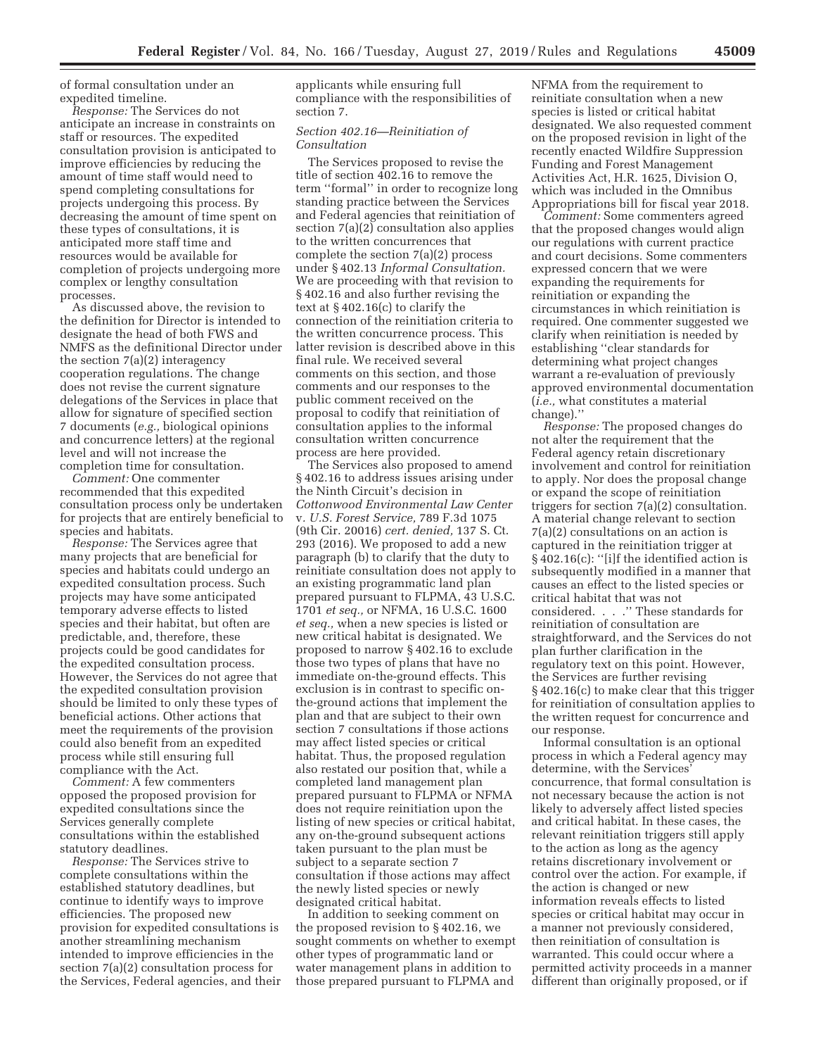of formal consultation under an expedited timeline.

*Response:* The Services do not anticipate an increase in constraints on staff or resources. The expedited consultation provision is anticipated to improve efficiencies by reducing the amount of time staff would need to spend completing consultations for projects undergoing this process. By decreasing the amount of time spent on these types of consultations, it is anticipated more staff time and resources would be available for completion of projects undergoing more complex or lengthy consultation processes.

As discussed above, the revision to the definition for Director is intended to designate the head of both FWS and NMFS as the definitional Director under the section 7(a)(2) interagency cooperation regulations. The change does not revise the current signature delegations of the Services in place that allow for signature of specified section 7 documents (*e.g.,* biological opinions and concurrence letters) at the regional level and will not increase the completion time for consultation.

*Comment:* One commenter recommended that this expedited consultation process only be undertaken for projects that are entirely beneficial to species and habitats.

*Response:* The Services agree that many projects that are beneficial for species and habitats could undergo an expedited consultation process. Such projects may have some anticipated temporary adverse effects to listed species and their habitat, but often are predictable, and, therefore, these projects could be good candidates for the expedited consultation process. However, the Services do not agree that the expedited consultation provision should be limited to only these types of beneficial actions. Other actions that meet the requirements of the provision could also benefit from an expedited process while still ensuring full compliance with the Act.

*Comment:* A few commenters opposed the proposed provision for expedited consultations since the Services generally complete consultations within the established statutory deadlines.

*Response:* The Services strive to complete consultations within the established statutory deadlines, but continue to identify ways to improve efficiencies. The proposed new provision for expedited consultations is another streamlining mechanism intended to improve efficiencies in the section 7(a)(2) consultation process for the Services, Federal agencies, and their applicants while ensuring full compliance with the responsibilities of section 7.

### *Section 402.16—Reinitiation of Consultation*

The Services proposed to revise the title of section 402.16 to remove the term ''formal'' in order to recognize long standing practice between the Services and Federal agencies that reinitiation of section 7(a)(2) consultation also applies to the written concurrences that complete the section 7(a)(2) process under § 402.13 *Informal Consultation.* We are proceeding with that revision to § 402.16 and also further revising the text at § 402.16(c) to clarify the connection of the reinitiation criteria to the written concurrence process. This latter revision is described above in this final rule. We received several comments on this section, and those comments and our responses to the public comment received on the proposal to codify that reinitiation of consultation applies to the informal consultation written concurrence process are here provided.

The Services also proposed to amend § 402.16 to address issues arising under the Ninth Circuit's decision in *Cottonwood Environmental Law Center* v. *U.S. Forest Service,* 789 F.3d 1075 (9th Cir. 20016) *cert. denied,* 137 S. Ct. 293 (2016). We proposed to add a new paragraph (b) to clarify that the duty to reinitiate consultation does not apply to an existing programmatic land plan prepared pursuant to FLPMA, 43 U.S.C. 1701 *et seq.,* or NFMA, 16 U.S.C. 1600 *et seq.,* when a new species is listed or new critical habitat is designated. We proposed to narrow § 402.16 to exclude those two types of plans that have no immediate on-the-ground effects. This exclusion is in contrast to specific on-the-ground actions that implement the plan and that are subject to their own section 7 consultations if those actions may affect listed species or critical habitat. Thus, the proposed regulation also restated our position that, while a completed land management plan prepared pursuant to FLPMA or NFMA does not require reinitiation upon the listing of new species or critical habitat, any on-the-ground subsequent actions taken pursuant to the plan must be subject to a separate section 7 consultation if those actions may affect the newly listed species or newly designated critical habitat.

In addition to seeking comment on the proposed revision to § 402.16, we sought comments on whether to exempt other types of programmatic land or water management plans in addition to those prepared pursuant to FLPMA and NFMA from the requirement to reinitiate consultation when a new species is listed or critical habitat designated. We also requested comment on the proposed revision in light of the recently enacted Wildfire Suppression Funding and Forest Management Activities Act, H.R. 1625, Division O, which was included in the Omnibus Appropriations bill for fiscal year 2018.

*Comment:* Some commenters agreed that the proposed changes would align our regulations with current practice and court decisions. Some commenters expressed concern that we were expanding the requirements for reinitiation or expanding the circumstances in which reinitiation is required. One commenter suggested we clarify when reinitiation is needed by establishing ''clear standards for determining what project changes warrant a re-evaluation of previously approved environmental documentation (*i.e.,* what constitutes a material change).''

*Response:* The proposed changes do not alter the requirement that the Federal agency retain discretionary involvement and control for reinitiation to apply. Nor does the proposal change or expand the scope of reinitiation triggers for section 7(a)(2) consultation. A material change relevant to section 7(a)(2) consultations on an action is captured in the reinitiation trigger at § 402.16(c): ''[i]f the identified action is subsequently modified in a manner that causes an effect to the listed species or critical habitat that was not considered. . . .'' These standards for reinitiation of consultation are straightforward, and the Services do not plan further clarification in the regulatory text on this point. However, the Services are further revising § 402.16(c) to make clear that this trigger for reinitiation of consultation applies to the written request for concurrence and our response.

Informal consultation is an optional process in which a Federal agency may determine, with the Services' concurrence, that formal consultation is not necessary because the action is not likely to adversely affect listed species and critical habitat. In these cases, the relevant reinitiation triggers still apply to the action as long as the agency retains discretionary involvement or control over the action. For example, if the action is changed or new information reveals effects to listed species or critical habitat may occur in a manner not previously considered, then reinitiation of consultation is warranted. This could occur where a permitted activity proceeds in a manner different than originally proposed, or if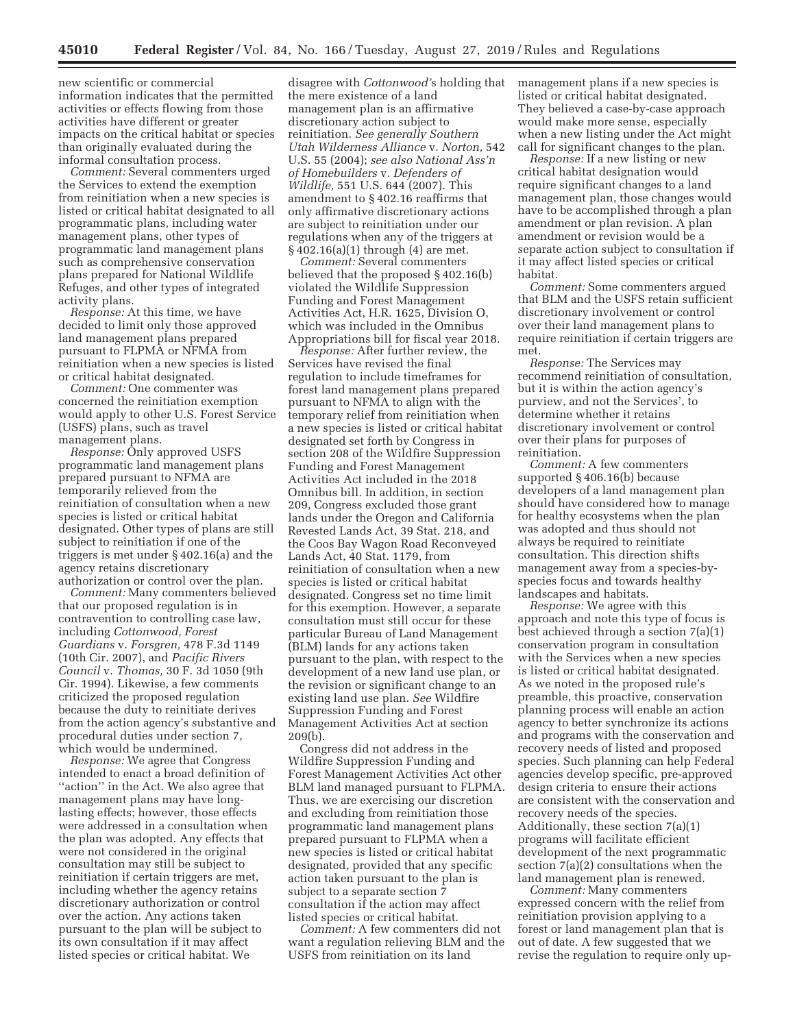new scientific or commercial information indicates that the permitted activities or effects flowing from those activities have different or greater impacts on the critical habitat or species than originally evaluated during the informal consultation process.

*Comment:* Several commenters urged the Services to extend the exemption from reinitiation when a new species is listed or critical habitat designated to all programmatic plans, including water management plans, other types of programmatic land management plans such as comprehensive conservation plans prepared for National Wildlife Refuges, and other types of integrated activity plans.

*Response:* At this time, we have decided to limit only those approved land management plans prepared pursuant to FLPMA or NFMA from reinitiation when a new species is listed or critical habitat designated.

*Comment:* One commenter was concerned the reinitiation exemption would apply to other U.S. Forest Service (USFS) plans, such as travel management plans.

*Response:* Only approved USFS programmatic land management plans prepared pursuant to NFMA are temporarily relieved from the reinitiation of consultation when a new species is listed or critical habitat designated. Other types of plans are still subject to reinitiation if one of the triggers is met under § 402.16(a) and the agency retains discretionary authorization or control over the plan.

*Comment:* Many commenters believed that our proposed regulation is in contravention to controlling case law, including *Cottonwood, Forest Guardians* v. *Forsgren,* 478 F.3d 1149 (10th Cir. 2007), and *Pacific Rivers Council* v. *Thomas,* 30 F. 3d 1050 (9th Cir. 1994). Likewise, a few comments criticized the proposed regulation because the duty to reinitiate derives from the action agency's substantive and procedural duties under section 7, which would be undermined.

*Response:* We agree that Congress intended to enact a broad definition of ''action'' in the Act. We also agree that management plans may have long-lasting effects; however, those effects were addressed in a consultation when the plan was adopted. Any effects that were not considered in the original consultation may still be subject to reinitiation if certain triggers are met, including whether the agency retains discretionary authorization or control over the action. Any actions taken pursuant to the plan will be subject to its own consultation if it may affect listed species or critical habitat. We disagree with *Cottonwood'*s holding that the mere existence of a land management plan is an affirmative discretionary action subject to reinitiation. *See generally Southern Utah Wilderness Alliance* v. *Norton,* 542 U.S. 55 (2004); *see also National Ass'n of Homebuilders* v. *Defenders of Wildlife,* 551 U.S. 644 (2007). This amendment to § 402.16 reaffirms that only affirmative discretionary actions are subject to reinitiation under our regulations when any of the triggers at § 402.16(a)(1) through (4) are met.

*Comment:* Several commenters believed that the proposed § 402.16(b) violated the Wildlife Suppression Funding and Forest Management Activities Act, H.R. 1625, Division O, which was included in the Omnibus Appropriations bill for fiscal year 2018.

*Response:* After further review, the Services have revised the final regulation to include timeframes for forest land management plans prepared pursuant to NFMA to align with the temporary relief from reinitiation when a new species is listed or critical habitat designated set forth by Congress in section 208 of the Wildfire Suppression Funding and Forest Management Activities Act included in the 2018 Omnibus bill. In addition, in section 209, Congress excluded those grant lands under the Oregon and California Revested Lands Act, 39 Stat. 218, and the Coos Bay Wagon Road Reconveyed Lands Act, 40 Stat. 1179, from reinitiation of consultation when a new species is listed or critical habitat designated. Congress set no time limit for this exemption. However, a separate consultation must still occur for these particular Bureau of Land Management (BLM) lands for any actions taken pursuant to the plan, with respect to the development of a new land use plan, or the revision or significant change to an existing land use plan. *See* Wildfire Suppression Funding and Forest Management Activities Act at section 209(b).

Congress did not address in the Wildfire Suppression Funding and Forest Management Activities Act other BLM land managed pursuant to FLPMA. Thus, we are exercising our discretion and excluding from reinitiation those programmatic land management plans prepared pursuant to FLPMA when a new species is listed or critical habitat designated, provided that any specific action taken pursuant to the plan is subject to a separate section 7 consultation if the action may affect listed species or critical habitat.

*Comment:* A few commenters did not want a regulation relieving BLM and the USFS from reinitiation on its land management plans if a new species is listed or critical habitat designated. They believed a case-by-case approach would make more sense, especially when a new listing under the Act might call for significant changes to the plan.

*Response:* If a new listing or new critical habitat designation would require significant changes to a land management plan, those changes would have to be accomplished through a plan amendment or plan revision. A plan amendment or revision would be a separate action subject to consultation if it may affect listed species or critical habitat.

*Comment:* Some commenters argued that BLM and the USFS retain sufficient discretionary involvement or control over their land management plans to require reinitiation if certain triggers are met.

*Response:* The Services may recommend reinitiation of consultation, but it is within the action agency's purview, and not the Services', to determine whether it retains discretionary involvement or control over their plans for purposes of reinitiation.

*Comment:* A few commenters supported § 406.16(b) because developers of a land management plan should have considered how to manage for healthy ecosystems when the plan was adopted and thus should not always be required to reinitiate consultation. This direction shifts management away from a species-by-species focus and towards healthy landscapes and habitats.

*Response:* We agree with this approach and note this type of focus is best achieved through a section 7(a)(1) conservation program in consultation with the Services when a new species is listed or critical habitat designated. As we noted in the proposed rule's preamble, this proactive, conservation planning process will enable an action agency to better synchronize its actions and programs with the conservation and recovery needs of listed and proposed species. Such planning can help Federal agencies develop specific, pre-approved design criteria to ensure their actions are consistent with the conservation and recovery needs of the species. Additionally, these section 7(a)(1) programs will facilitate efficient development of the next programmatic section 7(a)(2) consultations when the land management plan is renewed.

*Comment:* Many commenters expressed concern with the relief from reinitiation provision applying to a forest or land management plan that is out of date. A few suggested that we revise the regulation to require only up-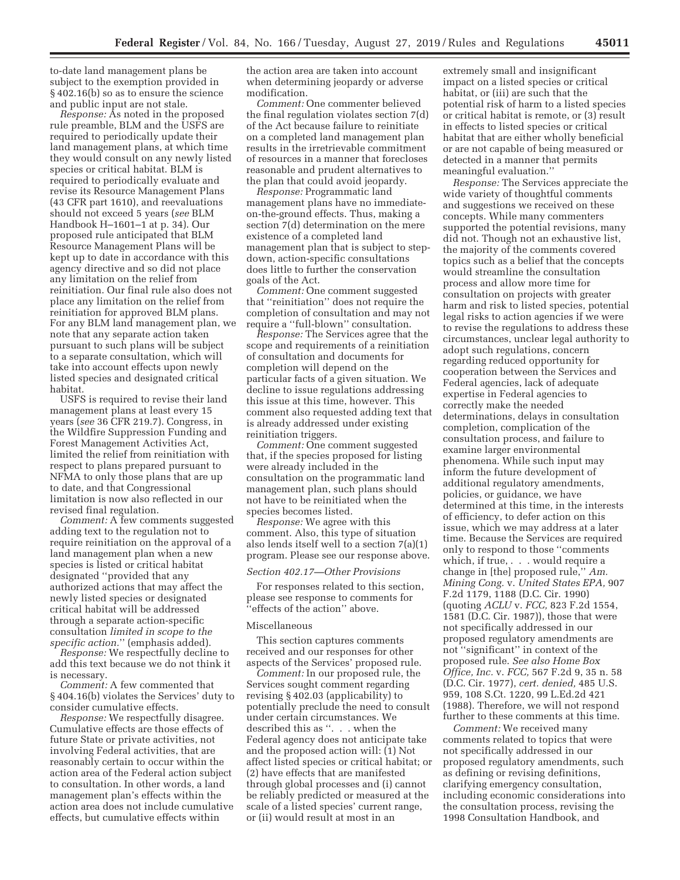to-date land management plans be subject to the exemption provided in § 402.16(b) so as to ensure the science and public input are not stale.

*Response:* As noted in the proposed rule preamble, BLM and the USFS are required to periodically update their land management plans, at which time they would consult on any newly listed species or critical habitat. BLM is required to periodically evaluate and revise its Resource Management Plans (43 CFR part 1610), and reevaluations should not exceed 5 years (*see* BLM Handbook H–1601–1 at p. 34). Our proposed rule anticipated that BLM Resource Management Plans will be kept up to date in accordance with this agency directive and so did not place any limitation on the relief from reinitiation. Our final rule also does not place any limitation on the relief from reinitiation for approved BLM plans. For any BLM land management plan, we note that any separate action taken pursuant to such plans will be subject to a separate consultation, which will take into account effects upon newly listed species and designated critical habitat.

USFS is required to revise their land management plans at least every 15 years (*see* 36 CFR 219.7). Congress, in the Wildfire Suppression Funding and Forest Management Activities Act, limited the relief from reinitiation with respect to plans prepared pursuant to NFMA to only those plans that are up to date, and that Congressional limitation is now also reflected in our revised final regulation.

*Comment:* A few comments suggested adding text to the regulation not to require reinitiation on the approval of a land management plan when a new species is listed or critical habitat designated "provided that any authorized actions that may affect the newly listed species or designated critical habitat will be addressed through a separate action-specific consultation *limited in scope to the specific action.*" (emphasis added).

*Response:* We respectfully decline to add this text because we do not think it is necessary.

*Comment:* A few commented that § 404.16(b) violates the Services' duty to consider cumulative effects.

*Response:* We respectfully disagree. Cumulative effects are those effects of future State or private activities, not involving Federal activities, that are reasonably certain to occur within the action area of the Federal action subject to consultation. In other words, a land management plan's effects within the action area does not include cumulative effects, but cumulative effects within the action area are taken into account when determining jeopardy or adverse modification.

*Comment:* One commenter believed the final regulation violates section 7(d) of the Act because failure to reinitiate on a completed land management plan results in the irretrievable commitment of resources in a manner that forecloses reasonable and prudent alternatives to the plan that could avoid jeopardy.

*Response:* Programmatic land management plans have no immediate-on-the-ground effects. Thus, making a section 7(d) determination on the mere existence of a completed land management plan that is subject to step-down, action-specific consultations does little to further the conservation goals of the Act.

*Comment:* One comment suggested that "reinitiation" does not require the completion of consultation and may not require a "full-blown" consultation.

*Response:* The Services agree that the scope and requirements of a reinitiation of consultation and documents for completion will depend on the particular facts of a given situation. We decline to issue regulations addressing this issue at this time, however. This comment also requested adding text that is already addressed under existing reinitiation triggers.

*Comment:* One comment suggested that, if the species proposed for listing were already included in the consultation on the programmatic land management plan, such plans should not have to be reinitiated when the species becomes listed.

*Response:* We agree with this comment. Also, this type of situation also lends itself well to a section 7(a)(1) program. Please see our response above.

*Section 402.17—Other Provisions*

For responses related to this section, please see response to comments for "effects of the action" above.

Miscellaneous

This section captures comments received and our responses for other aspects of the Services' proposed rule.

*Comment:* In our proposed rule, the Services sought comment regarding revising § 402.03 (applicability) to potentially preclude the need to consult under certain circumstances. We described this as ". . . when the Federal agency does not anticipate take and the proposed action will: (1) Not affect listed species or critical habitat; or (2) have effects that are manifested through global processes and (i) cannot be reliably predicted or measured at the scale of a listed species' current range, or (ii) would result at most in an extremely small and insignificant impact on a listed species or critical habitat, or (iii) are such that the potential risk of harm to a listed species or critical habitat is remote, or (3) result in effects to listed species or critical habitat that are either wholly beneficial or are not capable of being measured or detected in a manner that permits meaningful evaluation."

*Response:* The Services appreciate the wide variety of thoughtful comments and suggestions we received on these concepts. While many commenters supported the potential revisions, many did not. Though not an exhaustive list, the majority of the comments covered topics such as a belief that the concepts would streamline the consultation process and allow more time for consultation on projects with greater harm and risk to listed species, potential legal risks to action agencies if we were to revise the regulations to address these circumstances, unclear legal authority to adopt such regulations, concern regarding reduced opportunity for cooperation between the Services and Federal agencies, lack of adequate expertise in Federal agencies to correctly make the needed determinations, delays in consultation completion, complication of the consultation process, and failure to examine larger environmental phenomena. While such input may inform the future development of additional regulatory amendments, policies, or guidance, we have determined at this time, in the interests of efficiency, to defer action on this issue, which we may address at a later time. Because the Services are required only to respond to those "comments which, if true, . . . would require a change in [the] proposed rule," *Am. Mining Cong.* v. *United States EPA,* 907 F.2d 1179, 1188 (D.C. Cir. 1990) (quoting *ACLU* v. *FCC,* 823 F.2d 1554, 1581 (D.C. Cir. 1987)), those that were not specifically addressed in our proposed regulatory amendments are not "significant" in context of the proposed rule. *See also Home Box Office, Inc.* v. *FCC,* 567 F.2d 9, 35 n. 58 (D.C. Cir. 1977), *cert. denied,* 485 U.S. 959, 108 S.Ct. 1220, 99 L.Ed.2d 421 (1988). Therefore, we will not respond further to these comments at this time.

*Comment:* We received many comments related to topics that were not specifically addressed in our proposed regulatory amendments, such as defining or revising definitions, clarifying emergency consultation, including economic considerations into the consultation process, revising the 1998 Consultation Handbook, and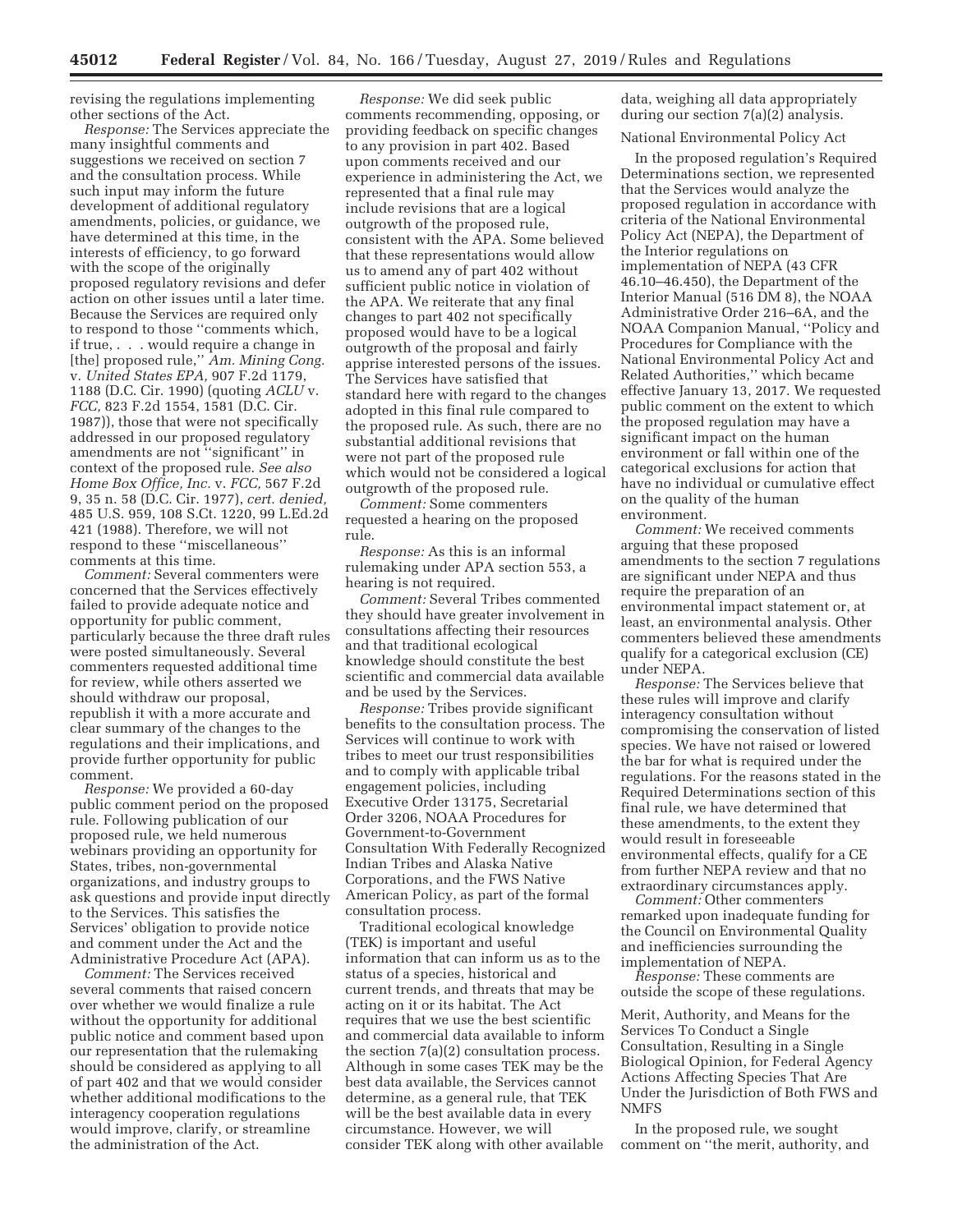revising the regulations implementing other sections of the Act.

*Response:* The Services appreciate the many insightful comments and suggestions we received on section 7 and the consultation process. While such input may inform the future development of additional regulatory amendments, policies, or guidance, we have determined at this time, in the interests of efficiency, to go forward with the scope of the originally proposed regulatory revisions and defer action on other issues until a later time. Because the Services are required only to respond to those ''comments which, if true, . . . would require a change in [the] proposed rule,'' *Am. Mining Cong.* v. *United States EPA,* 907 F.2d 1179, 1188 (D.C. Cir. 1990) (quoting *ACLU* v. *FCC,* 823 F.2d 1554, 1581 (D.C. Cir. 1987)), those that were not specifically addressed in our proposed regulatory amendments are not ''significant'' in context of the proposed rule. *See also Home Box Office, Inc.* v. *FCC,* 567 F.2d 9, 35 n. 58 (D.C. Cir. 1977), *cert. denied,* 485 U.S. 959, 108 S.Ct. 1220, 99 L.Ed.2d 421 (1988). Therefore, we will not respond to these ''miscellaneous'' comments at this time.

*Comment:* Several commenters were concerned that the Services effectively failed to provide adequate notice and opportunity for public comment, particularly because the three draft rules were posted simultaneously. Several commenters requested additional time for review, while others asserted we should withdraw our proposal, republish it with a more accurate and clear summary of the changes to the regulations and their implications, and provide further opportunity for public comment.

*Response:* We provided a 60-day public comment period on the proposed rule. Following publication of our proposed rule, we held numerous webinars providing an opportunity for States, tribes, non-governmental organizations, and industry groups to ask questions and provide input directly to the Services. This satisfies the Services' obligation to provide notice and comment under the Act and the Administrative Procedure Act (APA).

*Comment:* The Services received several comments that raised concern over whether we would finalize a rule without the opportunity for additional public notice and comment based upon our representation that the rulemaking should be considered as applying to all of part 402 and that we would consider whether additional modifications to the interagency cooperation regulations would improve, clarify, or streamline the administration of the Act.

*Response:* We did seek public comments recommending, opposing, or providing feedback on specific changes to any provision in part 402. Based upon comments received and our experience in administering the Act, we represented that a final rule may include revisions that are a logical outgrowth of the proposed rule, consistent with the APA. Some believed that these representations would allow us to amend any of part 402 without sufficient public notice in violation of the APA. We reiterate that any final changes to part 402 not specifically proposed would have to be a logical outgrowth of the proposal and fairly apprise interested persons of the issues. The Services have satisfied that standard here with regard to the changes adopted in this final rule compared to the proposed rule. As such, there are no substantial additional revisions that were not part of the proposed rule which would not be considered a logical outgrowth of the proposed rule.

*Comment:* Some commenters requested a hearing on the proposed rule.

*Response:* As this is an informal rulemaking under APA section 553, a hearing is not required.

*Comment:* Several Tribes commented they should have greater involvement in consultations affecting their resources and that traditional ecological knowledge should constitute the best scientific and commercial data available and be used by the Services.

*Response:* Tribes provide significant benefits to the consultation process. The Services will continue to work with tribes to meet our trust responsibilities and to comply with applicable tribal engagement policies, including Executive Order 13175, Secretarial Order 3206, NOAA Procedures for Government-to-Government Consultation With Federally Recognized Indian Tribes and Alaska Native Corporations, and the FWS Native American Policy, as part of the formal consultation process.

Traditional ecological knowledge (TEK) is important and useful information that can inform us as to the status of a species, historical and current trends, and threats that may be acting on it or its habitat. The Act requires that we use the best scientific and commercial data available to inform the section 7(a)(2) consultation process. Although in some cases TEK may be the best data available, the Services cannot determine, as a general rule, that TEK will be the best available data in every circumstance. However, we will consider TEK along with other available data, weighing all data appropriately during our section 7(a)(2) analysis.

National Environmental Policy Act

In the proposed regulation's Required Determinations section, we represented that the Services would analyze the proposed regulation in accordance with criteria of the National Environmental Policy Act (NEPA), the Department of the Interior regulations on implementation of NEPA (43 CFR 46.10–46.450), the Department of the Interior Manual (516 DM 8), the NOAA Administrative Order 216–6A, and the NOAA Companion Manual, ''Policy and Procedures for Compliance with the National Environmental Policy Act and Related Authorities,'' which became effective January 13, 2017. We requested public comment on the extent to which the proposed regulation may have a significant impact on the human environment or fall within one of the categorical exclusions for action that have no individual or cumulative effect on the quality of the human environment.

*Comment:* We received comments arguing that these proposed amendments to the section 7 regulations are significant under NEPA and thus require the preparation of an environmental impact statement or, at least, an environmental analysis. Other commenters believed these amendments qualify for a categorical exclusion (CE) under NEPA.

*Response:* The Services believe that these rules will improve and clarify interagency consultation without compromising the conservation of listed species. We have not raised or lowered the bar for what is required under the regulations. For the reasons stated in the Required Determinations section of this final rule, we have determined that these amendments, to the extent they would result in foreseeable environmental effects, qualify for a CE from further NEPA review and that no extraordinary circumstances apply.

*Comment:* Other commenters remarked upon inadequate funding for the Council on Environmental Quality and inefficiencies surrounding the implementation of NEPA.

*Response:* These comments are outside the scope of these regulations.

Merit, Authority, and Means for the Services To Conduct a Single Consultation, Resulting in a Single Biological Opinion, for Federal Agency Actions Affecting Species That Are Under the Jurisdiction of Both FWS and NMFS

In the proposed rule, we sought comment on ''the merit, authority, and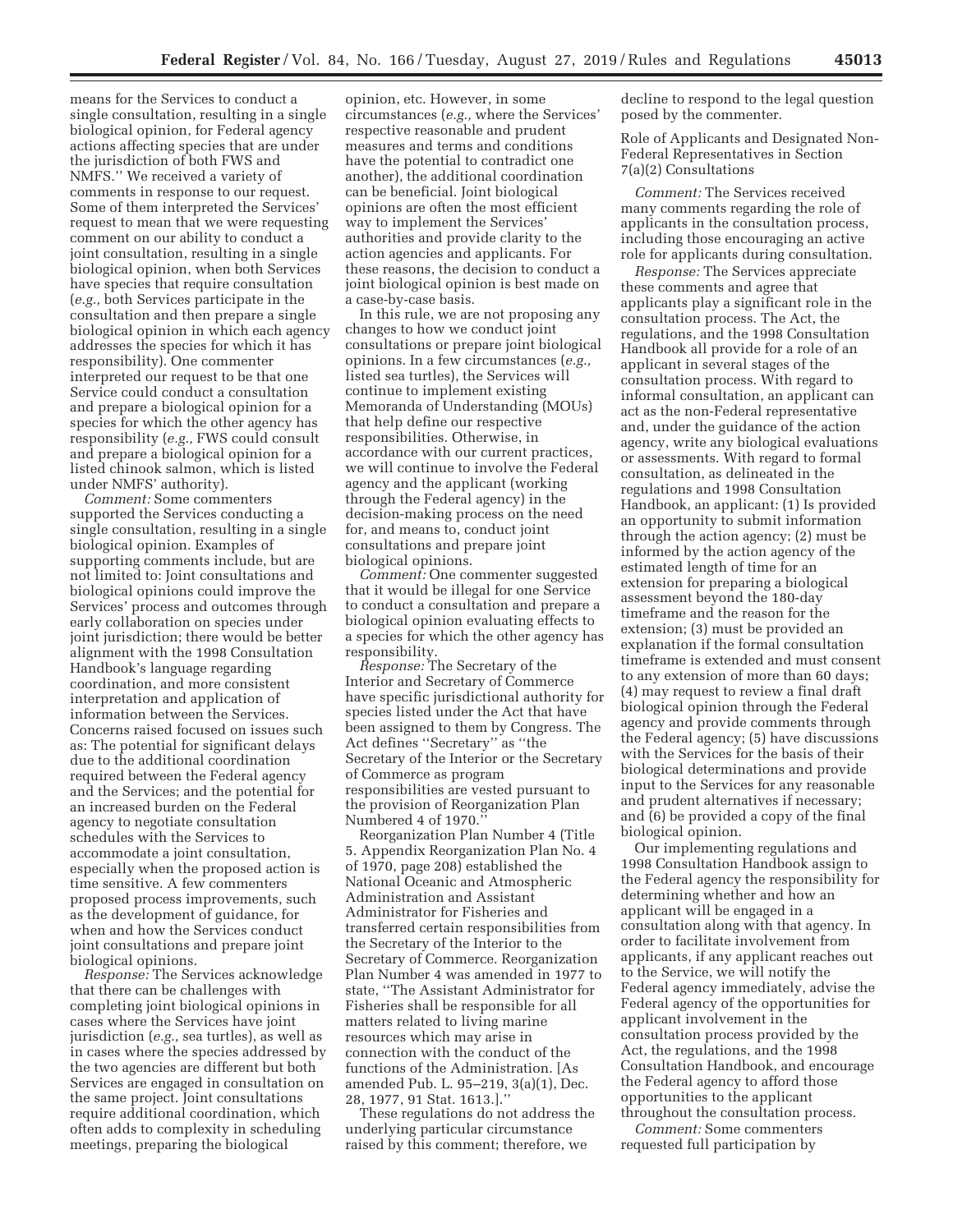means for the Services to conduct a single consultation, resulting in a single biological opinion, for Federal agency actions affecting species that are under the jurisdiction of both FWS and NMFS.'' We received a variety of comments in response to our request. Some of them interpreted the Services' request to mean that we were requesting comment on our ability to conduct a joint consultation, resulting in a single biological opinion, when both Services have species that require consultation (*e.g.,* both Services participate in the consultation and then prepare a single biological opinion in which each agency addresses the species for which it has responsibility). One commenter interpreted our request to be that one Service could conduct a consultation and prepare a biological opinion for a species for which the other agency has responsibility (*e.g.,* FWS could consult and prepare a biological opinion for a listed chinook salmon, which is listed under NMFS' authority).

*Comment:* Some commenters supported the Services conducting a single consultation, resulting in a single biological opinion. Examples of supporting comments include, but are not limited to: Joint consultations and biological opinions could improve the Services' process and outcomes through early collaboration on species under joint jurisdiction; there would be better alignment with the 1998 Consultation Handbook's language regarding coordination, and more consistent interpretation and application of information between the Services. Concerns raised focused on issues such as: The potential for significant delays due to the additional coordination required between the Federal agency and the Services; and the potential for an increased burden on the Federal agency to negotiate consultation schedules with the Services to accommodate a joint consultation, especially when the proposed action is time sensitive. A few commenters proposed process improvements, such as the development of guidance, for when and how the Services conduct joint consultations and prepare joint biological opinions.

*Response:* The Services acknowledge that there can be challenges with completing joint biological opinions in cases where the Services have joint jurisdiction (*e.g.,* sea turtles), as well as in cases where the species addressed by the two agencies are different but both Services are engaged in consultation on the same project. Joint consultations require additional coordination, which often adds to complexity in scheduling meetings, preparing the biological opinion, etc. However, in some circumstances (*e.g.,* where the Services' respective reasonable and prudent measures and terms and conditions have the potential to contradict one another), the additional coordination can be beneficial. Joint biological opinions are often the most efficient way to implement the Services' authorities and provide clarity to the action agencies and applicants. For these reasons, the decision to conduct a joint biological opinion is best made on a case-by-case basis.

In this rule, we are not proposing any changes to how we conduct joint consultations or prepare joint biological opinions. In a few circumstances (*e.g.,* listed sea turtles), the Services will continue to implement existing Memoranda of Understanding (MOUs) that help define our respective responsibilities. Otherwise, in accordance with our current practices, we will continue to involve the Federal agency and the applicant (working through the Federal agency) in the decision-making process on the need for, and means to, conduct joint consultations and prepare joint biological opinions.

*Comment:* One commenter suggested that it would be illegal for one Service to conduct a consultation and prepare a biological opinion evaluating effects to a species for which the other agency has responsibility.

*Response:* The Secretary of the Interior and Secretary of Commerce have specific jurisdictional authority for species listed under the Act that have been assigned to them by Congress. The Act defines ''Secretary'' as ''the Secretary of the Interior or the Secretary of Commerce as program responsibilities are vested pursuant to the provision of Reorganization Plan Numbered 4 of 1970.''

Reorganization Plan Number 4 (Title 5. Appendix Reorganization Plan No. 4 of 1970, page 208) established the National Oceanic and Atmospheric Administration and Assistant Administrator for Fisheries and transferred certain responsibilities from the Secretary of the Interior to the Secretary of Commerce. Reorganization Plan Number 4 was amended in 1977 to state, ''The Assistant Administrator for Fisheries shall be responsible for all matters related to living marine resources which may arise in connection with the conduct of the functions of the Administration. [As amended Pub. L. 95–219, 3(a)(1), Dec. 28, 1977, 91 Stat. 1613.].''

These regulations do not address the underlying particular circumstance raised by this comment; therefore, we decline to respond to the legal question posed by the commenter.

Role of Applicants and Designated Non-Federal Representatives in Section 7(a)(2) Consultations

*Comment:* The Services received many comments regarding the role of applicants in the consultation process, including those encouraging an active role for applicants during consultation.

*Response:* The Services appreciate these comments and agree that applicants play a significant role in the consultation process. The Act, the regulations, and the 1998 Consultation Handbook all provide for a role of an applicant in several stages of the consultation process. With regard to informal consultation, an applicant can act as the non-Federal representative and, under the guidance of the action agency, write any biological evaluations or assessments. With regard to formal consultation, as delineated in the regulations and 1998 Consultation Handbook, an applicant: (1) Is provided an opportunity to submit information through the action agency; (2) must be informed by the action agency of the estimated length of time for an extension for preparing a biological assessment beyond the 180-day timeframe and the reason for the extension; (3) must be provided an explanation if the formal consultation timeframe is extended and must consent to any extension of more than 60 days; (4) may request to review a final draft biological opinion through the Federal agency and provide comments through the Federal agency; (5) have discussions with the Services for the basis of their biological determinations and provide input to the Services for any reasonable and prudent alternatives if necessary; and (6) be provided a copy of the final biological opinion.

Our implementing regulations and 1998 Consultation Handbook assign to the Federal agency the responsibility for determining whether and how an applicant will be engaged in a consultation along with that agency. In order to facilitate involvement from applicants, if any applicant reaches out to the Service, we will notify the Federal agency immediately, advise the Federal agency of the opportunities for applicant involvement in the consultation process provided by the Act, the regulations, and the 1998 Consultation Handbook, and encourage the Federal agency to afford those opportunities to the applicant throughout the consultation process.

*Comment:* Some commenters requested full participation by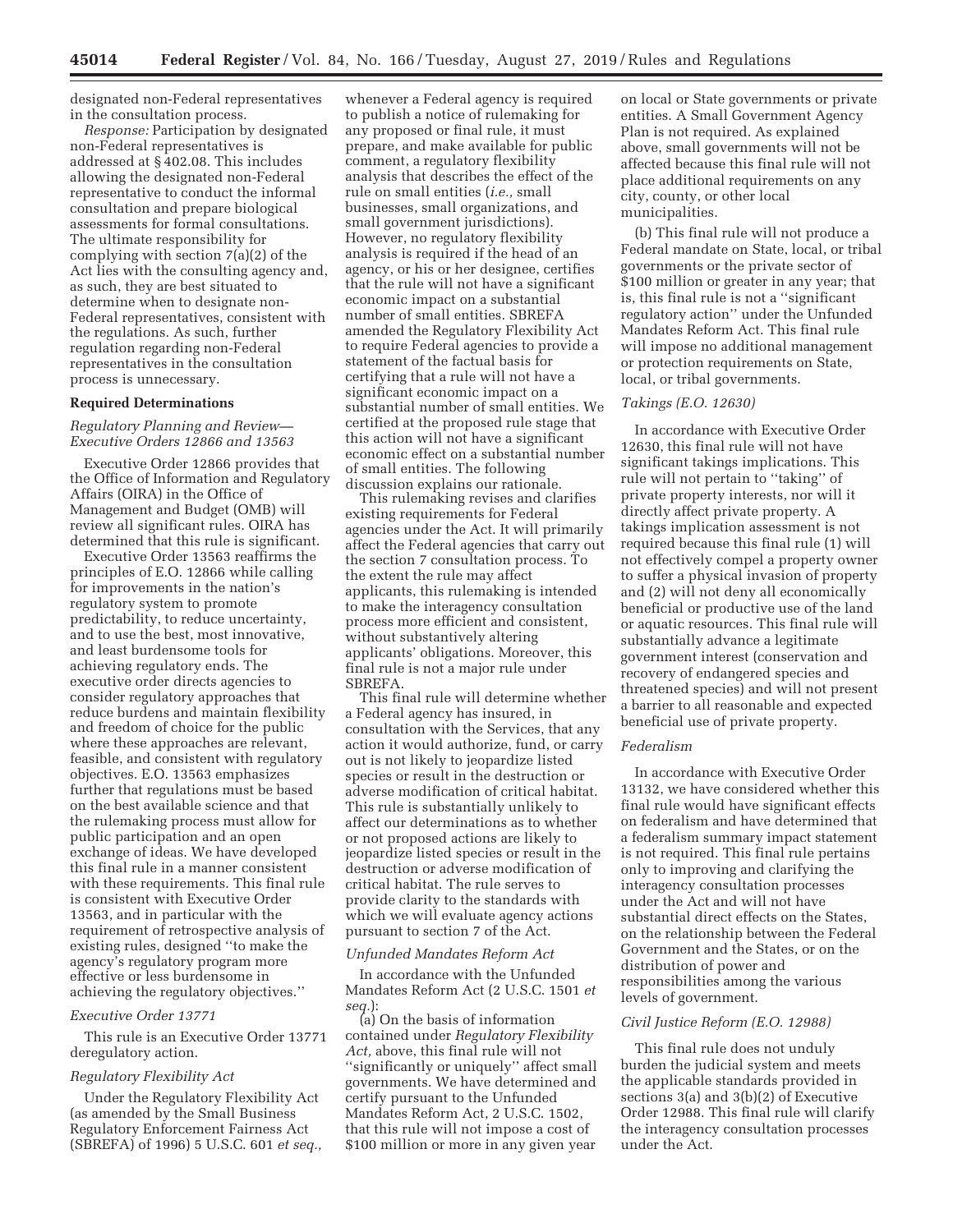designated non-Federal representatives in the consultation process.

*Response:* Participation by designated non-Federal representatives is addressed at § 402.08. This includes allowing the designated non-Federal representative to conduct the informal consultation and prepare biological assessments for formal consultations. The ultimate responsibility for complying with section 7(a)(2) of the Act lies with the consulting agency and, as such, they are best situated to determine when to designate non-Federal representatives, consistent with the regulations. As such, further regulation regarding non-Federal representatives in the consultation process is unnecessary.

**Required Determinations**

*Regulatory Planning and Review—Executive Orders 12866 and 13563*

Executive Order 12866 provides that the Office of Information and Regulatory Affairs (OIRA) in the Office of Management and Budget (OMB) will review all significant rules. OIRA has determined that this rule is significant.

Executive Order 13563 reaffirms the principles of E.O. 12866 while calling for improvements in the nation's regulatory system to promote predictability, to reduce uncertainty, and to use the best, most innovative, and least burdensome tools for achieving regulatory ends. The executive order directs agencies to consider regulatory approaches that reduce burdens and maintain flexibility and freedom of choice for the public where these approaches are relevant, feasible, and consistent with regulatory objectives. E.O. 13563 emphasizes further that regulations must be based on the best available science and that the rulemaking process must allow for public participation and an open exchange of ideas. We have developed this final rule in a manner consistent with these requirements. This final rule is consistent with Executive Order 13563, and in particular with the requirement of retrospective analysis of existing rules, designed ''to make the agency's regulatory program more effective or less burdensome in achieving the regulatory objectives.''

*Executive Order 13771*

This rule is an Executive Order 13771 deregulatory action.

*Regulatory Flexibility Act*

Under the Regulatory Flexibility Act (as amended by the Small Business Regulatory Enforcement Fairness Act (SBREFA) of 1996) 5 U.S.C. 601 *et seq.,* whenever a Federal agency is required to publish a notice of rulemaking for any proposed or final rule, it must prepare, and make available for public comment, a regulatory flexibility analysis that describes the effect of the rule on small entities (*i.e.,* small businesses, small organizations, and small government jurisdictions). However, no regulatory flexibility analysis is required if the head of an agency, or his or her designee, certifies that the rule will not have a significant economic impact on a substantial number of small entities. SBREFA amended the Regulatory Flexibility Act to require Federal agencies to provide a statement of the factual basis for certifying that a rule will not have a significant economic impact on a substantial number of small entities. We certified at the proposed rule stage that this action will not have a significant economic effect on a substantial number of small entities. The following discussion explains our rationale.

This rulemaking revises and clarifies existing requirements for Federal agencies under the Act. It will primarily affect the Federal agencies that carry out the section 7 consultation process. To the extent the rule may affect applicants, this rulemaking is intended to make the interagency consultation process more efficient and consistent, without substantively altering applicants' obligations. Moreover, this final rule is not a major rule under SBREFA.

This final rule will determine whether a Federal agency has insured, in consultation with the Services, that any action it would authorize, fund, or carry out is not likely to jeopardize listed species or result in the destruction or adverse modification of critical habitat. This rule is substantially unlikely to affect our determinations as to whether or not proposed actions are likely to jeopardize listed species or result in the destruction or adverse modification of critical habitat. The rule serves to provide clarity to the standards with which we will evaluate agency actions pursuant to section 7 of the Act.

*Unfunded Mandates Reform Act*

In accordance with the Unfunded Mandates Reform Act (2 U.S.C. 1501 *et seq.*):

(a) On the basis of information contained under *Regulatory Flexibility Act,* above, this final rule will not ''significantly or uniquely'' affect small governments. We have determined and certify pursuant to the Unfunded Mandates Reform Act, 2 U.S.C. 1502, that this rule will not impose a cost of $100 million or more in any given year on local or State governments or private entities. A Small Government Agency Plan is not required. As explained above, small governments will not be affected because this final rule will not place additional requirements on any city, county, or other local municipalities.

(b) This final rule will not produce a Federal mandate on State, local, or tribal governments or the private sector of $100 million or greater in any year; that is, this final rule is not a ''significant regulatory action'' under the Unfunded Mandates Reform Act. This final rule will impose no additional management or protection requirements on State, local, or tribal governments.

*Takings (E.O. 12630)*

In accordance with Executive Order 12630, this final rule will not have significant takings implications. This rule will not pertain to ''taking'' of private property interests, nor will it directly affect private property. A takings implication assessment is not required because this final rule (1) will not effectively compel a property owner to suffer a physical invasion of property and (2) will not deny all economically beneficial or productive use of the land or aquatic resources. This final rule will substantially advance a legitimate government interest (conservation and recovery of endangered species and threatened species) and will not present a barrier to all reasonable and expected beneficial use of private property.

*Federalism*

In accordance with Executive Order 13132, we have considered whether this final rule would have significant effects on federalism and have determined that a federalism summary impact statement is not required. This final rule pertains only to improving and clarifying the interagency consultation processes under the Act and will not have substantial direct effects on the States, on the relationship between the Federal Government and the States, or on the distribution of power and responsibilities among the various levels of government.

*Civil Justice Reform (E.O. 12988)*

This final rule does not unduly burden the judicial system and meets the applicable standards provided in sections 3(a) and 3(b)(2) of Executive Order 12988. This final rule will clarify the interagency consultation processes under the Act.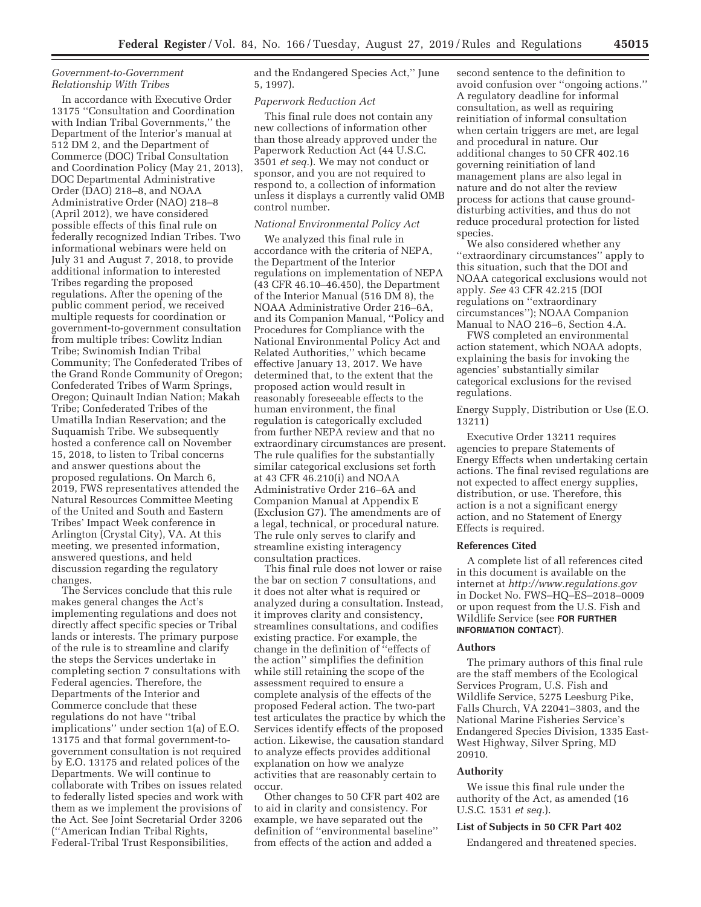### *Government-to-Government Relationship With Tribes*

In accordance with Executive Order 13175 ''Consultation and Coordination with Indian Tribal Governments,'' the Department of the Interior's manual at 512 DM 2, and the Department of Commerce (DOC) Tribal Consultation and Coordination Policy (May 21, 2013), DOC Departmental Administrative Order (DAO) 218–8, and NOAA Administrative Order (NAO) 218–8 (April 2012), we have considered possible effects of this final rule on federally recognized Indian Tribes. Two informational webinars were held on July 31 and August 7, 2018, to provide additional information to interested Tribes regarding the proposed regulations. After the opening of the public comment period, we received multiple requests for coordination or government-to-government consultation from multiple tribes: Cowlitz Indian Tribe; Swinomish Indian Tribal Community; The Confederated Tribes of the Grand Ronde Community of Oregon; Confederated Tribes of Warm Springs, Oregon; Quinault Indian Nation; Makah Tribe; Confederated Tribes of the Umatilla Indian Reservation; and the Suquamish Tribe. We subsequently hosted a conference call on November 15, 2018, to listen to Tribal concerns and answer questions about the proposed regulations. On March 6, 2019, FWS representatives attended the Natural Resources Committee Meeting of the United and South and Eastern Tribes' Impact Week conference in Arlington (Crystal City), VA. At this meeting, we presented information, answered questions, and held discussion regarding the regulatory changes.

The Services conclude that this rule makes general changes the Act's implementing regulations and does not directly affect specific species or Tribal lands or interests. The primary purpose of the rule is to streamline and clarify the steps the Services undertake in completing section 7 consultations with Federal agencies. Therefore, the Departments of the Interior and Commerce conclude that these regulations do not have ''tribal implications'' under section 1(a) of E.O. 13175 and that formal government-to-government consultation is not required by E.O. 13175 and related polices of the Departments. We will continue to collaborate with Tribes on issues related to federally listed species and work with them as we implement the provisions of the Act. See Joint Secretarial Order 3206 (''American Indian Tribal Rights, Federal-Tribal Trust Responsibilities, and the Endangered Species Act,'' June 5, 1997).

### *Paperwork Reduction Act*

This final rule does not contain any new collections of information other than those already approved under the Paperwork Reduction Act (44 U.S.C. 3501 *et seq.*). We may not conduct or sponsor, and you are not required to respond to, a collection of information unless it displays a currently valid OMB control number.

### *National Environmental Policy Act*

We analyzed this final rule in accordance with the criteria of NEPA, the Department of the Interior regulations on implementation of NEPA (43 CFR 46.10–46.450), the Department of the Interior Manual (516 DM 8), the NOAA Administrative Order 216–6A, and its Companion Manual, ''Policy and Procedures for Compliance with the National Environmental Policy Act and Related Authorities,'' which became effective January 13, 2017. We have determined that, to the extent that the proposed action would result in reasonably foreseeable effects to the human environment, the final regulation is categorically excluded from further NEPA review and that no extraordinary circumstances are present. The rule qualifies for the substantially similar categorical exclusions set forth at 43 CFR 46.210(i) and NOAA Administrative Order 216–6A and Companion Manual at Appendix E (Exclusion G7). The amendments are of a legal, technical, or procedural nature. The rule only serves to clarify and streamline existing interagency consultation practices.

This final rule does not lower or raise the bar on section 7 consultations, and it does not alter what is required or analyzed during a consultation. Instead, it improves clarity and consistency, streamlines consultations, and codifies existing practice. For example, the change in the definition of ''effects of the action'' simplifies the definition while still retaining the scope of the assessment required to ensure a complete analysis of the effects of the proposed Federal action. The two-part test articulates the practice by which the Services identify effects of the proposed action. Likewise, the causation standard to analyze effects provides additional explanation on how we analyze activities that are reasonably certain to occur.

Other changes to 50 CFR part 402 are to aid in clarity and consistency. For example, we have separated out the definition of ''environmental baseline'' from effects of the action and added a second sentence to the definition to avoid confusion over ''ongoing actions.'' A regulatory deadline for informal consultation, as well as requiring reinitiation of informal consultation when certain triggers are met, are legal and procedural in nature. Our additional changes to 50 CFR 402.16 governing reinitiation of land management plans are also legal in nature and do not alter the review process for actions that cause ground-disturbing activities, and thus do not reduce procedural protection for listed species.

We also considered whether any ''extraordinary circumstances'' apply to this situation, such that the DOI and NOAA categorical exclusions would not apply. *See* 43 CFR 42.215 (DOI regulations on ''extraordinary circumstances''); NOAA Companion Manual to NAO 216–6, Section 4.A.

FWS completed an environmental action statement, which NOAA adopts, explaining the basis for invoking the agencies' substantially similar categorical exclusions for the revised regulations.

### Energy Supply, Distribution or Use (E.O. 13211)

Executive Order 13211 requires agencies to prepare Statements of Energy Effects when undertaking certain actions. The final revised regulations are not expected to affect energy supplies, distribution, or use. Therefore, this action is a not a significant energy action, and no Statement of Energy Effects is required.

## References Cited

A complete list of all references cited in this document is available on the internet at *http://www.regulations.gov* in Docket No. FWS–HQ–ES–2018–0009 or upon request from the U.S. Fish and Wildlife Service (see **FOR FURTHER INFORMATION CONTACT**).

## Authors

The primary authors of this final rule are the staff members of the Ecological Services Program, U.S. Fish and Wildlife Service, 5275 Leesburg Pike, Falls Church, VA 22041–3803, and the National Marine Fisheries Service's Endangered Species Division, 1335 East-West Highway, Silver Spring, MD 20910.

## Authority

We issue this final rule under the authority of the Act, as amended (16 U.S.C. 1531 *et seq.*).

## List of Subjects in 50 CFR Part 402

Endangered and threatened species.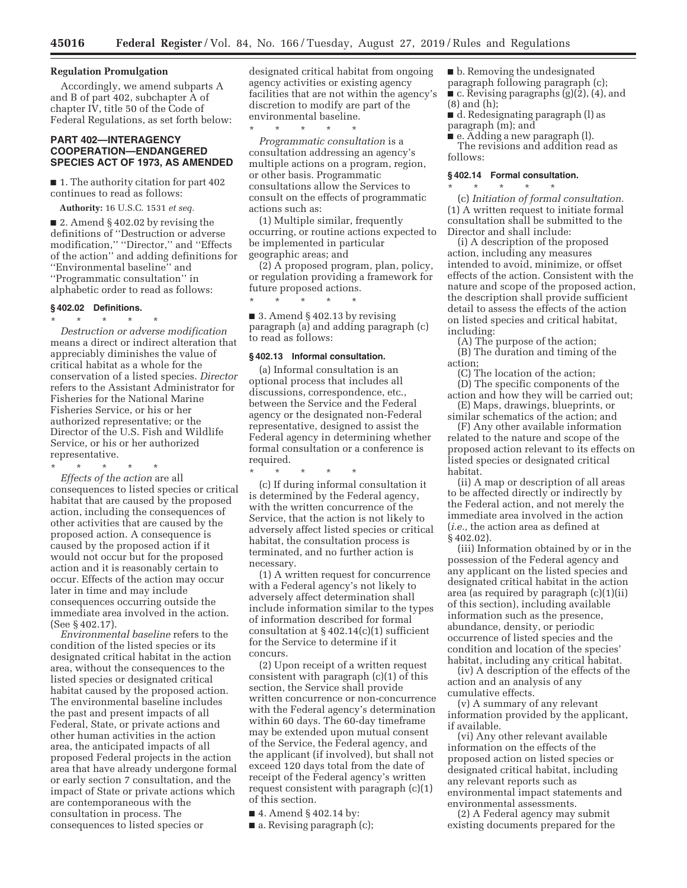## Regulation Promulgation

Accordingly, we amend subparts A and B of part 402, subchapter A of chapter IV, title 50 of the Code of Federal Regulations, as set forth below:

## PART 402—INTERAGENCY COOPERATION—ENDANGERED SPECIES ACT OF 1973, AS AMENDED

■ 1. The authority citation for part 402 continues to read as follows:

**Authority:** 16 U.S.C. 1531 *et seq.*

■ 2. Amend § 402.02 by revising the definitions of ''Destruction or adverse modification,'' ''Director,'' and ''Effects of the action'' and adding definitions for ''Environmental baseline'' and ''Programmatic consultation'' in alphabetic order to read as follows:

### § 402.02 Definitions.

\* \* \* \* \*

*Destruction or adverse modification* means a direct or indirect alteration that appreciably diminishes the value of critical habitat as a whole for the conservation of a listed species. *Director* refers to the Assistant Administrator for Fisheries for the National Marine Fisheries Service, or his or her authorized representative; or the Director of the U.S. Fish and Wildlife Service, or his or her authorized representative.

\* \* \* \* \*

*Effects of the action* are all consequences to listed species or critical habitat that are caused by the proposed action, including the consequences of other activities that are caused by the proposed action. A consequence is caused by the proposed action if it would not occur but for the proposed action and it is reasonably certain to occur. Effects of the action may occur later in time and may include consequences occurring outside the immediate area involved in the action. (See § 402.17).

*Environmental baseline* refers to the condition of the listed species or its designated critical habitat in the action area, without the consequences to the listed species or designated critical habitat caused by the proposed action. The environmental baseline includes the past and present impacts of all Federal, State, or private actions and other human activities in the action area, the anticipated impacts of all proposed Federal projects in the action area that have already undergone formal or early section 7 consultation, and the impact of State or private actions which are contemporaneous with the consultation in process. The consequences to listed species or designated critical habitat from ongoing agency activities or existing agency facilities that are not within the agency's discretion to modify are part of the environmental baseline.

\* \* \* \* \*

*Programmatic consultation* is a consultation addressing an agency's multiple actions on a program, region, or other basis. Programmatic consultations allow the Services to consult on the effects of programmatic actions such as:

(1) Multiple similar, frequently occurring, or routine actions expected to be implemented in particular geographic areas; and

(2) A proposed program, plan, policy, or regulation providing a framework for future proposed actions.

\* \* \* \* \*

■ 3. Amend § 402.13 by revising paragraph (a) and adding paragraph (c) to read as follows:

### § 402.13 Informal consultation.

(a) Informal consultation is an optional process that includes all discussions, correspondence, etc., between the Service and the Federal agency or the designated non-Federal representative, designed to assist the Federal agency in determining whether formal consultation or a conference is required.

\* \* \* \* \*

(c) If during informal consultation it is determined by the Federal agency, with the written concurrence of the Service, that the action is not likely to adversely affect listed species or critical habitat, the consultation process is terminated, and no further action is necessary.

(1) A written request for concurrence with a Federal agency's not likely to adversely affect determination shall include information similar to the types of information described for formal consultation at § 402.14(c)(1) sufficient for the Service to determine if it concurs.

(2) Upon receipt of a written request consistent with paragraph (c)(1) of this section, the Service shall provide written concurrence or non-concurrence with the Federal agency's determination within 60 days. The 60-day timeframe may be extended upon mutual consent of the Service, the Federal agency, and the applicant (if involved), but shall not exceed 120 days total from the date of receipt of the Federal agency's written request consistent with paragraph (c)(1) of this section.

■ 4. Amend § 402.14 by:

■ a. Revising paragraph (c);

■ b. Removing the undesignated paragraph following paragraph (c);

■ c. Revising paragraphs (g)(2), (4), and (8) and (h);

■ d. Redesignating paragraph (l) as paragraph (m); and

■ e. Adding a new paragraph (l).

The revisions and addition read as follows:

### § 402.14 Formal consultation.

\* \* \* \* \*

(c) *Initiation of formal consultation.* (1) A written request to initiate formal consultation shall be submitted to the Director and shall include:

(i) A description of the proposed action, including any measures intended to avoid, minimize, or offset effects of the action. Consistent with the nature and scope of the proposed action, the description shall provide sufficient detail to assess the effects of the action on listed species and critical habitat, including:

(A) The purpose of the action;

(B) The duration and timing of the action;

(C) The location of the action;

(D) The specific components of the action and how they will be carried out;

(E) Maps, drawings, blueprints, or similar schematics of the action; and

(F) Any other available information related to the nature and scope of the proposed action relevant to its effects on listed species or designated critical habitat.

(ii) A map or description of all areas to be affected directly or indirectly by the Federal action, and not merely the immediate area involved in the action (*i.e.,* the action area as defined at § 402.02).

(iii) Information obtained by or in the possession of the Federal agency and any applicant on the listed species and designated critical habitat in the action area (as required by paragraph (c)(1)(ii) of this section), including available information such as the presence, abundance, density, or periodic occurrence of listed species and the condition and location of the species' habitat, including any critical habitat.

(iv) A description of the effects of the action and an analysis of any cumulative effects.

(v) A summary of any relevant information provided by the applicant, if available.

(vi) Any other relevant available information on the effects of the proposed action on listed species or designated critical habitat, including any relevant reports such as environmental impact statements and environmental assessments.

(2) A Federal agency may submit existing documents prepared for the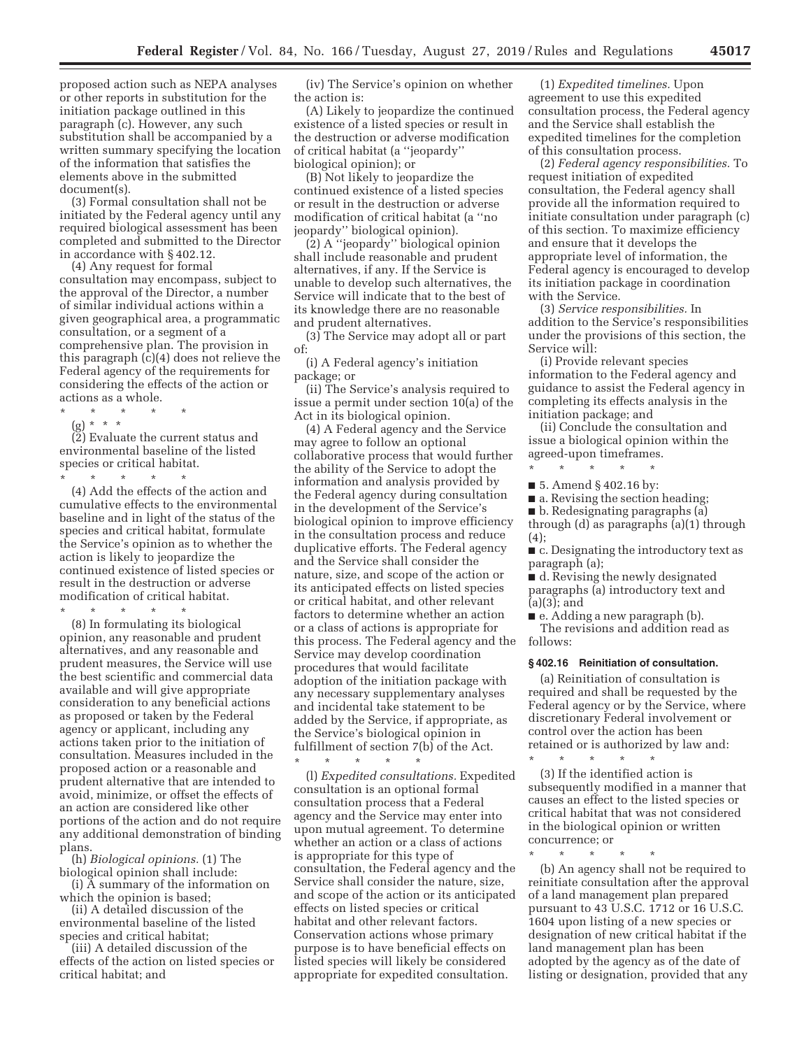proposed action such as NEPA analyses or other reports in substitution for the initiation package outlined in this paragraph (c). However, any such substitution shall be accompanied by a written summary specifying the location of the information that satisfies the elements above in the submitted document(s).

(3) Formal consultation shall not be initiated by the Federal agency until any required biological assessment has been completed and submitted to the Director in accordance with § 402.12.

(4) Any request for formal consultation may encompass, subject to the approval of the Director, a number of similar individual actions within a given geographical area, a programmatic consultation, or a segment of a comprehensive plan. The provision in this paragraph (c)(4) does not relieve the Federal agency of the requirements for considering the effects of the action or actions as a whole.

\* \* \* \* \*

(g) \* \* \*

(2) Evaluate the current status and environmental baseline of the listed species or critical habitat.

\* \* \* \* \*

(4) Add the effects of the action and cumulative effects to the environmental baseline and in light of the status of the species and critical habitat, formulate the Service's opinion as to whether the action is likely to jeopardize the continued existence of listed species or result in the destruction or adverse modification of critical habitat.

\* \* \* \* \*

(8) In formulating its biological opinion, any reasonable and prudent alternatives, and any reasonable and prudent measures, the Service will use the best scientific and commercial data available and will give appropriate consideration to any beneficial actions as proposed or taken by the Federal agency or applicant, including any actions taken prior to the initiation of consultation. Measures included in the proposed action or a reasonable and prudent alternative that are intended to avoid, minimize, or offset the effects of an action are considered like other portions of the action and do not require any additional demonstration of binding plans.

(h) *Biological opinions.* (1) The biological opinion shall include:

(i) A summary of the information on which the opinion is based;

(ii) A detailed discussion of the environmental baseline of the listed species and critical habitat;

(iii) A detailed discussion of the effects of the action on listed species or critical habitat; and

(iv) The Service's opinion on whether the action is:

(A) Likely to jeopardize the continued existence of a listed species or result in the destruction or adverse modification of critical habitat (a "jeopardy" biological opinion); or

(B) Not likely to jeopardize the continued existence of a listed species or result in the destruction or adverse modification of critical habitat (a "no jeopardy" biological opinion).

(2) A "jeopardy" biological opinion shall include reasonable and prudent alternatives, if any. If the Service is unable to develop such alternatives, the Service will indicate that to the best of its knowledge there are no reasonable and prudent alternatives.

(3) The Service may adopt all or part of:

(i) A Federal agency's initiation package; or

(ii) The Service's analysis required to issue a permit under section 10(a) of the Act in its biological opinion.

(4) A Federal agency and the Service may agree to follow an optional collaborative process that would further the ability of the Service to adopt the information and analysis provided by the Federal agency during consultation in the development of the Service's biological opinion to improve efficiency in the consultation process and reduce duplicative efforts. The Federal agency and the Service shall consider the nature, size, and scope of the action or its anticipated effects on listed species or critical habitat, and other relevant factors to determine whether an action or a class of actions is appropriate for this process. The Federal agency and the Service may develop coordination procedures that would facilitate adoption of the initiation package with any necessary supplementary analyses and incidental take statement to be added by the Service, if appropriate, as the Service's biological opinion in fulfillment of section 7(b) of the Act.

\* \* \* \* \*

(l) *Expedited consultations.* Expedited consultation is an optional formal consultation process that a Federal agency and the Service may enter into upon mutual agreement. To determine whether an action or a class of actions is appropriate for this type of consultation, the Federal agency and the Service shall consider the nature, size, and scope of the action or its anticipated effects on listed species or critical habitat and other relevant factors. Conservation actions whose primary purpose is to have beneficial effects on listed species will likely be considered appropriate for expedited consultation.

(1) *Expedited timelines.* Upon agreement to use this expedited consultation process, the Federal agency and the Service shall establish the expedited timelines for the completion of this consultation process.

(2) *Federal agency responsibilities.* To request initiation of expedited consultation, the Federal agency shall provide all the information required to initiate consultation under paragraph (c) of this section. To maximize efficiency and ensure that it develops the appropriate level of information, the Federal agency is encouraged to develop its initiation package in coordination with the Service.

(3) *Service responsibilities.* In addition to the Service's responsibilities under the provisions of this section, the Service will:

(i) Provide relevant species information to the Federal agency and guidance to assist the Federal agency in completing its effects analysis in the initiation package; and

(ii) Conclude the consultation and issue a biological opinion within the agreed-upon timeframes.

\* \* \* \* \*

■ 5. Amend § 402.16 by:

■ a. Revising the section heading;

■ b. Redesignating paragraphs (a) through (d) as paragraphs (a)(1) through (4);

■ c. Designating the introductory text as paragraph (a);

■ d. Revising the newly designated paragraphs (a) introductory text and (a)(3); and

■ e. Adding a new paragraph (b).

The revisions and addition read as follows:

**§ 402.16 Reinitiation of consultation.**

(a) Reinitiation of consultation is required and shall be requested by the Federal agency or by the Service, where discretionary Federal involvement or control over the action has been retained or is authorized by law and:

\* \* \* \* \*

(3) If the identified action is subsequently modified in a manner that causes an effect to the listed species or critical habitat that was not considered in the biological opinion or written concurrence; or

\* \* \* \* \*

(b) An agency shall not be required to reinitiate consultation after the approval of a land management plan prepared pursuant to 43 U.S.C. 1712 or 16 U.S.C. 1604 upon listing of a new species or designation of new critical habitat if the land management plan has been adopted by the agency as of the date of listing or designation, provided that any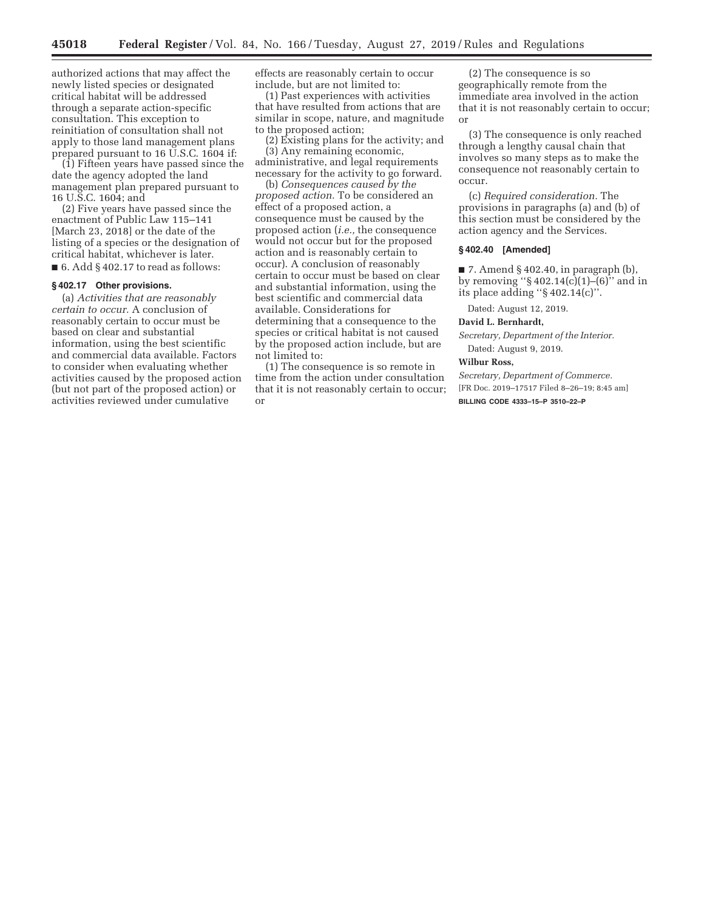authorized actions that may affect the newly listed species or designated critical habitat will be addressed through a separate action-specific consultation. This exception to reinitiation of consultation shall not apply to those land management plans prepared pursuant to 16 U.S.C. 1604 if:

(1) Fifteen years have passed since the date the agency adopted the land management plan prepared pursuant to 16 U.S.C. 1604; and

(2) Five years have passed since the enactment of Public Law 115–141 [March 23, 2018] or the date of the listing of a species or the designation of critical habitat, whichever is later.

■ 6. Add § 402.17 to read as follows:

### § 402.17 Other provisions.

(a) *Activities that are reasonably certain to occur.* A conclusion of reasonably certain to occur must be based on clear and substantial information, using the best scientific and commercial data available. Factors to consider when evaluating whether activities caused by the proposed action (but not part of the proposed action) or activities reviewed under cumulative effects are reasonably certain to occur include, but are not limited to:

(1) Past experiences with activities that have resulted from actions that are similar in scope, nature, and magnitude to the proposed action;

(2) Existing plans for the activity; and

(3) Any remaining economic, administrative, and legal requirements necessary for the activity to go forward.

(b) *Consequences caused by the proposed action.* To be considered an effect of a proposed action, a consequence must be caused by the proposed action (*i.e.,* the consequence would not occur but for the proposed action and is reasonably certain to occur). A conclusion of reasonably certain to occur must be based on clear and substantial information, using the best scientific and commercial data available. Considerations for determining that a consequence to the species or critical habitat is not caused by the proposed action include, but are not limited to:

(1) The consequence is so remote in time from the action under consultation that it is not reasonably certain to occur; or

(2) The consequence is so geographically remote from the immediate area involved in the action that it is not reasonably certain to occur; or

(3) The consequence is only reached through a lengthy causal chain that involves so many steps as to make the consequence not reasonably certain to occur.

(c) *Required consideration.* The provisions in paragraphs (a) and (b) of this section must be considered by the action agency and the Services.

### § 402.40 [Amended]

■ 7. Amend § 402.40, in paragraph (b), by removing "§ 402.14(c)(1)–(6)" and in its place adding "§ 402.14(c)".

Dated: August 12, 2019.

**David L. Bernhardt,**

*Secretary, Department of the Interior.*

Dated: August 9, 2019.

**Wilbur Ross,**

*Secretary, Department of Commerce.*

[FR Doc. 2019–17517 Filed 8–26–19; 8:45 am]

**BILLING CODE 4333–15–P 3510–22–P**